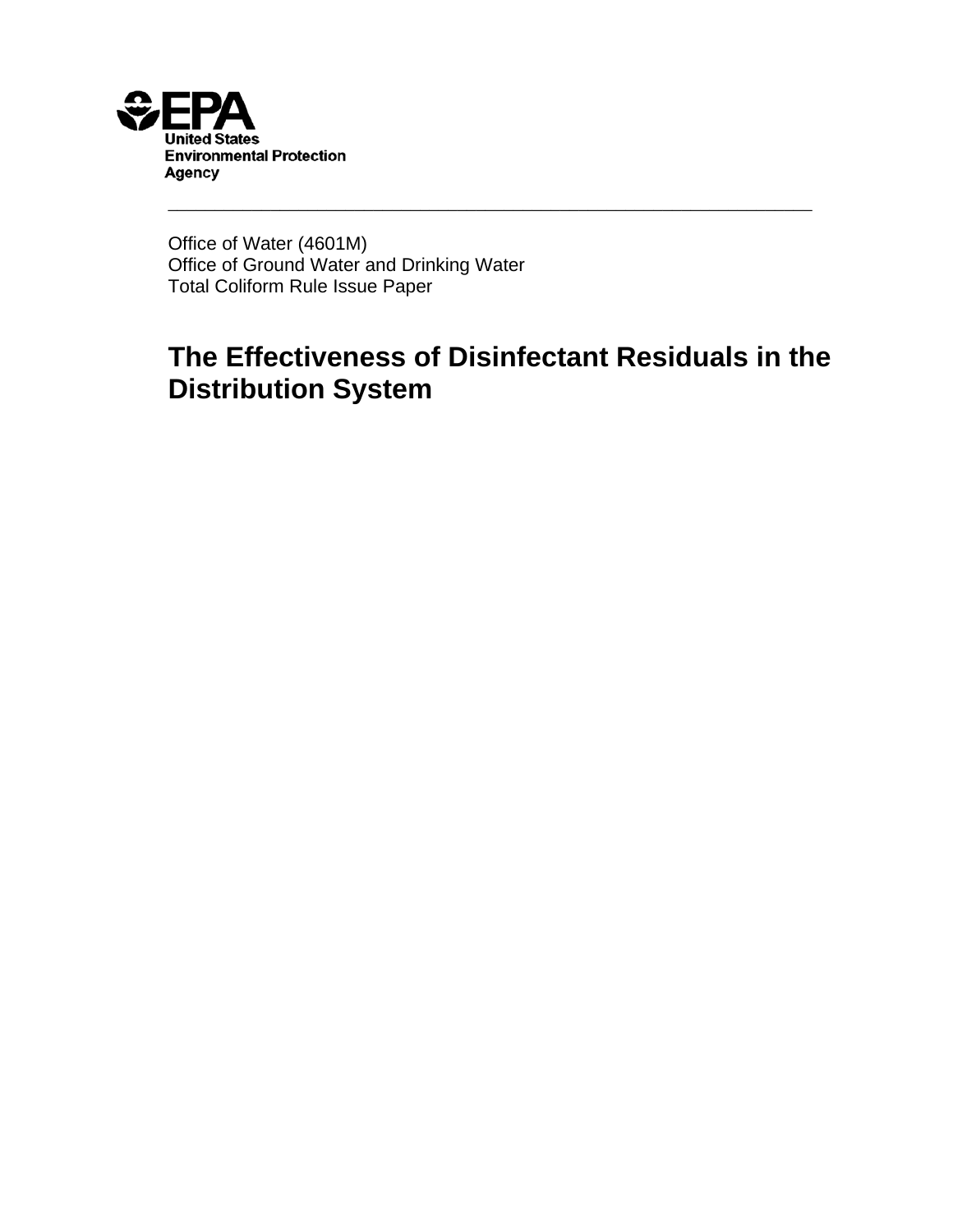United States
Environmental Protection
Agency

---

Office of Water (4601M)
Office of Ground Water and Drinking Water
Total Coliform Rule Issue Paper

# The Effectiveness of Disinfectant Residuals in the Distribution System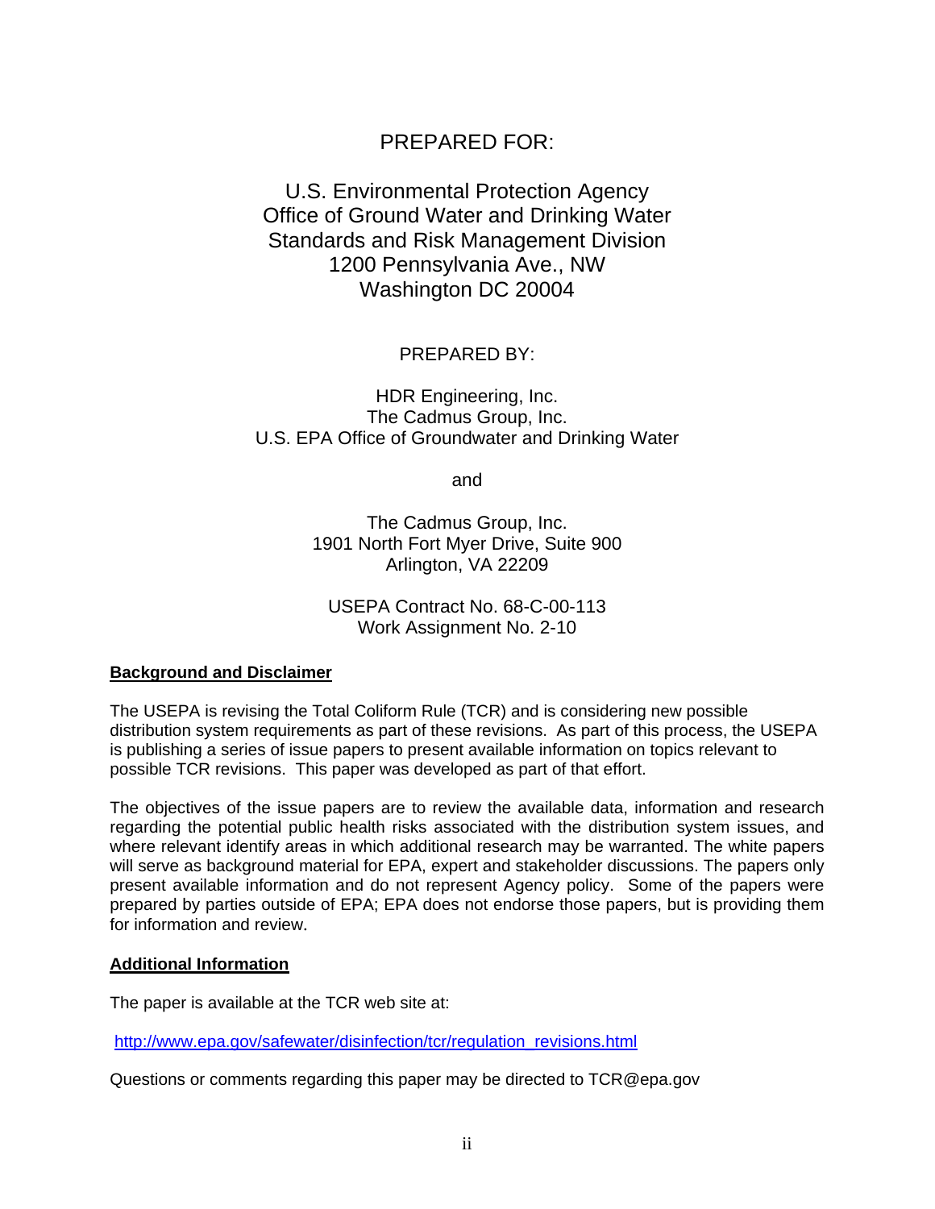PREPARED FOR:

U.S. Environmental Protection Agency
Office of Ground Water and Drinking Water
Standards and Risk Management Division
1200 Pennsylvania Ave., NW
Washington DC 20004

PREPARED BY:

HDR Engineering, Inc.
The Cadmus Group, Inc.
U.S. EPA Office of Groundwater and Drinking Water

and

The Cadmus Group, Inc.
1901 North Fort Myer Drive, Suite 900
Arlington, VA 22209

USEPA Contract No. 68-C-00-113
Work Assignment No. 2-10

**Background and Disclaimer**

The USEPA is revising the Total Coliform Rule (TCR) and is considering new possible distribution system requirements as part of these revisions. As part of this process, the USEPA is publishing a series of issue papers to present available information on topics relevant to possible TCR revisions. This paper was developed as part of that effort.

The objectives of the issue papers are to review the available data, information and research regarding the potential public health risks associated with the distribution system issues, and where relevant identify areas in which additional research may be warranted. The white papers will serve as background material for EPA, expert and stakeholder discussions. The papers only present available information and do not represent Agency policy. Some of the papers were prepared by parties outside of EPA; EPA does not endorse those papers, but is providing them for information and review.

**Additional Information**

The paper is available at the TCR web site at:

http://www.epa.gov/safewater/disinfection/tcr/regulation_revisions.html

Questions or comments regarding this paper may be directed to TCR@epa.gov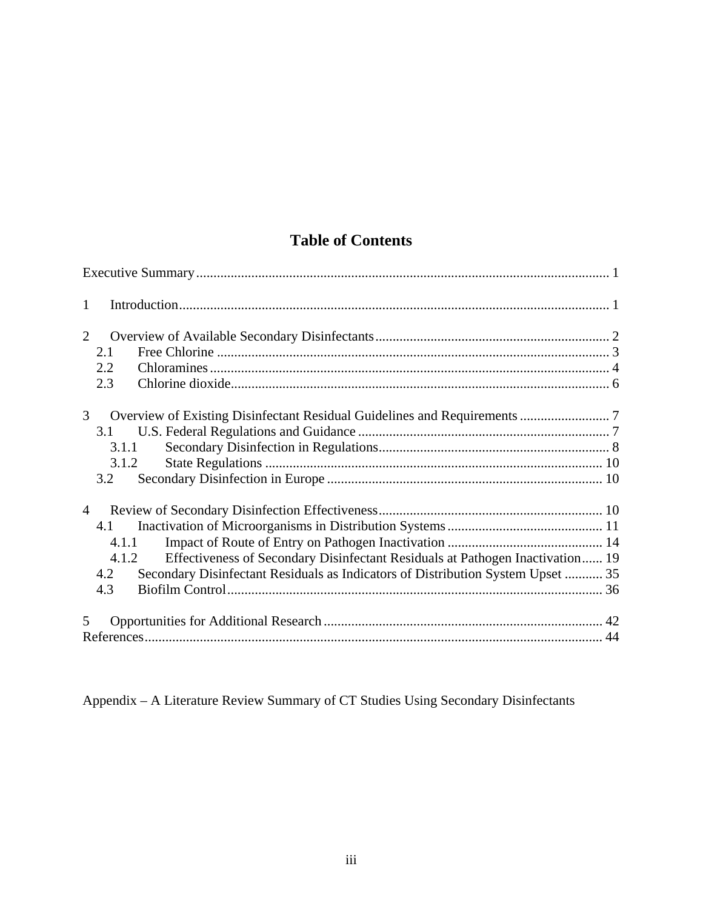# Table of Contents

Executive Summary ... 1

1 Introduction ... 1

2 Overview of Available Secondary Disinfectants ... 2
- 2.1 Free Chlorine ... 3
- 2.2 Chloramines ... 4
- 2.3 Chlorine dioxide ... 6

3 Overview of Existing Disinfectant Residual Guidelines and Requirements ... 7
- 3.1 U.S. Federal Regulations and Guidance ... 7
  - 3.1.1 Secondary Disinfection in Regulations ... 8
  - 3.1.2 State Regulations ... 10
- 3.2 Secondary Disinfection in Europe ... 10

4 Review of Secondary Disinfection Effectiveness ... 10
- 4.1 Inactivation of Microorganisms in Distribution Systems ... 11
  - 4.1.1 Impact of Route of Entry on Pathogen Inactivation ... 14
  - 4.1.2 Effectiveness of Secondary Disinfectant Residuals at Pathogen Inactivation ... 19
- 4.2 Secondary Disinfectant Residuals as Indicators of Distribution System Upset ... 35
- 4.3 Biofilm Control ... 36

5 Opportunities for Additional Research ... 42

References ... 44

Appendix – A Literature Review Summary of CT Studies Using Secondary Disinfectants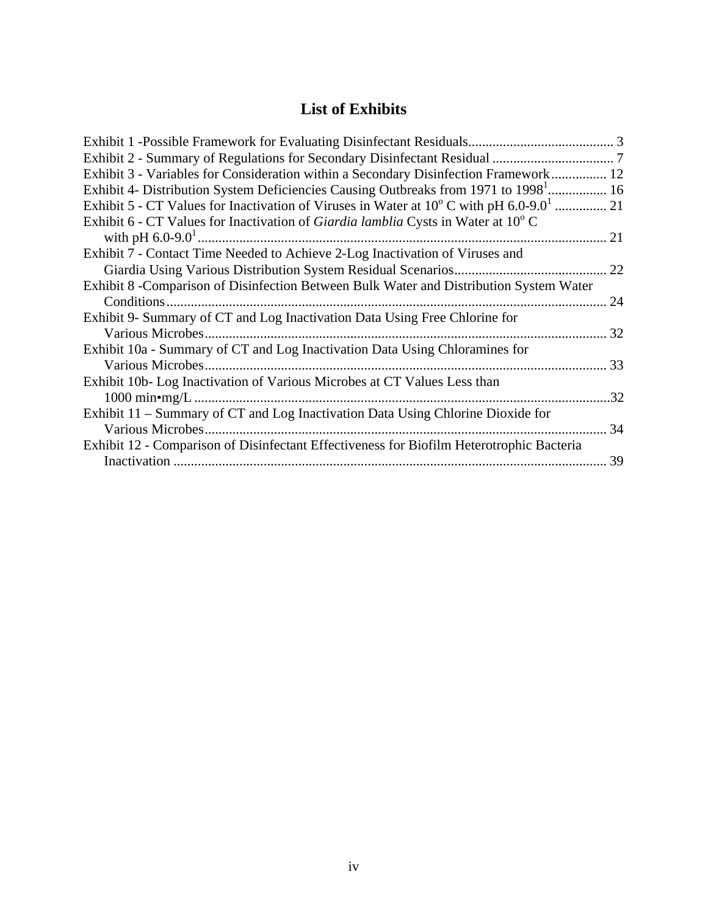# List of Exhibits

Exhibit 1 -Possible Framework for Evaluating Disinfectant Residuals.......................................... 3

Exhibit 2 - Summary of Regulations for Secondary Disinfectant Residual ................................... 7

Exhibit 3 - Variables for Consideration within a Secondary Disinfection Framework................ 12

Exhibit 4- Distribution System Deficiencies Causing Outbreaks from 1971 to 1998[1]................ 16

Exhibit 5 - CT Values for Inactivation of Viruses in Water at $10^o$ C with pH 6.0-9.0[1] ............... 21

Exhibit 6 - CT Values for Inactivation of *Giardia lamblia* Cysts in Water at $10^o$ C with pH 6.0-9.0[1]..................................................................................................................... 21

Exhibit 7 - Contact Time Needed to Achieve 2-Log Inactivation of Viruses and Giardia Using Various Distribution System Residual Scenarios............................................ 22

Exhibit 8 -Comparison of Disinfection Between Bulk Water and Distribution System Water Conditions............................................................................................................... 24

Exhibit 9- Summary of CT and Log Inactivation Data Using Free Chlorine for Various Microbes.................................................................................................................... 32

Exhibit 10a - Summary of CT and Log Inactivation Data Using Chloramines for Various Microbes.................................................................................................................... 33

Exhibit 10b- Log Inactivation of Various Microbes at CT Values Less than 1000 min•mg/L .......................................................................................................................32

Exhibit 11 – Summary of CT and Log Inactivation Data Using Chlorine Dioxide for Various Microbes.................................................................................................................... 34

Exhibit 12 - Comparison of Disinfectant Effectiveness for Biofilm Heterotrophic Bacteria Inactivation ............................................................................................................. 39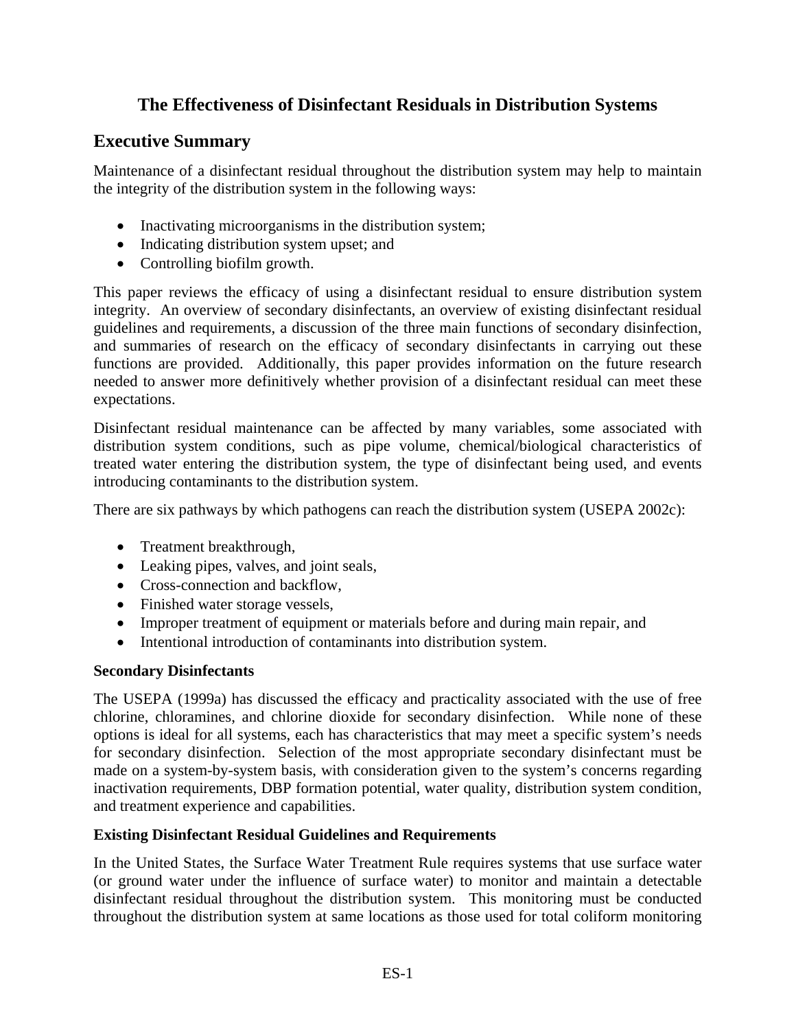# The Effectiveness of Disinfectant Residuals in Distribution Systems

## Executive Summary

Maintenance of a disinfectant residual throughout the distribution system may help to maintain the integrity of the distribution system in the following ways:

- Inactivating microorganisms in the distribution system;
- Indicating distribution system upset; and
- Controlling biofilm growth.

This paper reviews the efficacy of using a disinfectant residual to ensure distribution system integrity. An overview of secondary disinfectants, an overview of existing disinfectant residual guidelines and requirements, a discussion of the three main functions of secondary disinfection, and summaries of research on the efficacy of secondary disinfectants in carrying out these functions are provided. Additionally, this paper provides information on the future research needed to answer more definitively whether provision of a disinfectant residual can meet these expectations.

Disinfectant residual maintenance can be affected by many variables, some associated with distribution system conditions, such as pipe volume, chemical/biological characteristics of treated water entering the distribution system, the type of disinfectant being used, and events introducing contaminants to the distribution system.

There are six pathways by which pathogens can reach the distribution system (USEPA 2002c):

- Treatment breakthrough,
- Leaking pipes, valves, and joint seals,
- Cross-connection and backflow,
- Finished water storage vessels,
- Improper treatment of equipment or materials before and during main repair, and
- Intentional introduction of contaminants into distribution system.

### Secondary Disinfectants

The USEPA (1999a) has discussed the efficacy and practicality associated with the use of free chlorine, chloramines, and chlorine dioxide for secondary disinfection. While none of these options is ideal for all systems, each has characteristics that may meet a specific system's needs for secondary disinfection. Selection of the most appropriate secondary disinfectant must be made on a system-by-system basis, with consideration given to the system's concerns regarding inactivation requirements, DBP formation potential, water quality, distribution system condition, and treatment experience and capabilities.

### Existing Disinfectant Residual Guidelines and Requirements

In the United States, the Surface Water Treatment Rule requires systems that use surface water (or ground water under the influence of surface water) to monitor and maintain a detectable disinfectant residual throughout the distribution system. This monitoring must be conducted throughout the distribution system at same locations as those used for total coliform monitoring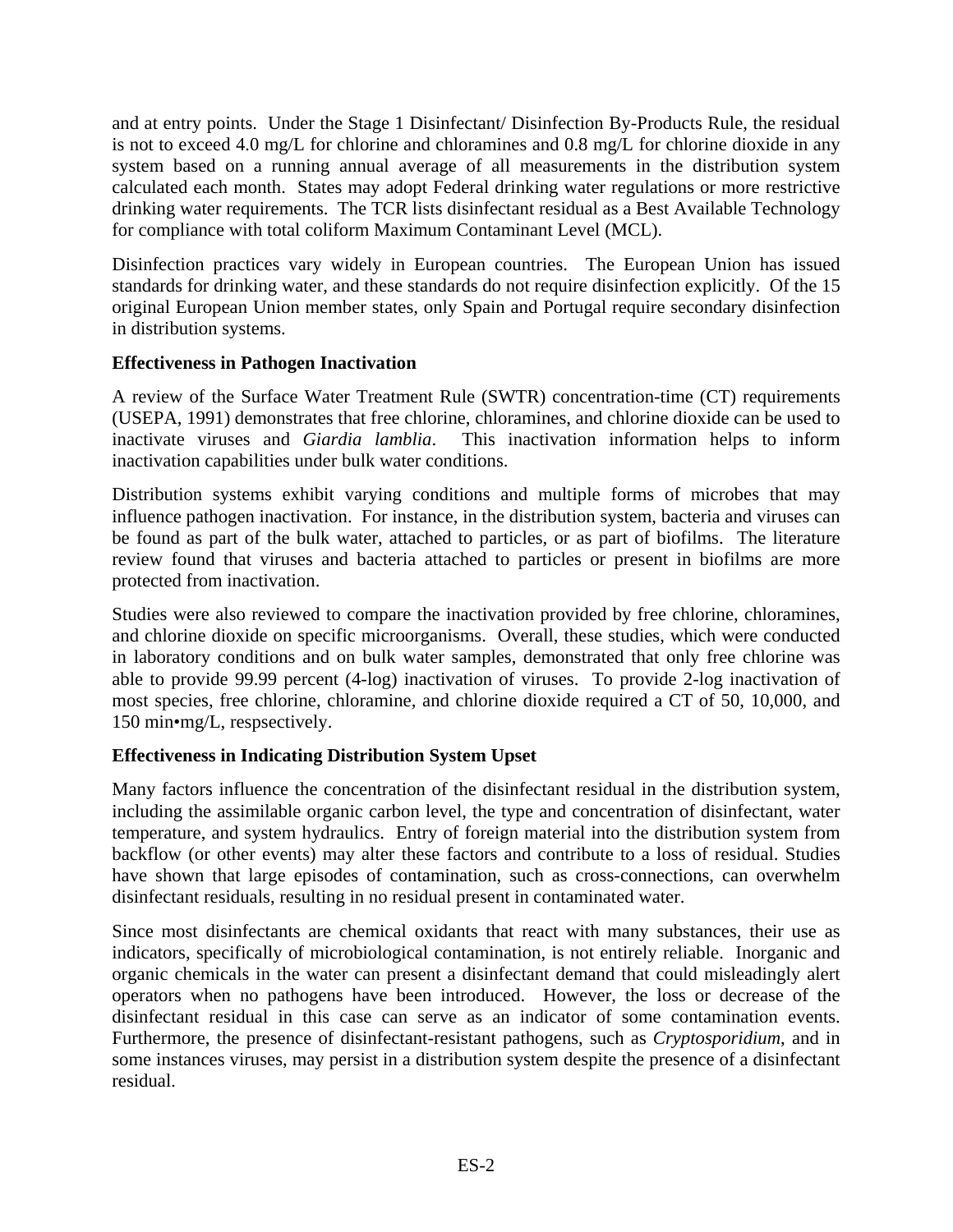and at entry points. Under the Stage 1 Disinfectant/ Disinfection By-Products Rule, the residual is not to exceed 4.0 mg/L for chlorine and chloramines and 0.8 mg/L for chlorine dioxide in any system based on a running annual average of all measurements in the distribution system calculated each month. States may adopt Federal drinking water regulations or more restrictive drinking water requirements. The TCR lists disinfectant residual as a Best Available Technology for compliance with total coliform Maximum Contaminant Level (MCL).

Disinfection practices vary widely in European countries. The European Union has issued standards for drinking water, and these standards do not require disinfection explicitly. Of the 15 original European Union member states, only Spain and Portugal require secondary disinfection in distribution systems.

**Effectiveness in Pathogen Inactivation**

A review of the Surface Water Treatment Rule (SWTR) concentration-time (CT) requirements (USEPA, 1991) demonstrates that free chlorine, chloramines, and chlorine dioxide can be used to inactivate viruses and *Giardia lamblia*. This inactivation information helps to inform inactivation capabilities under bulk water conditions.

Distribution systems exhibit varying conditions and multiple forms of microbes that may influence pathogen inactivation. For instance, in the distribution system, bacteria and viruses can be found as part of the bulk water, attached to particles, or as part of biofilms. The literature review found that viruses and bacteria attached to particles or present in biofilms are more protected from inactivation.

Studies were also reviewed to compare the inactivation provided by free chlorine, chloramines, and chlorine dioxide on specific microorganisms. Overall, these studies, which were conducted in laboratory conditions and on bulk water samples, demonstrated that only free chlorine was able to provide 99.99 percent (4-log) inactivation of viruses. To provide 2-log inactivation of most species, free chlorine, chloramine, and chlorine dioxide required a CT of 50, 10,000, and 150 min•mg/L, respsectively.

**Effectiveness in Indicating Distribution System Upset**

Many factors influence the concentration of the disinfectant residual in the distribution system, including the assimilable organic carbon level, the type and concentration of disinfectant, water temperature, and system hydraulics. Entry of foreign material into the distribution system from backflow (or other events) may alter these factors and contribute to a loss of residual. Studies have shown that large episodes of contamination, such as cross-connections, can overwhelm disinfectant residuals, resulting in no residual present in contaminated water.

Since most disinfectants are chemical oxidants that react with many substances, their use as indicators, specifically of microbiological contamination, is not entirely reliable. Inorganic and organic chemicals in the water can present a disinfectant demand that could misleadingly alert operators when no pathogens have been introduced. However, the loss or decrease of the disinfectant residual in this case can serve as an indicator of some contamination events. Furthermore, the presence of disinfectant-resistant pathogens, such as *Cryptosporidium*, and in some instances viruses, may persist in a distribution system despite the presence of a disinfectant residual.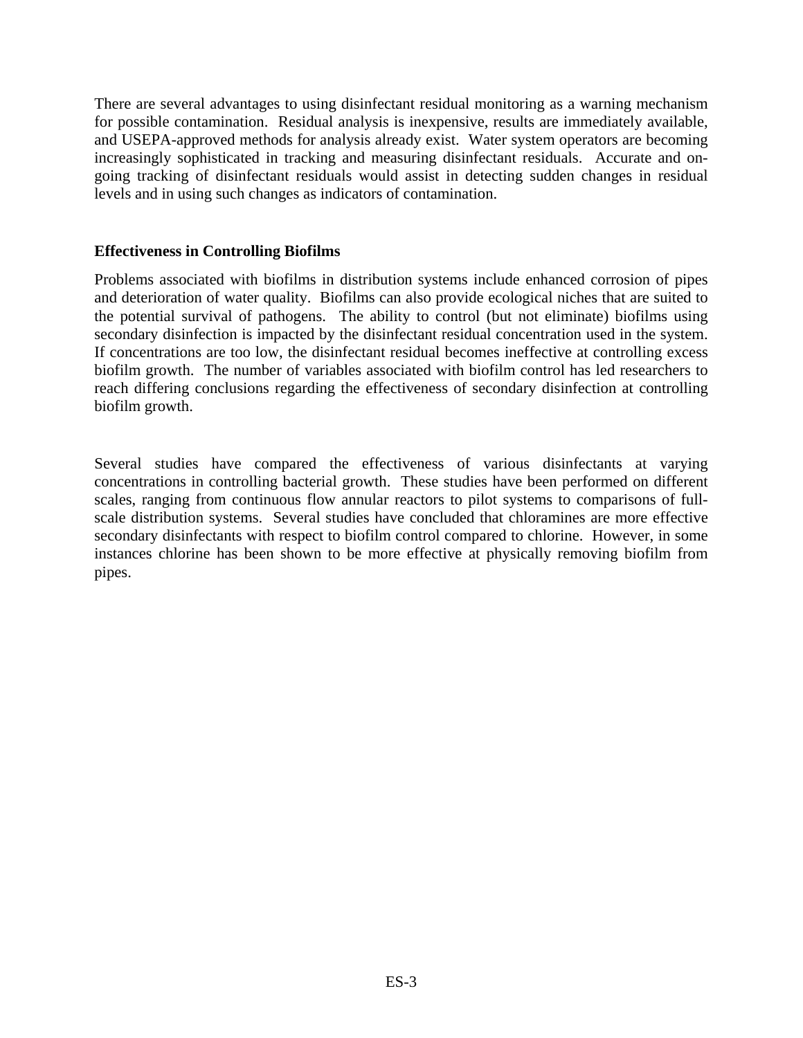There are several advantages to using disinfectant residual monitoring as a warning mechanism for possible contamination. Residual analysis is inexpensive, results are immediately available, and USEPA-approved methods for analysis already exist. Water system operators are becoming increasingly sophisticated in tracking and measuring disinfectant residuals. Accurate and on-going tracking of disinfectant residuals would assist in detecting sudden changes in residual levels and in using such changes as indicators of contamination.

**Effectiveness in Controlling Biofilms**

Problems associated with biofilms in distribution systems include enhanced corrosion of pipes and deterioration of water quality. Biofilms can also provide ecological niches that are suited to the potential survival of pathogens. The ability to control (but not eliminate) biofilms using secondary disinfection is impacted by the disinfectant residual concentration used in the system. If concentrations are too low, the disinfectant residual becomes ineffective at controlling excess biofilm growth. The number of variables associated with biofilm control has led researchers to reach differing conclusions regarding the effectiveness of secondary disinfection at controlling biofilm growth.

Several studies have compared the effectiveness of various disinfectants at varying concentrations in controlling bacterial growth. These studies have been performed on different scales, ranging from continuous flow annular reactors to pilot systems to comparisons of full-scale distribution systems. Several studies have concluded that chloramines are more effective secondary disinfectants with respect to biofilm control compared to chlorine. However, in some instances chlorine has been shown to be more effective at physically removing biofilm from pipes.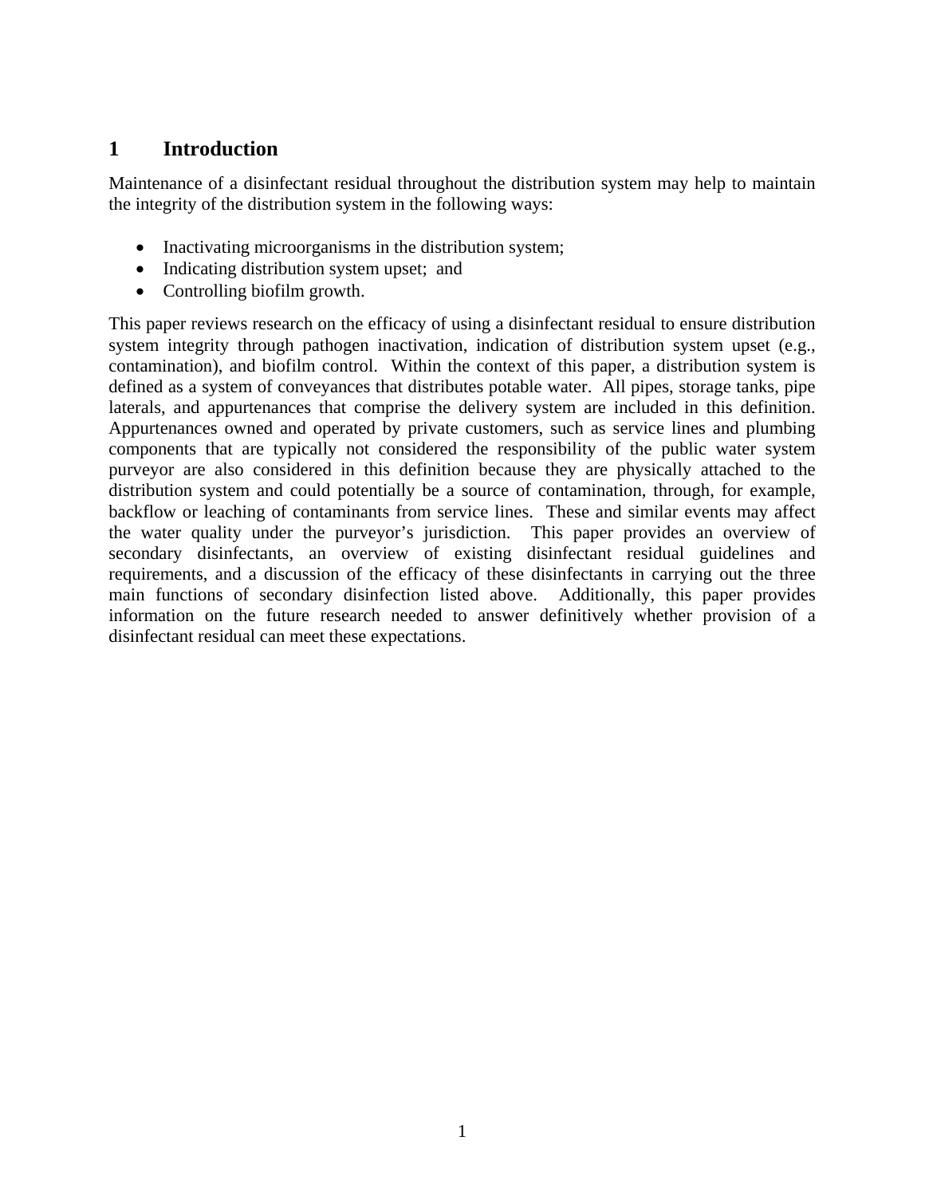# 1 Introduction

Maintenance of a disinfectant residual throughout the distribution system may help to maintain the integrity of the distribution system in the following ways:

- Inactivating microorganisms in the distribution system;
- Indicating distribution system upset; and
- Controlling biofilm growth.

This paper reviews research on the efficacy of using a disinfectant residual to ensure distribution system integrity through pathogen inactivation, indication of distribution system upset (e.g., contamination), and biofilm control. Within the context of this paper, a distribution system is defined as a system of conveyances that distributes potable water. All pipes, storage tanks, pipe laterals, and appurtenances that comprise the delivery system are included in this definition. Appurtenances owned and operated by private customers, such as service lines and plumbing components that are typically not considered the responsibility of the public water system purveyor are also considered in this definition because they are physically attached to the distribution system and could potentially be a source of contamination, through, for example, backflow or leaching of contaminants from service lines. These and similar events may affect the water quality under the purveyor's jurisdiction. This paper provides an overview of secondary disinfectants, an overview of existing disinfectant residual guidelines and requirements, and a discussion of the efficacy of these disinfectants in carrying out the three main functions of secondary disinfection listed above. Additionally, this paper provides information on the future research needed to answer definitively whether provision of a disinfectant residual can meet these expectations.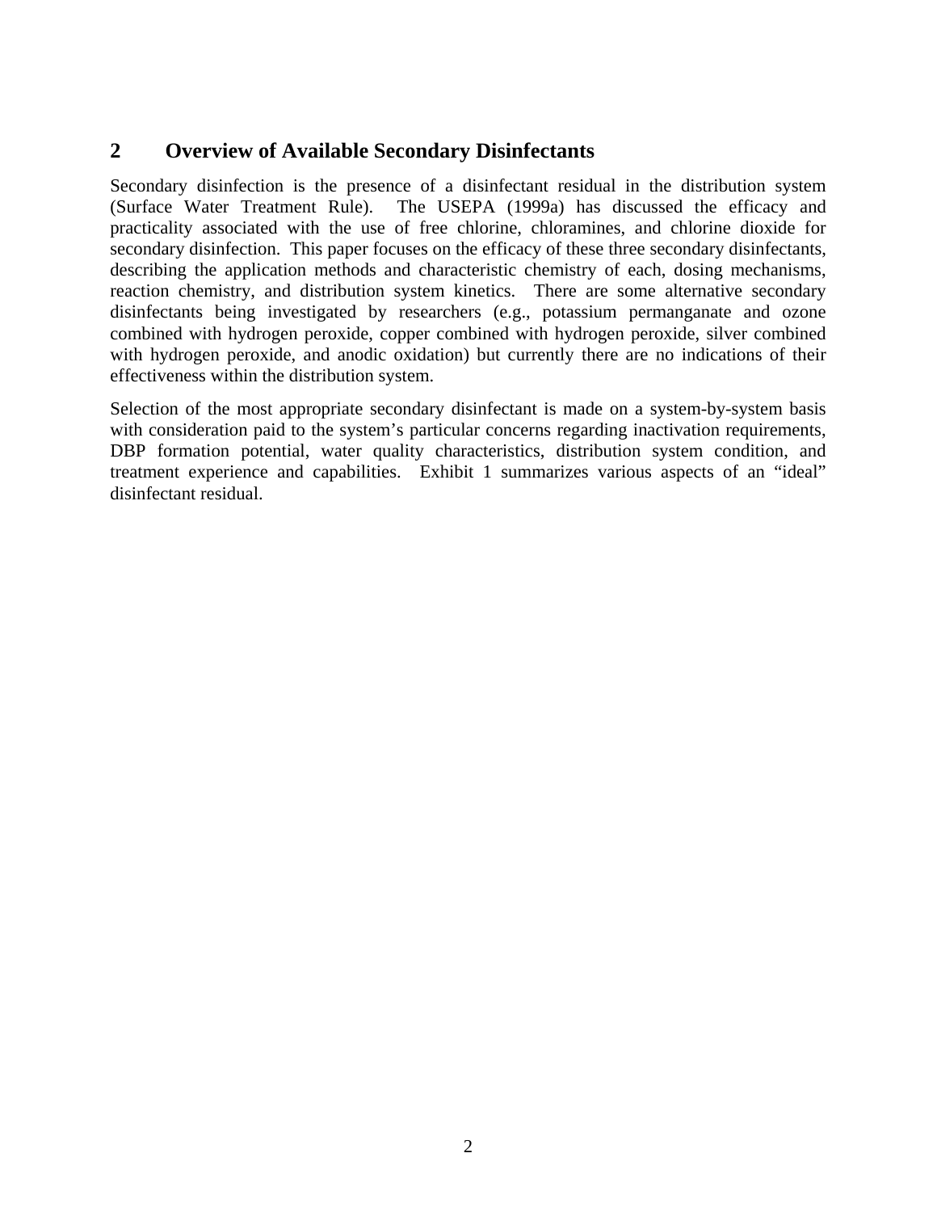## 2 Overview of Available Secondary Disinfectants

Secondary disinfection is the presence of a disinfectant residual in the distribution system (Surface Water Treatment Rule). The USEPA (1999a) has discussed the efficacy and practicality associated with the use of free chlorine, chloramines, and chlorine dioxide for secondary disinfection. This paper focuses on the efficacy of these three secondary disinfectants, describing the application methods and characteristic chemistry of each, dosing mechanisms, reaction chemistry, and distribution system kinetics. There are some alternative secondary disinfectants being investigated by researchers (e.g., potassium permanganate and ozone combined with hydrogen peroxide, copper combined with hydrogen peroxide, silver combined with hydrogen peroxide, and anodic oxidation) but currently there are no indications of their effectiveness within the distribution system.

Selection of the most appropriate secondary disinfectant is made on a system-by-system basis with consideration paid to the system's particular concerns regarding inactivation requirements, DBP formation potential, water quality characteristics, distribution system condition, and treatment experience and capabilities. Exhibit 1 summarizes various aspects of an "ideal" disinfectant residual.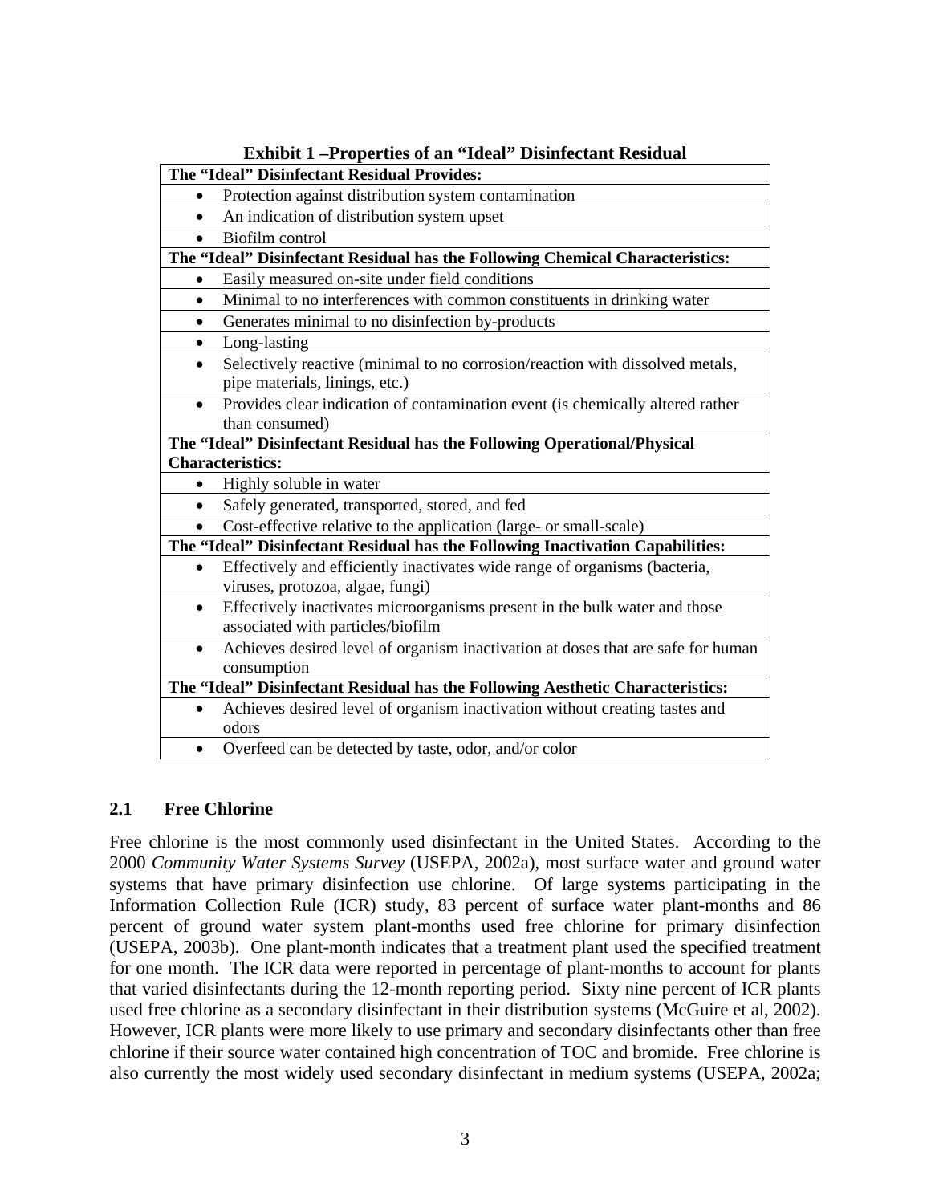**Exhibit 1 –Properties of an "Ideal" Disinfectant Residual**

| The "Ideal" Disinfectant Residual Provides: |
|---|
| • Protection against distribution system contamination |
| • An indication of distribution system upset |
| • Biofilm control |
| **The "Ideal" Disinfectant Residual has the Following Chemical Characteristics:** |
| • Easily measured on-site under field conditions |
| • Minimal to no interferences with common constituents in drinking water |
| • Generates minimal to no disinfection by-products |
| • Long-lasting |
| • Selectively reactive (minimal to no corrosion/reaction with dissolved metals, pipe materials, linings, etc.) |
| • Provides clear indication of contamination event (is chemically altered rather than consumed) |
| **The "Ideal" Disinfectant Residual has the Following Operational/Physical Characteristics:** |
| • Highly soluble in water |
| • Safely generated, transported, stored, and fed |
| • Cost-effective relative to the application (large- or small-scale) |
| **The "Ideal" Disinfectant Residual has the Following Inactivation Capabilities:** |
| • Effectively and efficiently inactivates wide range of organisms (bacteria, viruses, protozoa, algae, fungi) |
| • Effectively inactivates microorganisms present in the bulk water and those associated with particles/biofilm |
| • Achieves desired level of organism inactivation at doses that are safe for human consumption |
| **The "Ideal" Disinfectant Residual has the Following Aesthetic Characteristics:** |
| • Achieves desired level of organism inactivation without creating tastes and odors |
| • Overfeed can be detected by taste, odor, and/or color |

## 2.1 Free Chlorine

Free chlorine is the most commonly used disinfectant in the United States. According to the 2000 *Community Water Systems Survey* (USEPA, 2002a), most surface water and ground water systems that have primary disinfection use chlorine. Of large systems participating in the Information Collection Rule (ICR) study, 83 percent of surface water plant-months and 86 percent of ground water system plant-months used free chlorine for primary disinfection (USEPA, 2003b). One plant-month indicates that a treatment plant used the specified treatment for one month. The ICR data were reported in percentage of plant-months to account for plants that varied disinfectants during the 12-month reporting period. Sixty nine percent of ICR plants used free chlorine as a secondary disinfectant in their distribution systems (McGuire et al, 2002). However, ICR plants were more likely to use primary and secondary disinfectants other than free chlorine if their source water contained high concentration of TOC and bromide. Free chlorine is also currently the most widely used secondary disinfectant in medium systems (USEPA, 2002a;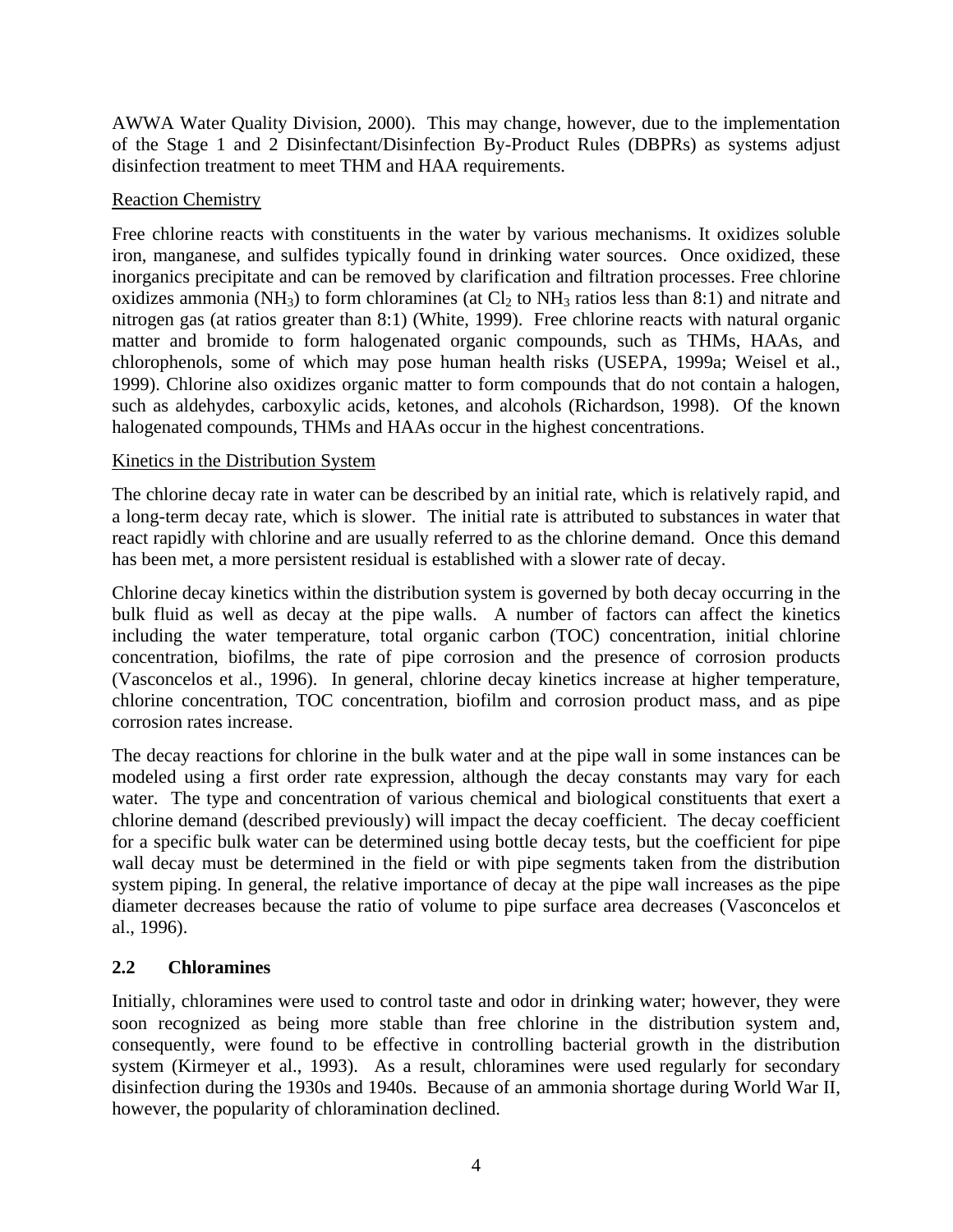AWWA Water Quality Division, 2000). This may change, however, due to the implementation of the Stage 1 and 2 Disinfectant/Disinfection By-Product Rules (DBPRs) as systems adjust disinfection treatment to meet THM and HAA requirements.

Reaction Chemistry

Free chlorine reacts with constituents in the water by various mechanisms. It oxidizes soluble iron, manganese, and sulfides typically found in drinking water sources. Once oxidized, these inorganics precipitate and can be removed by clarification and filtration processes. Free chlorine oxidizes ammonia ($NH_3$) to form chloramines (at $Cl_2$ to $NH_3$ ratios less than 8:1) and nitrate and nitrogen gas (at ratios greater than 8:1) (White, 1999). Free chlorine reacts with natural organic matter and bromide to form halogenated organic compounds, such as THMs, HAAs, and chlorophenols, some of which may pose human health risks (USEPA, 1999a; Weisel et al., 1999). Chlorine also oxidizes organic matter to form compounds that do not contain a halogen, such as aldehydes, carboxylic acids, ketones, and alcohols (Richardson, 1998). Of the known halogenated compounds, THMs and HAAs occur in the highest concentrations.

Kinetics in the Distribution System

The chlorine decay rate in water can be described by an initial rate, which is relatively rapid, and a long-term decay rate, which is slower. The initial rate is attributed to substances in water that react rapidly with chlorine and are usually referred to as the chlorine demand. Once this demand has been met, a more persistent residual is established with a slower rate of decay.

Chlorine decay kinetics within the distribution system is governed by both decay occurring in the bulk fluid as well as decay at the pipe walls. A number of factors can affect the kinetics including the water temperature, total organic carbon (TOC) concentration, initial chlorine concentration, biofilms, the rate of pipe corrosion and the presence of corrosion products (Vasconcelos et al., 1996). In general, chlorine decay kinetics increase at higher temperature, chlorine concentration, TOC concentration, biofilm and corrosion product mass, and as pipe corrosion rates increase.

The decay reactions for chlorine in the bulk water and at the pipe wall in some instances can be modeled using a first order rate expression, although the decay constants may vary for each water. The type and concentration of various chemical and biological constituents that exert a chlorine demand (described previously) will impact the decay coefficient. The decay coefficient for a specific bulk water can be determined using bottle decay tests, but the coefficient for pipe wall decay must be determined in the field or with pipe segments taken from the distribution system piping. In general, the relative importance of decay at the pipe wall increases as the pipe diameter decreases because the ratio of volume to pipe surface area decreases (Vasconcelos et al., 1996).

## 2.2 Chloramines

Initially, chloramines were used to control taste and odor in drinking water; however, they were soon recognized as being more stable than free chlorine in the distribution system and, consequently, were found to be effective in controlling bacterial growth in the distribution system (Kirmeyer et al., 1993). As a result, chloramines were used regularly for secondary disinfection during the 1930s and 1940s. Because of an ammonia shortage during World War II, however, the popularity of chloramination declined.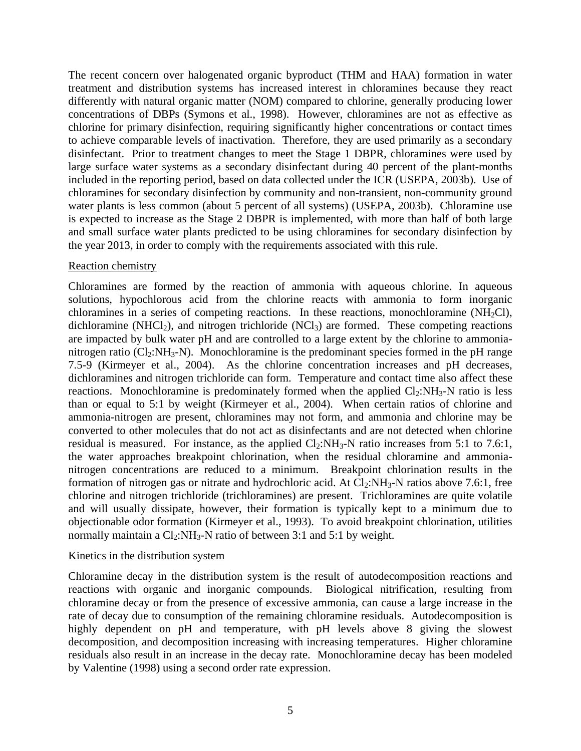The recent concern over halogenated organic byproduct (THM and HAA) formation in water treatment and distribution systems has increased interest in chloramines because they react differently with natural organic matter (NOM) compared to chlorine, generally producing lower concentrations of DBPs (Symons et al., 1998). However, chloramines are not as effective as chlorine for primary disinfection, requiring significantly higher concentrations or contact times to achieve comparable levels of inactivation. Therefore, they are used primarily as a secondary disinfectant. Prior to treatment changes to meet the Stage 1 DBPR, chloramines were used by large surface water systems as a secondary disinfectant during 40 percent of the plant-months included in the reporting period, based on data collected under the ICR (USEPA, 2003b). Use of chloramines for secondary disinfection by community and non-transient, non-community ground water plants is less common (about 5 percent of all systems) (USEPA, 2003b). Chloramine use is expected to increase as the Stage 2 DBPR is implemented, with more than half of both large and small surface water plants predicted to be using chloramines for secondary disinfection by the year 2013, in order to comply with the requirements associated with this rule.

### Reaction chemistry

Chloramines are formed by the reaction of ammonia with aqueous chlorine. In aqueous solutions, hypochlorous acid from the chlorine reacts with ammonia to form inorganic chloramines in a series of competing reactions. In these reactions, monochloramine ($NH_2Cl$), dichloramine ($NHCl_2$), and nitrogen trichloride ($NCl_3$) are formed. These competing reactions are impacted by bulk water pH and are controlled to a large extent by the chlorine to ammonia-nitrogen ratio ($Cl_2$:$NH_3$-N). Monochloramine is the predominant species formed in the pH range 7.5-9 (Kirmeyer et al., 2004). As the chlorine concentration increases and pH decreases, dichloramines and nitrogen trichloride can form. Temperature and contact time also affect these reactions. Monochloramine is predominately formed when the applied $Cl_2$:$NH_3$-N ratio is less than or equal to 5:1 by weight (Kirmeyer et al., 2004). When certain ratios of chlorine and ammonia-nitrogen are present, chloramines may not form, and ammonia and chlorine may be converted to other molecules that do not act as disinfectants and are not detected when chlorine residual is measured. For instance, as the applied $Cl_2$:$NH_3$-N ratio increases from 5:1 to 7.6:1, the water approaches breakpoint chlorination, when the residual chloramine and ammonia-nitrogen concentrations are reduced to a minimum. Breakpoint chlorination results in the formation of nitrogen gas or nitrate and hydrochloric acid. At $Cl_2$:$NH_3$-N ratios above 7.6:1, free chlorine and nitrogen trichloride (trichloramines) are present. Trichloramines are quite volatile and will usually dissipate, however, their formation is typically kept to a minimum due to objectionable odor formation (Kirmeyer et al., 1993). To avoid breakpoint chlorination, utilities normally maintain a $Cl_2$:$NH_3$-N ratio of between 3:1 and 5:1 by weight.

### Kinetics in the distribution system

Chloramine decay in the distribution system is the result of autodecomposition reactions and reactions with organic and inorganic compounds. Biological nitrification, resulting from chloramine decay or from the presence of excessive ammonia, can cause a large increase in the rate of decay due to consumption of the remaining chloramine residuals. Autodecomposition is highly dependent on pH and temperature, with pH levels above 8 giving the slowest decomposition, and decomposition increasing with increasing temperatures. Higher chloramine residuals also result in an increase in the decay rate. Monochloramine decay has been modeled by Valentine (1998) using a second order rate expression.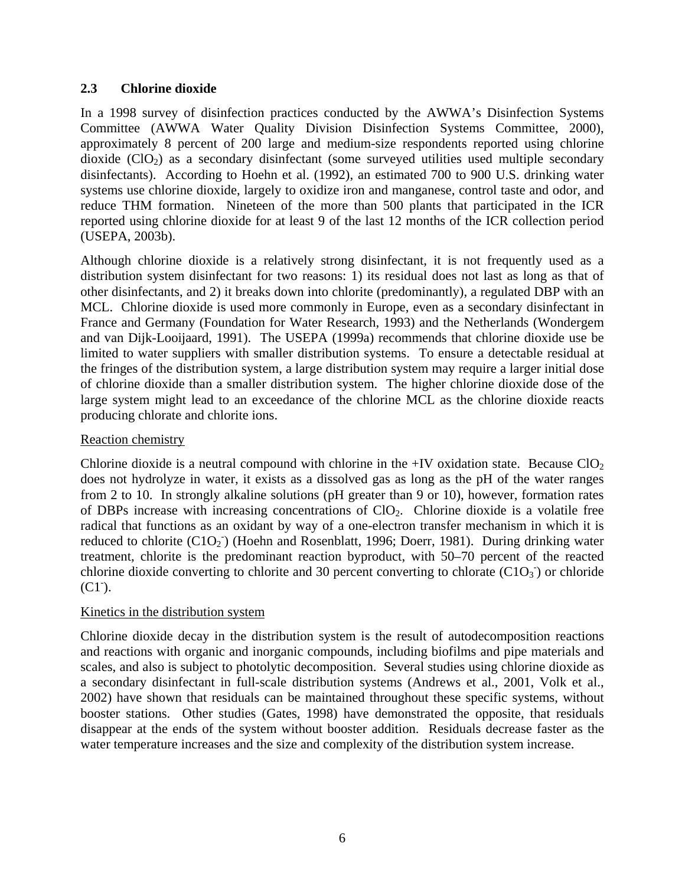## 2.3 Chlorine dioxide

In a 1998 survey of disinfection practices conducted by the AWWA's Disinfection Systems Committee (AWWA Water Quality Division Disinfection Systems Committee, 2000), approximately 8 percent of 200 large and medium-size respondents reported using chlorine dioxide ($ClO_2$) as a secondary disinfectant (some surveyed utilities used multiple secondary disinfectants). According to Hoehn et al. (1992), an estimated 700 to 900 U.S. drinking water systems use chlorine dioxide, largely to oxidize iron and manganese, control taste and odor, and reduce THM formation. Nineteen of the more than 500 plants that participated in the ICR reported using chlorine dioxide for at least 9 of the last 12 months of the ICR collection period (USEPA, 2003b).

Although chlorine dioxide is a relatively strong disinfectant, it is not frequently used as a distribution system disinfectant for two reasons: 1) its residual does not last as long as that of other disinfectants, and 2) it breaks down into chlorite (predominantly), a regulated DBP with an MCL. Chlorine dioxide is used more commonly in Europe, even as a secondary disinfectant in France and Germany (Foundation for Water Research, 1993) and the Netherlands (Wondergem and van Dijk-Looijaard, 1991). The USEPA (1999a) recommends that chlorine dioxide use be limited to water suppliers with smaller distribution systems. To ensure a detectable residual at the fringes of the distribution system, a large distribution system may require a larger initial dose of chlorine dioxide than a smaller distribution system. The higher chlorine dioxide dose of the large system might lead to an exceedance of the chlorine MCL as the chlorine dioxide reacts producing chlorate and chlorite ions.

<u>Reaction chemistry</u>

Chlorine dioxide is a neutral compound with chlorine in the +IV oxidation state. Because $ClO_2$ does not hydrolyze in water, it exists as a dissolved gas as long as the pH of the water ranges from 2 to 10. In strongly alkaline solutions (pH greater than 9 or 10), however, formation rates of DBPs increase with increasing concentrations of $ClO_2$. Chlorine dioxide is a volatile free radical that functions as an oxidant by way of a one-electron transfer mechanism in which it is reduced to chlorite ($C1O_2^-$) (Hoehn and Rosenblatt, 1996; Doerr, 1981). During drinking water treatment, chlorite is the predominant reaction byproduct, with 50–70 percent of the reacted chlorine dioxide converting to chlorite and 30 percent converting to chlorate ($C1O_3^-$) or chloride ($C1^-$).

<u>Kinetics in the distribution system</u>

Chlorine dioxide decay in the distribution system is the result of autodecomposition reactions and reactions with organic and inorganic compounds, including biofilms and pipe materials and scales, and also is subject to photolytic decomposition. Several studies using chlorine dioxide as a secondary disinfectant in full-scale distribution systems (Andrews et al., 2001, Volk et al., 2002) have shown that residuals can be maintained throughout these specific systems, without booster stations. Other studies (Gates, 1998) have demonstrated the opposite, that residuals disappear at the ends of the system without booster addition. Residuals decrease faster as the water temperature increases and the size and complexity of the distribution system increase.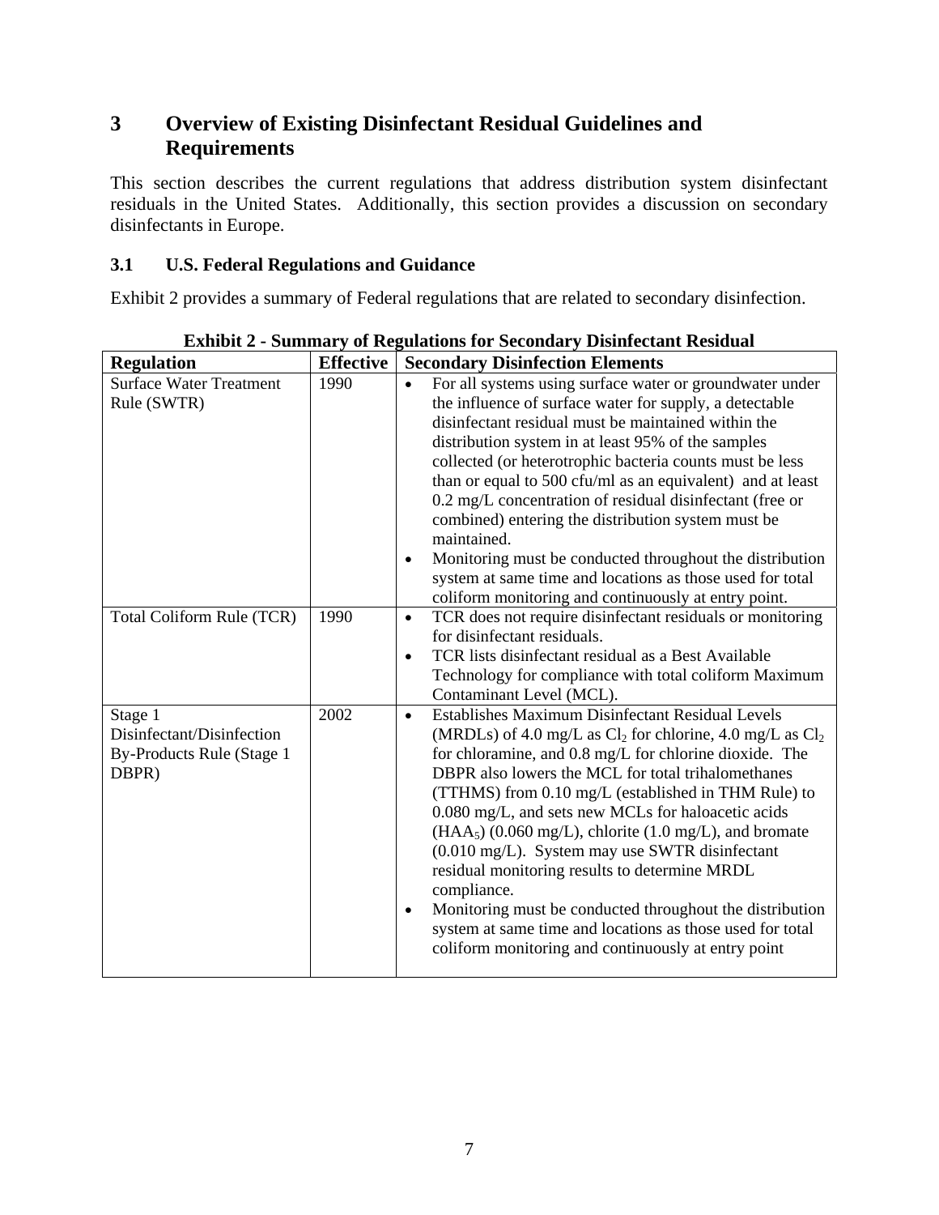# 3 Overview of Existing Disinfectant Residual Guidelines and Requirements

This section describes the current regulations that address distribution system disinfectant residuals in the United States. Additionally, this section provides a discussion on secondary disinfectants in Europe.

## 3.1 U.S. Federal Regulations and Guidance

Exhibit 2 provides a summary of Federal regulations that are related to secondary disinfection.

**Exhibit 2 - Summary of Regulations for Secondary Disinfectant Residual**

| Regulation | Effective | Secondary Disinfection Elements |
|---|---|---|
| Surface Water Treatment Rule (SWTR) | 1990 | • For all systems using surface water or groundwater under the influence of surface water for supply, a detectable disinfectant residual must be maintained within the distribution system in at least 95% of the samples collected (or heterotrophic bacteria counts must be less than or equal to 500 cfu/ml as an equivalent) and at least 0.2 mg/L concentration of residual disinfectant (free or combined) entering the distribution system must be maintained.<br>• Monitoring must be conducted throughout the distribution system at same time and locations as those used for total coliform monitoring and continuously at entry point. |
| Total Coliform Rule (TCR) | 1990 | • TCR does not require disinfectant residuals or monitoring for disinfectant residuals.<br>• TCR lists disinfectant residual as a Best Available Technology for compliance with total coliform Maximum Contaminant Level (MCL). |
| Stage 1 Disinfectant/Disinfection By-Products Rule (Stage 1 DBPR) | 2002 | • Establishes Maximum Disinfectant Residual Levels (MRDLs) of 4.0 mg/L as $Cl_2$ for chlorine, 4.0 mg/L as $Cl_2$ for chloramine, and 0.8 mg/L for chlorine dioxide. The DBPR also lowers the MCL for total trihalomethanes (TTHMS) from 0.10 mg/L (established in THM Rule) to 0.080 mg/L, and sets new MCLs for haloacetic acids ($HAA_5$) (0.060 mg/L), chlorite (1.0 mg/L), and bromate (0.010 mg/L). System may use SWTR disinfectant residual monitoring results to determine MRDL compliance.<br>• Monitoring must be conducted throughout the distribution system at same time and locations as those used for total coliform monitoring and continuously at entry point |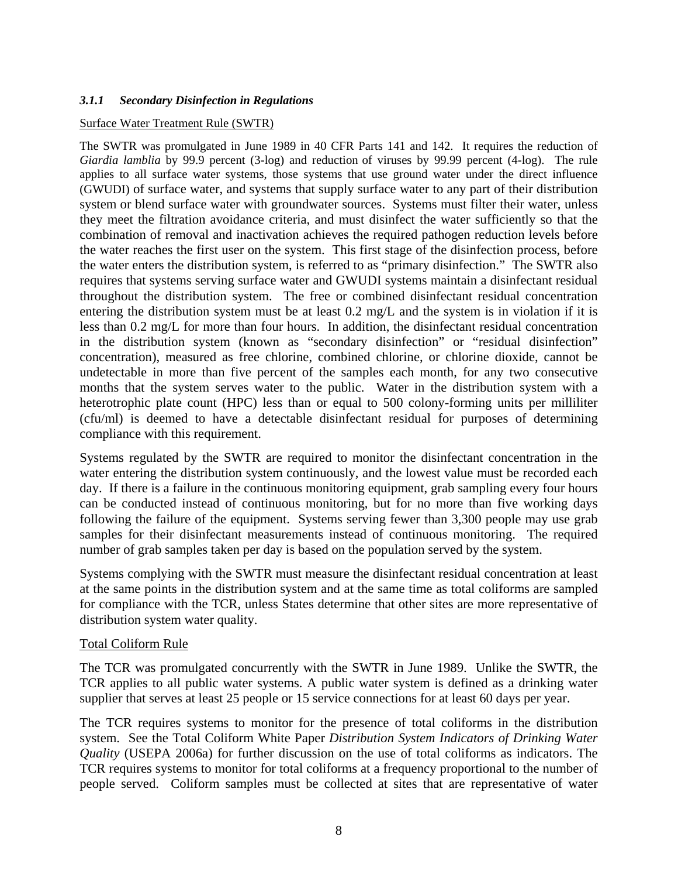### *3.1.1 Secondary Disinfection in Regulations*

Surface Water Treatment Rule (SWTR)

The SWTR was promulgated in June 1989 in 40 CFR Parts 141 and 142. It requires the reduction of *Giardia lamblia* by 99.9 percent (3-log) and reduction of viruses by 99.99 percent (4-log). The rule applies to all surface water systems, those systems that use ground water under the direct influence (GWUDI) of surface water, and systems that supply surface water to any part of their distribution system or blend surface water with groundwater sources. Systems must filter their water, unless they meet the filtration avoidance criteria, and must disinfect the water sufficiently so that the combination of removal and inactivation achieves the required pathogen reduction levels before the water reaches the first user on the system. This first stage of the disinfection process, before the water enters the distribution system, is referred to as "primary disinfection." The SWTR also requires that systems serving surface water and GWUDI systems maintain a disinfectant residual throughout the distribution system. The free or combined disinfectant residual concentration entering the distribution system must be at least 0.2 mg/L and the system is in violation if it is less than 0.2 mg/L for more than four hours. In addition, the disinfectant residual concentration in the distribution system (known as "secondary disinfection" or "residual disinfection" concentration), measured as free chlorine, combined chlorine, or chlorine dioxide, cannot be undetectable in more than five percent of the samples each month, for any two consecutive months that the system serves water to the public. Water in the distribution system with a heterotrophic plate count (HPC) less than or equal to 500 colony-forming units per milliliter (cfu/ml) is deemed to have a detectable disinfectant residual for purposes of determining compliance with this requirement.

Systems regulated by the SWTR are required to monitor the disinfectant concentration in the water entering the distribution system continuously, and the lowest value must be recorded each day. If there is a failure in the continuous monitoring equipment, grab sampling every four hours can be conducted instead of continuous monitoring, but for no more than five working days following the failure of the equipment. Systems serving fewer than 3,300 people may use grab samples for their disinfectant measurements instead of continuous monitoring. The required number of grab samples taken per day is based on the population served by the system.

Systems complying with the SWTR must measure the disinfectant residual concentration at least at the same points in the distribution system and at the same time as total coliforms are sampled for compliance with the TCR, unless States determine that other sites are more representative of distribution system water quality.

Total Coliform Rule

The TCR was promulgated concurrently with the SWTR in June 1989. Unlike the SWTR, the TCR applies to all public water systems. A public water system is defined as a drinking water supplier that serves at least 25 people or 15 service connections for at least 60 days per year.

The TCR requires systems to monitor for the presence of total coliforms in the distribution system. See the Total Coliform White Paper *Distribution System Indicators of Drinking Water Quality* (USEPA 2006a) for further discussion on the use of total coliforms as indicators. The TCR requires systems to monitor for total coliforms at a frequency proportional to the number of people served. Coliform samples must be collected at sites that are representative of water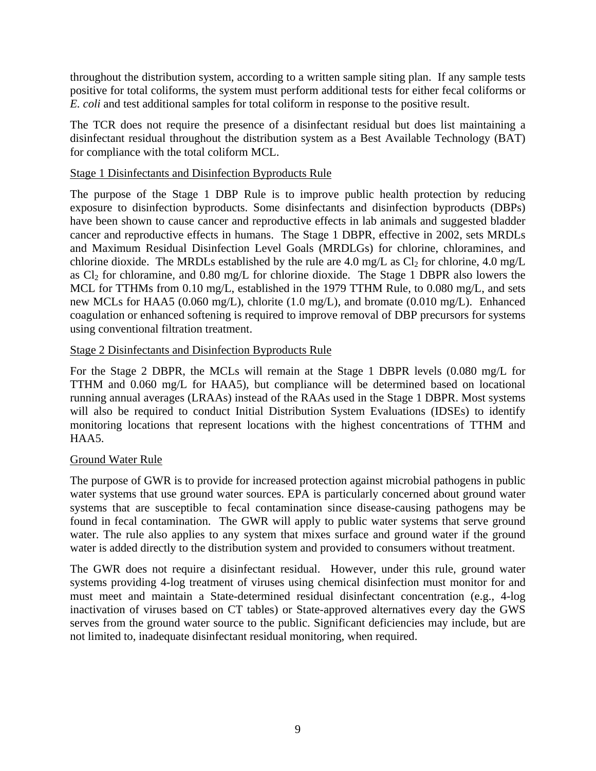throughout the distribution system, according to a written sample siting plan. If any sample tests positive for total coliforms, the system must perform additional tests for either fecal coliforms or *E. coli* and test additional samples for total coliform in response to the positive result.

The TCR does not require the presence of a disinfectant residual but does list maintaining a disinfectant residual throughout the distribution system as a Best Available Technology (BAT) for compliance with the total coliform MCL.

<u>Stage 1 Disinfectants and Disinfection Byproducts Rule</u>

The purpose of the Stage 1 DBP Rule is to improve public health protection by reducing exposure to disinfection byproducts. Some disinfectants and disinfection byproducts (DBPs) have been shown to cause cancer and reproductive effects in lab animals and suggested bladder cancer and reproductive effects in humans. The Stage 1 DBPR, effective in 2002, sets MRDLs and Maximum Residual Disinfection Level Goals (MRDLGs) for chlorine, chloramines, and chlorine dioxide. The MRDLs established by the rule are 4.0 mg/L as $Cl_2$ for chlorine, 4.0 mg/L as $Cl_2$ for chloramine, and 0.80 mg/L for chlorine dioxide. The Stage 1 DBPR also lowers the MCL for TTHMs from 0.10 mg/L, established in the 1979 TTHM Rule, to 0.080 mg/L, and sets new MCLs for HAA5 (0.060 mg/L), chlorite (1.0 mg/L), and bromate (0.010 mg/L). Enhanced coagulation or enhanced softening is required to improve removal of DBP precursors for systems using conventional filtration treatment.

<u>Stage 2 Disinfectants and Disinfection Byproducts Rule</u>

For the Stage 2 DBPR, the MCLs will remain at the Stage 1 DBPR levels (0.080 mg/L for TTHM and 0.060 mg/L for HAA5), but compliance will be determined based on locational running annual averages (LRAAs) instead of the RAAs used in the Stage 1 DBPR. Most systems will also be required to conduct Initial Distribution System Evaluations (IDSEs) to identify monitoring locations that represent locations with the highest concentrations of TTHM and HAA5.

<u>Ground Water Rule</u>

The purpose of GWR is to provide for increased protection against microbial pathogens in public water systems that use ground water sources. EPA is particularly concerned about ground water systems that are susceptible to fecal contamination since disease-causing pathogens may be found in fecal contamination. The GWR will apply to public water systems that serve ground water. The rule also applies to any system that mixes surface and ground water if the ground water is added directly to the distribution system and provided to consumers without treatment.

The GWR does not require a disinfectant residual. However, under this rule, ground water systems providing 4-log treatment of viruses using chemical disinfection must monitor for and must meet and maintain a State-determined residual disinfectant concentration (e.g., 4-log inactivation of viruses based on CT tables) or State-approved alternatives every day the GWS serves from the ground water source to the public. Significant deficiencies may include, but are not limited to, inadequate disinfectant residual monitoring, when required.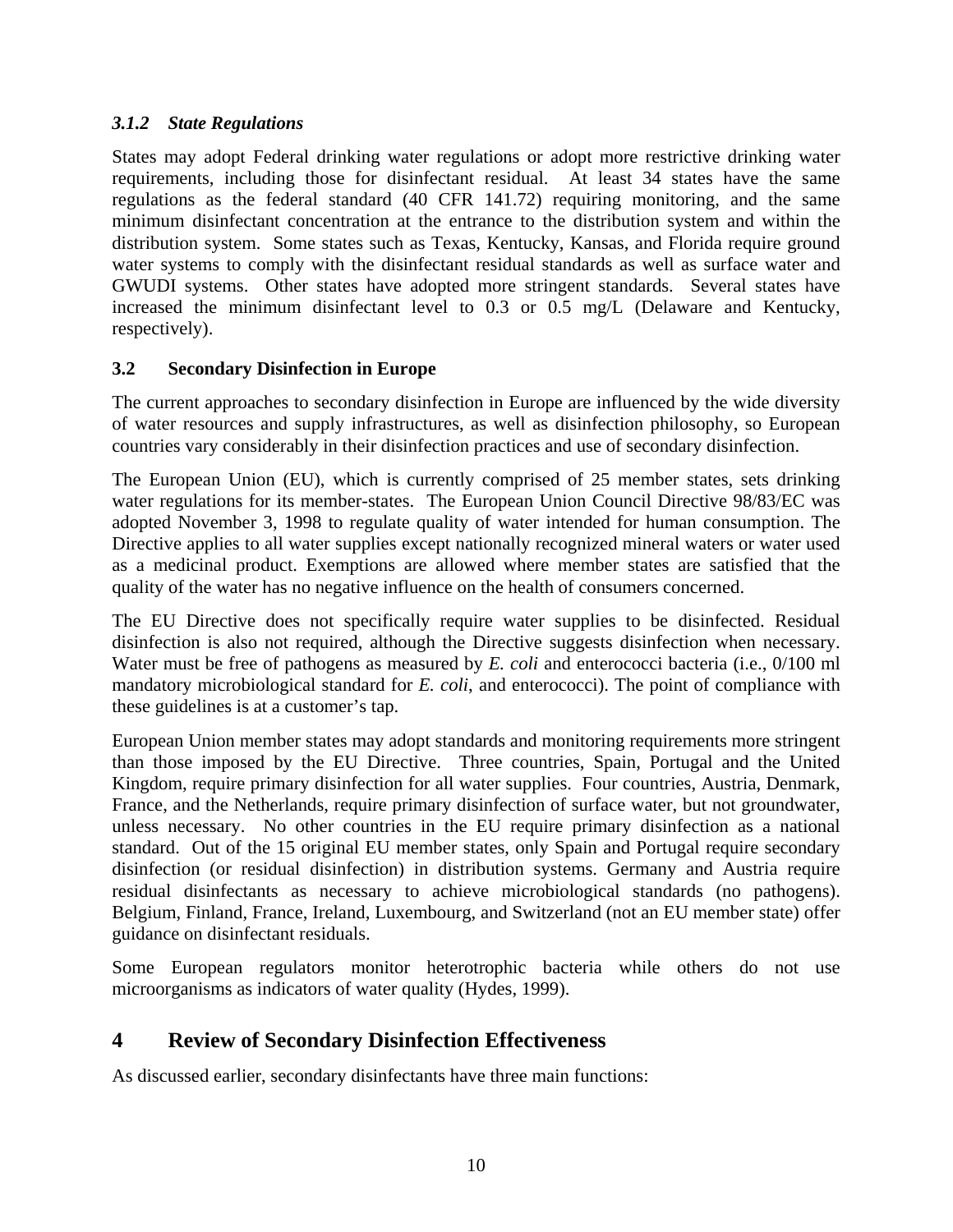### *3.1.2 State Regulations*

States may adopt Federal drinking water regulations or adopt more restrictive drinking water requirements, including those for disinfectant residual. At least 34 states have the same regulations as the federal standard (40 CFR 141.72) requiring monitoring, and the same minimum disinfectant concentration at the entrance to the distribution system and within the distribution system. Some states such as Texas, Kentucky, Kansas, and Florida require ground water systems to comply with the disinfectant residual standards as well as surface water and GWUDI systems. Other states have adopted more stringent standards. Several states have increased the minimum disinfectant level to 0.3 or 0.5 mg/L (Delaware and Kentucky, respectively).

### 3.2 Secondary Disinfection in Europe

The current approaches to secondary disinfection in Europe are influenced by the wide diversity of water resources and supply infrastructures, as well as disinfection philosophy, so European countries vary considerably in their disinfection practices and use of secondary disinfection.

The European Union (EU), which is currently comprised of 25 member states, sets drinking water regulations for its member-states. The European Union Council Directive 98/83/EC was adopted November 3, 1998 to regulate quality of water intended for human consumption. The Directive applies to all water supplies except nationally recognized mineral waters or water used as a medicinal product. Exemptions are allowed where member states are satisfied that the quality of the water has no negative influence on the health of consumers concerned.

The EU Directive does not specifically require water supplies to be disinfected. Residual disinfection is also not required, although the Directive suggests disinfection when necessary. Water must be free of pathogens as measured by *E. coli* and enterococci bacteria (i.e., 0/100 ml mandatory microbiological standard for *E. coli*, and enterococci). The point of compliance with these guidelines is at a customer's tap.

European Union member states may adopt standards and monitoring requirements more stringent than those imposed by the EU Directive. Three countries, Spain, Portugal and the United Kingdom, require primary disinfection for all water supplies. Four countries, Austria, Denmark, France, and the Netherlands, require primary disinfection of surface water, but not groundwater, unless necessary. No other countries in the EU require primary disinfection as a national standard. Out of the 15 original EU member states, only Spain and Portugal require secondary disinfection (or residual disinfection) in distribution systems. Germany and Austria require residual disinfectants as necessary to achieve microbiological standards (no pathogens). Belgium, Finland, France, Ireland, Luxembourg, and Switzerland (not an EU member state) offer guidance on disinfectant residuals.

Some European regulators monitor heterotrophic bacteria while others do not use microorganisms as indicators of water quality (Hydes, 1999).

## 4 Review of Secondary Disinfection Effectiveness

As discussed earlier, secondary disinfectants have three main functions: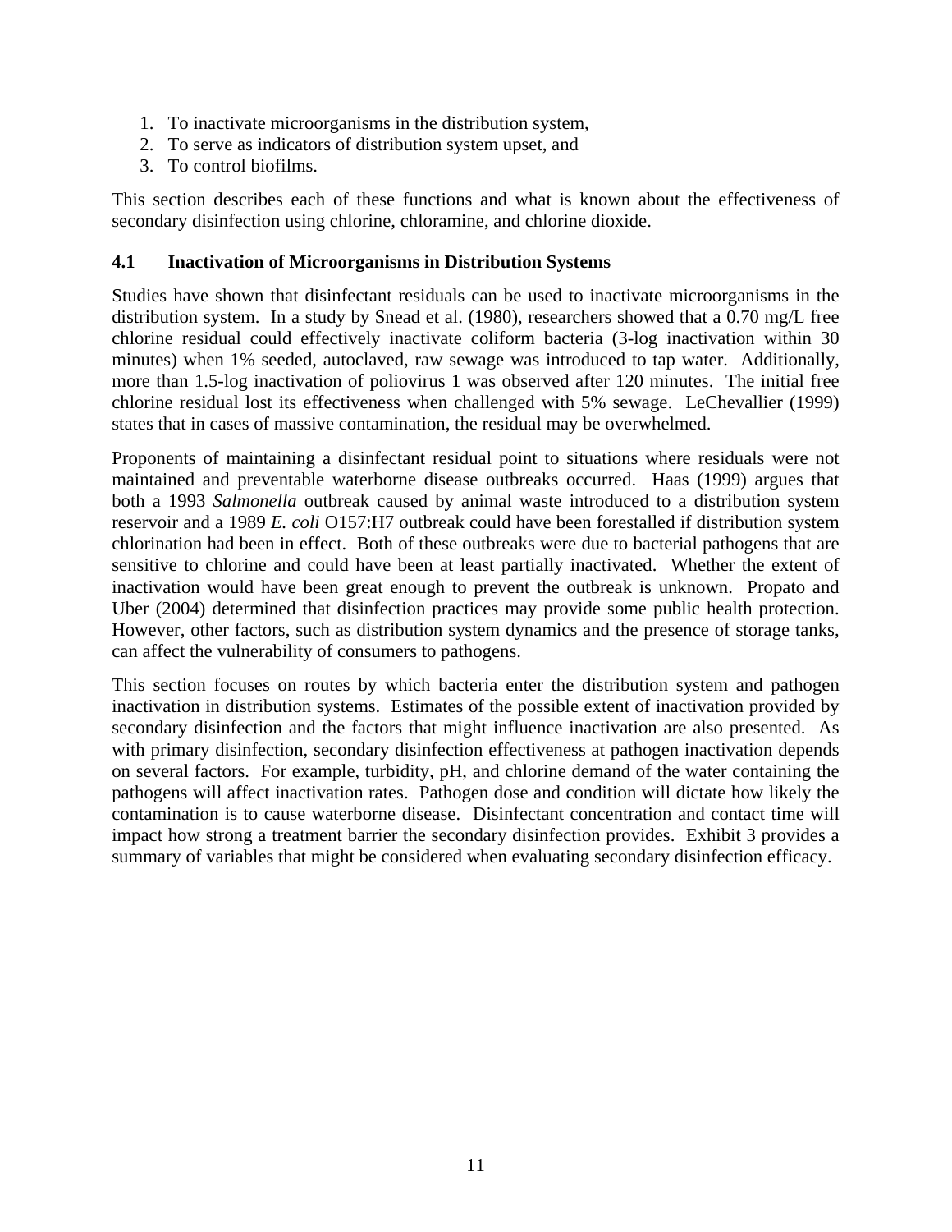1. To inactivate microorganisms in the distribution system,
2. To serve as indicators of distribution system upset, and
3. To control biofilms.

This section describes each of these functions and what is known about the effectiveness of secondary disinfection using chlorine, chloramine, and chlorine dioxide.

### 4.1 Inactivation of Microorganisms in Distribution Systems

Studies have shown that disinfectant residuals can be used to inactivate microorganisms in the distribution system. In a study by Snead et al. (1980), researchers showed that a 0.70 mg/L free chlorine residual could effectively inactivate coliform bacteria (3-log inactivation within 30 minutes) when 1% seeded, autoclaved, raw sewage was introduced to tap water. Additionally, more than 1.5-log inactivation of poliovirus 1 was observed after 120 minutes. The initial free chlorine residual lost its effectiveness when challenged with 5% sewage. LeChevallier (1999) states that in cases of massive contamination, the residual may be overwhelmed.

Proponents of maintaining a disinfectant residual point to situations where residuals were not maintained and preventable waterborne disease outbreaks occurred. Haas (1999) argues that both a 1993 *Salmonella* outbreak caused by animal waste introduced to a distribution system reservoir and a 1989 *E. coli* O157:H7 outbreak could have been forestalled if distribution system chlorination had been in effect. Both of these outbreaks were due to bacterial pathogens that are sensitive to chlorine and could have been at least partially inactivated. Whether the extent of inactivation would have been great enough to prevent the outbreak is unknown. Propato and Uber (2004) determined that disinfection practices may provide some public health protection. However, other factors, such as distribution system dynamics and the presence of storage tanks, can affect the vulnerability of consumers to pathogens.

This section focuses on routes by which bacteria enter the distribution system and pathogen inactivation in distribution systems. Estimates of the possible extent of inactivation provided by secondary disinfection and the factors that might influence inactivation are also presented. As with primary disinfection, secondary disinfection effectiveness at pathogen inactivation depends on several factors. For example, turbidity, pH, and chlorine demand of the water containing the pathogens will affect inactivation rates. Pathogen dose and condition will dictate how likely the contamination is to cause waterborne disease. Disinfectant concentration and contact time will impact how strong a treatment barrier the secondary disinfection provides. Exhibit 3 provides a summary of variables that might be considered when evaluating secondary disinfection efficacy.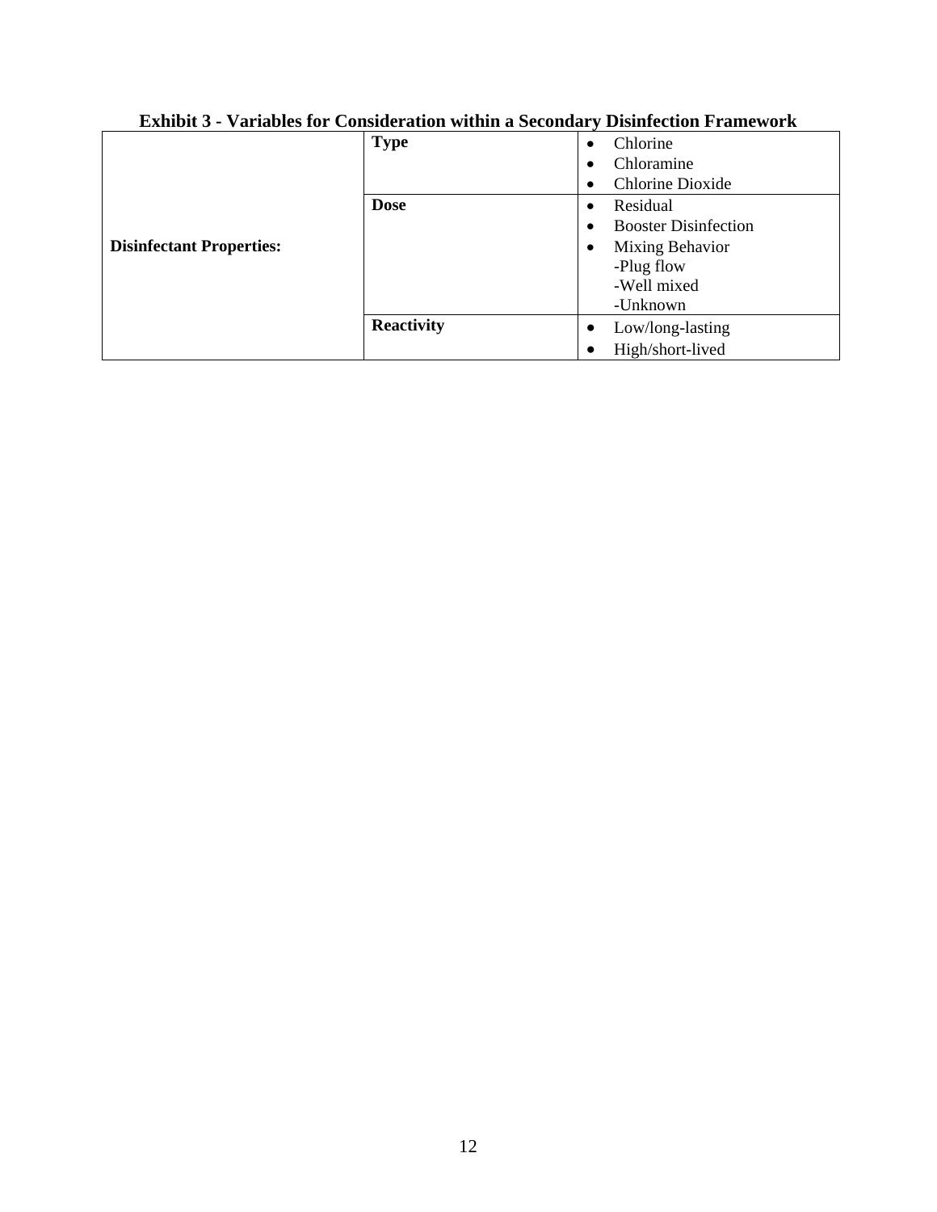**Exhibit 3 - Variables for Consideration within a Secondary Disinfection Framework**

| | | |
|---|---|---|
| **Disinfectant Properties:** | **Type** | • Chlorine<br>• Chloramine<br>• Chlorine Dioxide |
| | **Dose** | • Residual<br>• Booster Disinfection<br>• Mixing Behavior<br>-Plug flow<br>-Well mixed<br>-Unknown |
| | **Reactivity** | • Low/long-lasting<br>• High/short-lived |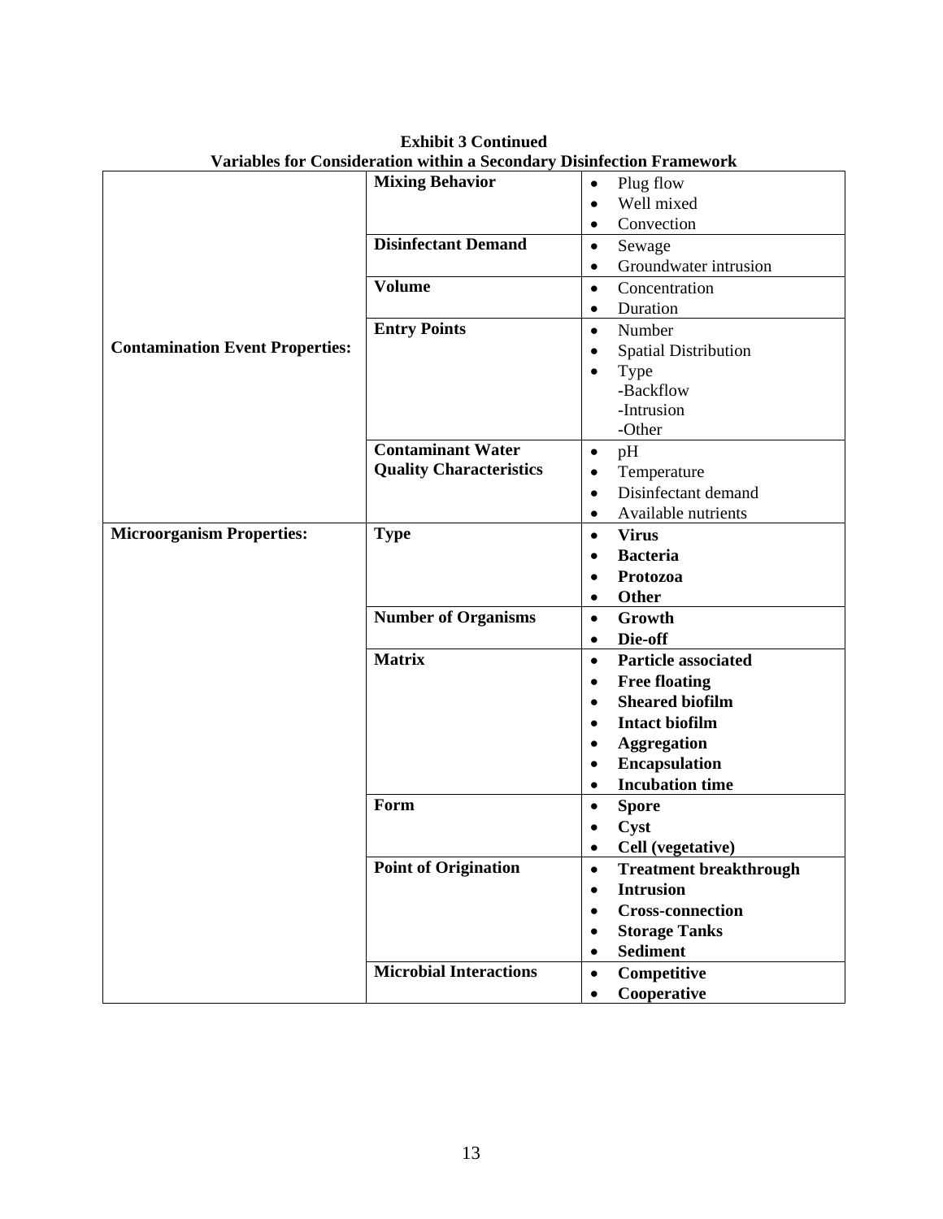**Exhibit 3 Continued**
**Variables for Consideration within a Secondary Disinfection Framework**

| | | |
|---|---|---|
| **Contamination Event Properties:** | **Mixing Behavior** | • Plug flow<br>• Well mixed<br>• Convection |
| | **Disinfectant Demand** | • Sewage<br>• Groundwater intrusion |
| | **Volume** | • Concentration<br>• Duration |
| | **Entry Points** | • Number<br>• Spatial Distribution<br>• Type<br>-Backflow<br>-Intrusion<br>-Other |
| | **Contaminant Water Quality Characteristics** | • pH<br>• Temperature<br>• Disinfectant demand<br>• Available nutrients |
| **Microorganism Properties:** | **Type** | • **Virus**<br>• **Bacteria**<br>• **Protozoa**<br>• **Other** |
| | **Number of Organisms** | • **Growth**<br>• **Die-off** |
| | **Matrix** | • **Particle associated**<br>• **Free floating**<br>• **Sheared biofilm**<br>• **Intact biofilm**<br>• **Aggregation**<br>• **Encapsulation**<br>• **Incubation time** |
| | **Form** | • **Spore**<br>• **Cyst**<br>• **Cell (vegetative)** |
| | **Point of Origination** | • **Treatment breakthrough**<br>• **Intrusion**<br>• **Cross-connection**<br>• **Storage Tanks**<br>• **Sediment** |
| | **Microbial Interactions** | • **Competitive**<br>• **Cooperative** |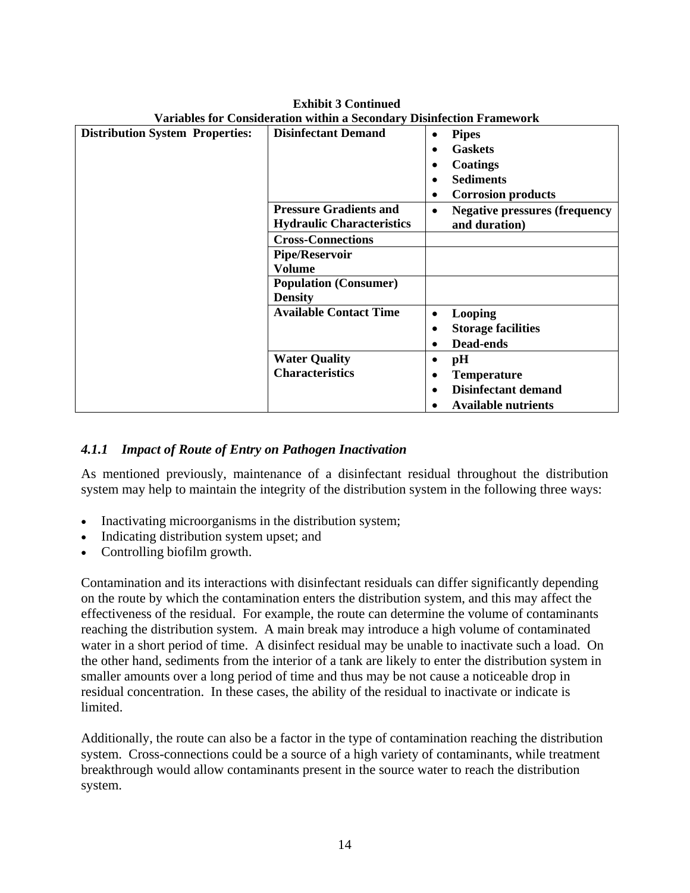**Exhibit 3 Continued**
**Variables for Consideration within a Secondary Disinfection Framework**

| | | |
|---|---|---|
| **Distribution System Properties:** | **Disinfectant Demand** | • **Pipes**<br>• **Gaskets**<br>• **Coatings**<br>• **Sediments**<br>• **Corrosion products** |
| | **Pressure Gradients and Hydraulic Characteristics** | • **Negative pressures (frequency and duration)** |
| | **Cross-Connections** | |
| | **Pipe/Reservoir Volume** | |
| | **Population (Consumer) Density** | |
| | **Available Contact Time** | • **Looping**<br>• **Storage facilities**<br>• **Dead-ends** |
| | **Water Quality Characteristics** | • **pH**<br>• **Temperature**<br>• **Disinfectant demand**<br>• **Available nutrients** |

### *4.1.1 Impact of Route of Entry on Pathogen Inactivation*

As mentioned previously, maintenance of a disinfectant residual throughout the distribution system may help to maintain the integrity of the distribution system in the following three ways:

- Inactivating microorganisms in the distribution system;
- Indicating distribution system upset; and
- Controlling biofilm growth.

Contamination and its interactions with disinfectant residuals can differ significantly depending on the route by which the contamination enters the distribution system, and this may affect the effectiveness of the residual. For example, the route can determine the volume of contaminants reaching the distribution system. A main break may introduce a high volume of contaminated water in a short period of time. A disinfect residual may be unable to inactivate such a load. On the other hand, sediments from the interior of a tank are likely to enter the distribution system in smaller amounts over a long period of time and thus may be not cause a noticeable drop in residual concentration. In these cases, the ability of the residual to inactivate or indicate is limited.

Additionally, the route can also be a factor in the type of contamination reaching the distribution system. Cross-connections could be a source of a high variety of contaminants, while treatment breakthrough would allow contaminants present in the source water to reach the distribution system.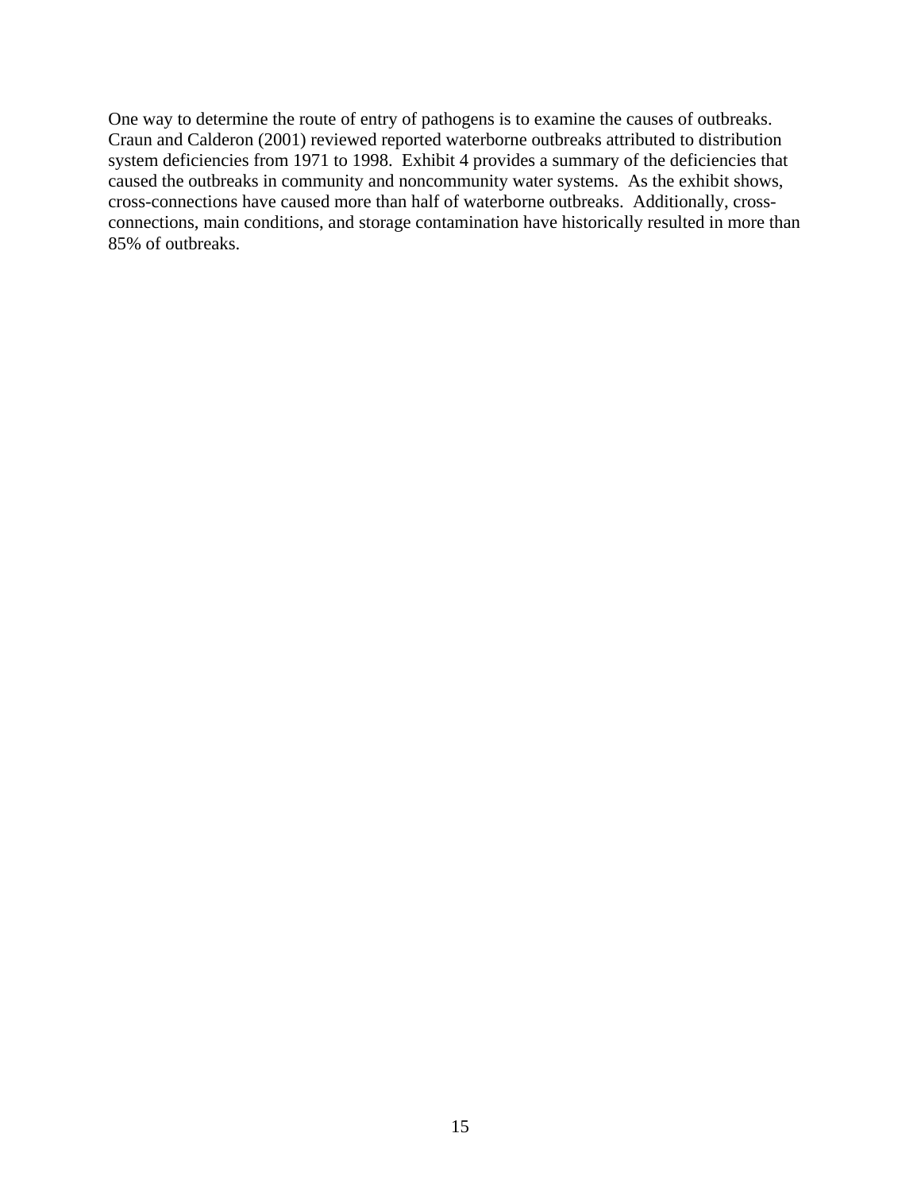One way to determine the route of entry of pathogens is to examine the causes of outbreaks. Craun and Calderon (2001) reviewed reported waterborne outbreaks attributed to distribution system deficiencies from 1971 to 1998. Exhibit 4 provides a summary of the deficiencies that caused the outbreaks in community and noncommunity water systems. As the exhibit shows, cross-connections have caused more than half of waterborne outbreaks. Additionally, cross-connections, main conditions, and storage contamination have historically resulted in more than 85% of outbreaks.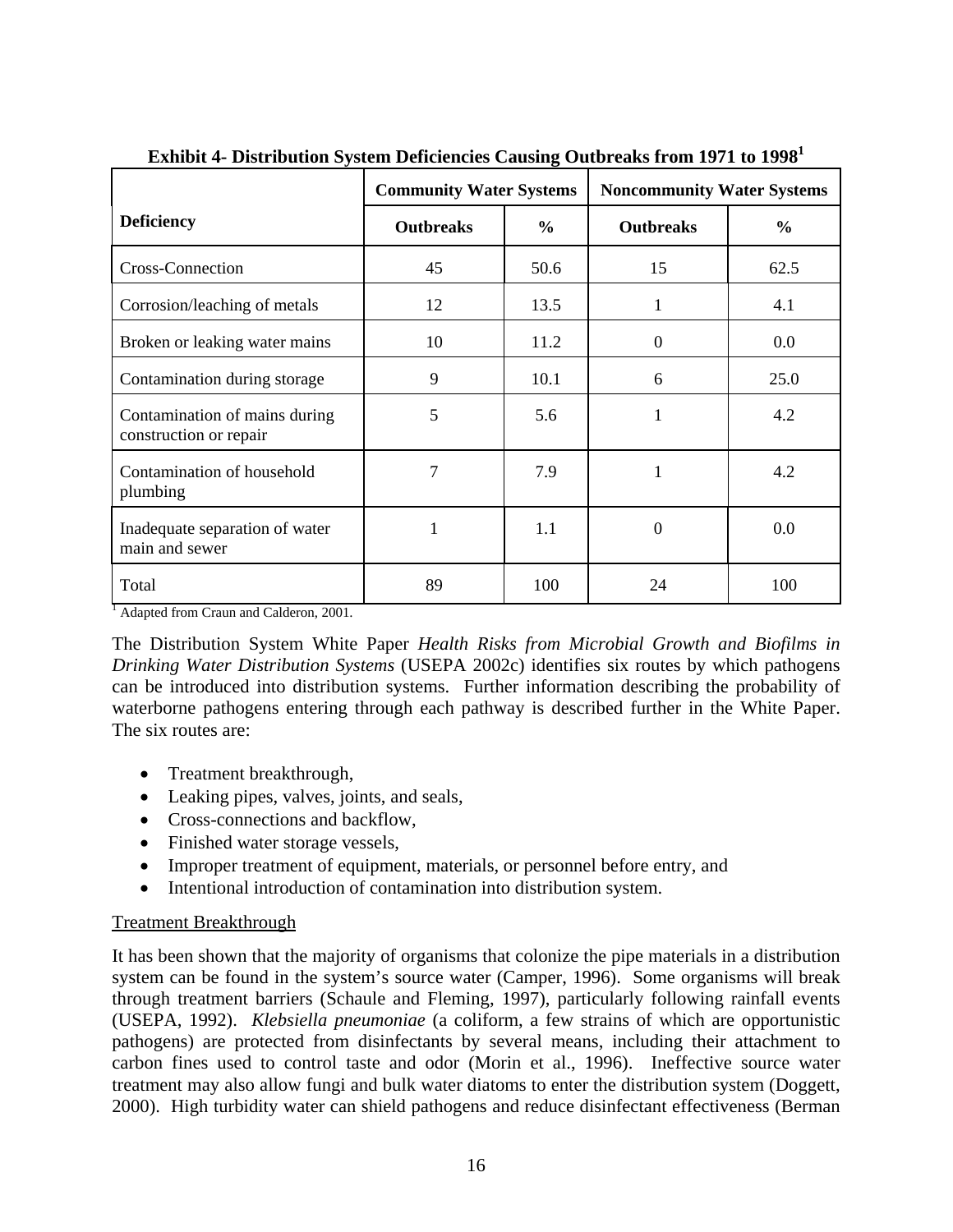**Exhibit 4- Distribution System Deficiencies Causing Outbreaks from 1971 to 1998[1]**

| Deficiency | Community Water Systems | | Noncommunity Water Systems | |
|---|---|---|---|---|
| | Outbreaks | % | Outbreaks | % |
| Cross-Connection | 45 | 50.6 | 15 | 62.5 |
| Corrosion/leaching of metals | 12 | 13.5 | 1 | 4.1 |
| Broken or leaking water mains | 10 | 11.2 | 0 | 0.0 |
| Contamination during storage | 9 | 10.1 | 6 | 25.0 |
| Contamination of mains during construction or repair | 5 | 5.6 | 1 | 4.2 |
| Contamination of household plumbing | 7 | 7.9 | 1 | 4.2 |
| Inadequate separation of water main and sewer | 1 | 1.1 | 0 | 0.0 |
| Total | 89 | 100 | 24 | 100 |

[1] Adapted from Craun and Calderon, 2001.

The Distribution System White Paper *Health Risks from Microbial Growth and Biofilms in Drinking Water Distribution Systems* (USEPA 2002c) identifies six routes by which pathogens can be introduced into distribution systems. Further information describing the probability of waterborne pathogens entering through each pathway is described further in the White Paper. The six routes are:

- Treatment breakthrough,
- Leaking pipes, valves, joints, and seals,
- Cross-connections and backflow,
- Finished water storage vessels,
- Improper treatment of equipment, materials, or personnel before entry, and
- Intentional introduction of contamination into distribution system.

Treatment Breakthrough

It has been shown that the majority of organisms that colonize the pipe materials in a distribution system can be found in the system's source water (Camper, 1996). Some organisms will break through treatment barriers (Schaule and Fleming, 1997), particularly following rainfall events (USEPA, 1992). *Klebsiella pneumoniae* (a coliform, a few strains of which are opportunistic pathogens) are protected from disinfectants by several means, including their attachment to carbon fines used to control taste and odor (Morin et al., 1996). Ineffective source water treatment may also allow fungi and bulk water diatoms to enter the distribution system (Doggett, 2000). High turbidity water can shield pathogens and reduce disinfectant effectiveness (Berman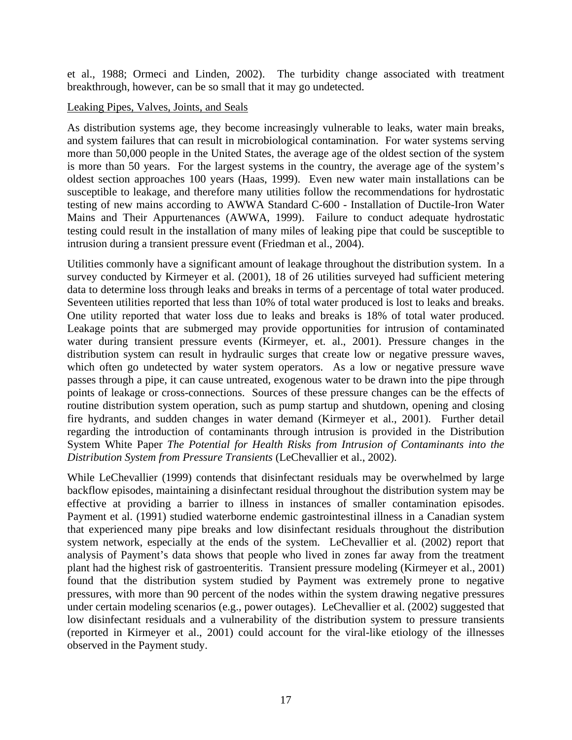et al., 1988; Ormeci and Linden, 2002). The turbidity change associated with treatment breakthrough, however, can be so small that it may go undetected.

Leaking Pipes, Valves, Joints, and Seals

As distribution systems age, they become increasingly vulnerable to leaks, water main breaks, and system failures that can result in microbiological contamination. For water systems serving more than 50,000 people in the United States, the average age of the oldest section of the system is more than 50 years. For the largest systems in the country, the average age of the system's oldest section approaches 100 years (Haas, 1999). Even new water main installations can be susceptible to leakage, and therefore many utilities follow the recommendations for hydrostatic testing of new mains according to AWWA Standard C-600 - Installation of Ductile-Iron Water Mains and Their Appurtenances (AWWA, 1999). Failure to conduct adequate hydrostatic testing could result in the installation of many miles of leaking pipe that could be susceptible to intrusion during a transient pressure event (Friedman et al., 2004).

Utilities commonly have a significant amount of leakage throughout the distribution system. In a survey conducted by Kirmeyer et al. (2001), 18 of 26 utilities surveyed had sufficient metering data to determine loss through leaks and breaks in terms of a percentage of total water produced. Seventeen utilities reported that less than 10% of total water produced is lost to leaks and breaks. One utility reported that water loss due to leaks and breaks is 18% of total water produced. Leakage points that are submerged may provide opportunities for intrusion of contaminated water during transient pressure events (Kirmeyer, et. al., 2001). Pressure changes in the distribution system can result in hydraulic surges that create low or negative pressure waves, which often go undetected by water system operators. As a low or negative pressure wave passes through a pipe, it can cause untreated, exogenous water to be drawn into the pipe through points of leakage or cross-connections. Sources of these pressure changes can be the effects of routine distribution system operation, such as pump startup and shutdown, opening and closing fire hydrants, and sudden changes in water demand (Kirmeyer et al., 2001). Further detail regarding the introduction of contaminants through intrusion is provided in the Distribution System White Paper *The Potential for Health Risks from Intrusion of Contaminants into the Distribution System from Pressure Transients* (LeChevallier et al., 2002).

While LeChevallier (1999) contends that disinfectant residuals may be overwhelmed by large backflow episodes, maintaining a disinfectant residual throughout the distribution system may be effective at providing a barrier to illness in instances of smaller contamination episodes. Payment et al. (1991) studied waterborne endemic gastrointestinal illness in a Canadian system that experienced many pipe breaks and low disinfectant residuals throughout the distribution system network, especially at the ends of the system. LeChevallier et al. (2002) report that analysis of Payment's data shows that people who lived in zones far away from the treatment plant had the highest risk of gastroenteritis. Transient pressure modeling (Kirmeyer et al., 2001) found that the distribution system studied by Payment was extremely prone to negative pressures, with more than 90 percent of the nodes within the system drawing negative pressures under certain modeling scenarios (e.g., power outages). LeChevallier et al. (2002) suggested that low disinfectant residuals and a vulnerability of the distribution system to pressure transients (reported in Kirmeyer et al., 2001) could account for the viral-like etiology of the illnesses observed in the Payment study.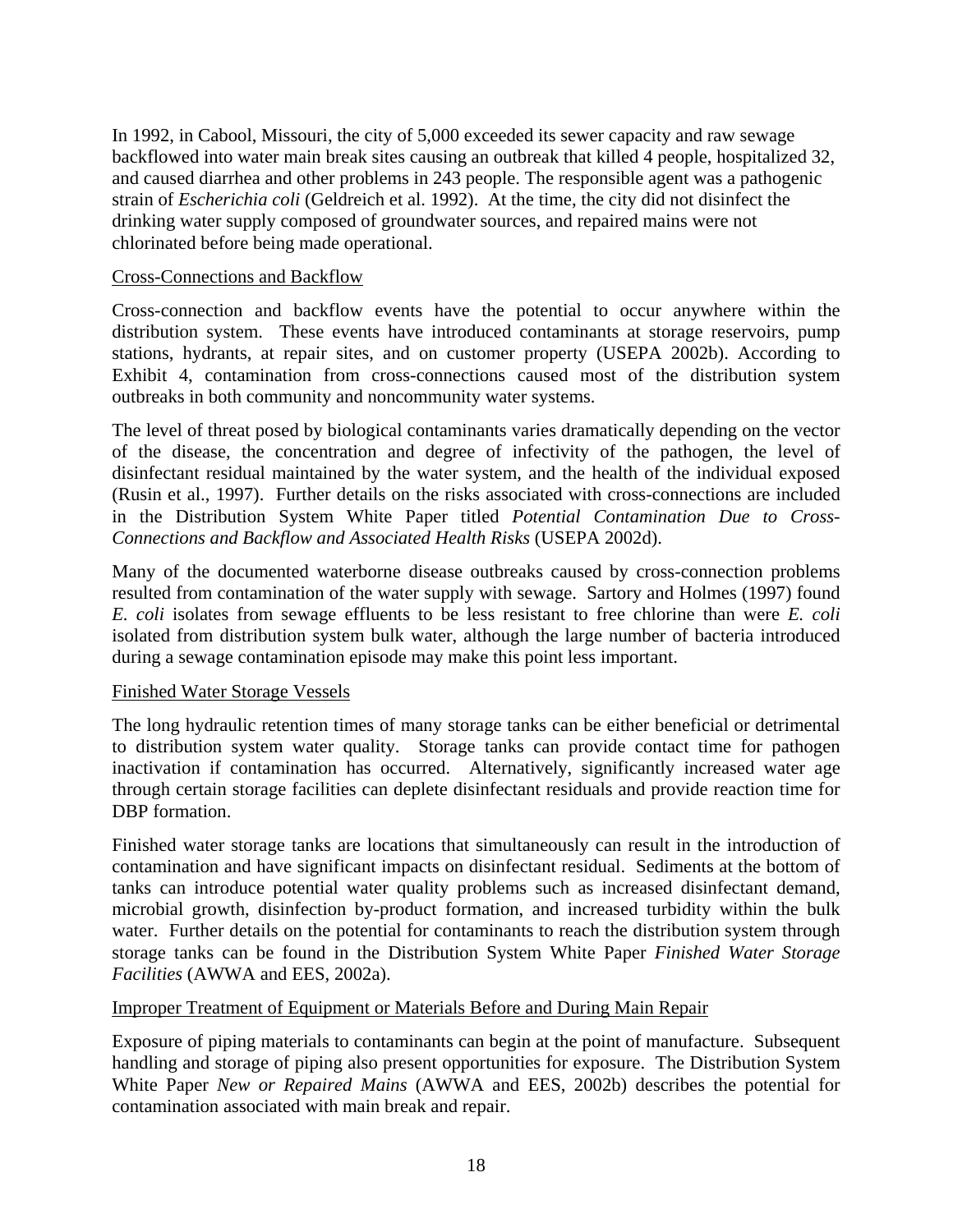In 1992, in Cabool, Missouri, the city of 5,000 exceeded its sewer capacity and raw sewage backflowed into water main break sites causing an outbreak that killed 4 people, hospitalized 32, and caused diarrhea and other problems in 243 people. The responsible agent was a pathogenic strain of *Escherichia coli* (Geldreich et al. 1992). At the time, the city did not disinfect the drinking water supply composed of groundwater sources, and repaired mains were not chlorinated before being made operational.

### Cross-Connections and Backflow

Cross-connection and backflow events have the potential to occur anywhere within the distribution system. These events have introduced contaminants at storage reservoirs, pump stations, hydrants, at repair sites, and on customer property (USEPA 2002b). According to Exhibit 4, contamination from cross-connections caused most of the distribution system outbreaks in both community and noncommunity water systems.

The level of threat posed by biological contaminants varies dramatically depending on the vector of the disease, the concentration and degree of infectivity of the pathogen, the level of disinfectant residual maintained by the water system, and the health of the individual exposed (Rusin et al., 1997). Further details on the risks associated with cross-connections are included in the Distribution System White Paper titled *Potential Contamination Due to Cross-Connections and Backflow and Associated Health Risks* (USEPA 2002d).

Many of the documented waterborne disease outbreaks caused by cross-connection problems resulted from contamination of the water supply with sewage. Sartory and Holmes (1997) found *E. coli* isolates from sewage effluents to be less resistant to free chlorine than were *E. coli* isolated from distribution system bulk water, although the large number of bacteria introduced during a sewage contamination episode may make this point less important.

### Finished Water Storage Vessels

The long hydraulic retention times of many storage tanks can be either beneficial or detrimental to distribution system water quality. Storage tanks can provide contact time for pathogen inactivation if contamination has occurred. Alternatively, significantly increased water age through certain storage facilities can deplete disinfectant residuals and provide reaction time for DBP formation.

Finished water storage tanks are locations that simultaneously can result in the introduction of contamination and have significant impacts on disinfectant residual. Sediments at the bottom of tanks can introduce potential water quality problems such as increased disinfectant demand, microbial growth, disinfection by-product formation, and increased turbidity within the bulk water. Further details on the potential for contaminants to reach the distribution system through storage tanks can be found in the Distribution System White Paper *Finished Water Storage Facilities* (AWWA and EES, 2002a).

### Improper Treatment of Equipment or Materials Before and During Main Repair

Exposure of piping materials to contaminants can begin at the point of manufacture. Subsequent handling and storage of piping also present opportunities for exposure. The Distribution System White Paper *New or Repaired Mains* (AWWA and EES, 2002b) describes the potential for contamination associated with main break and repair.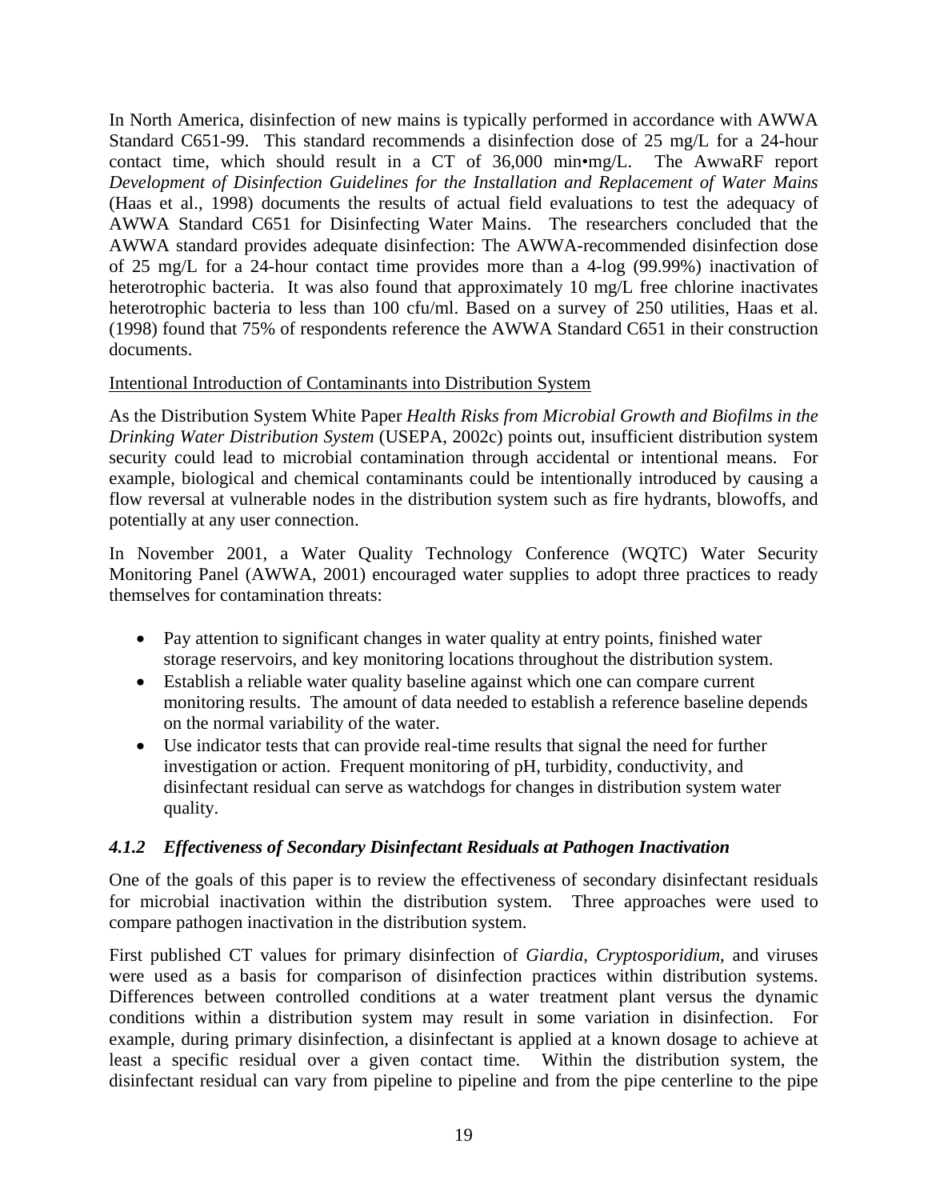In North America, disinfection of new mains is typically performed in accordance with AWWA Standard C651-99. This standard recommends a disinfection dose of 25 mg/L for a 24-hour contact time, which should result in a CT of 36,000 min•mg/L. The AwwaRF report *Development of Disinfection Guidelines for the Installation and Replacement of Water Mains* (Haas et al., 1998) documents the results of actual field evaluations to test the adequacy of AWWA Standard C651 for Disinfecting Water Mains. The researchers concluded that the AWWA standard provides adequate disinfection: The AWWA-recommended disinfection dose of 25 mg/L for a 24-hour contact time provides more than a 4-log (99.99%) inactivation of heterotrophic bacteria. It was also found that approximately 10 mg/L free chlorine inactivates heterotrophic bacteria to less than 100 cfu/ml. Based on a survey of 250 utilities, Haas et al. (1998) found that 75% of respondents reference the AWWA Standard C651 in their construction documents.

Intentional Introduction of Contaminants into Distribution System

As the Distribution System White Paper *Health Risks from Microbial Growth and Biofilms in the Drinking Water Distribution System* (USEPA, 2002c) points out, insufficient distribution system security could lead to microbial contamination through accidental or intentional means. For example, biological and chemical contaminants could be intentionally introduced by causing a flow reversal at vulnerable nodes in the distribution system such as fire hydrants, blowoffs, and potentially at any user connection.

In November 2001, a Water Quality Technology Conference (WQTC) Water Security Monitoring Panel (AWWA, 2001) encouraged water supplies to adopt three practices to ready themselves for contamination threats:

- Pay attention to significant changes in water quality at entry points, finished water storage reservoirs, and key monitoring locations throughout the distribution system.
- Establish a reliable water quality baseline against which one can compare current monitoring results. The amount of data needed to establish a reference baseline depends on the normal variability of the water.
- Use indicator tests that can provide real-time results that signal the need for further investigation or action. Frequent monitoring of pH, turbidity, conductivity, and disinfectant residual can serve as watchdogs for changes in distribution system water quality.

### *4.1.2 Effectiveness of Secondary Disinfectant Residuals at Pathogen Inactivation*

One of the goals of this paper is to review the effectiveness of secondary disinfectant residuals for microbial inactivation within the distribution system. Three approaches were used to compare pathogen inactivation in the distribution system.

First published CT values for primary disinfection of *Giardia*, *Cryptosporidium*, and viruses were used as a basis for comparison of disinfection practices within distribution systems. Differences between controlled conditions at a water treatment plant versus the dynamic conditions within a distribution system may result in some variation in disinfection. For example, during primary disinfection, a disinfectant is applied at a known dosage to achieve at least a specific residual over a given contact time. Within the distribution system, the disinfectant residual can vary from pipeline to pipeline and from the pipe centerline to the pipe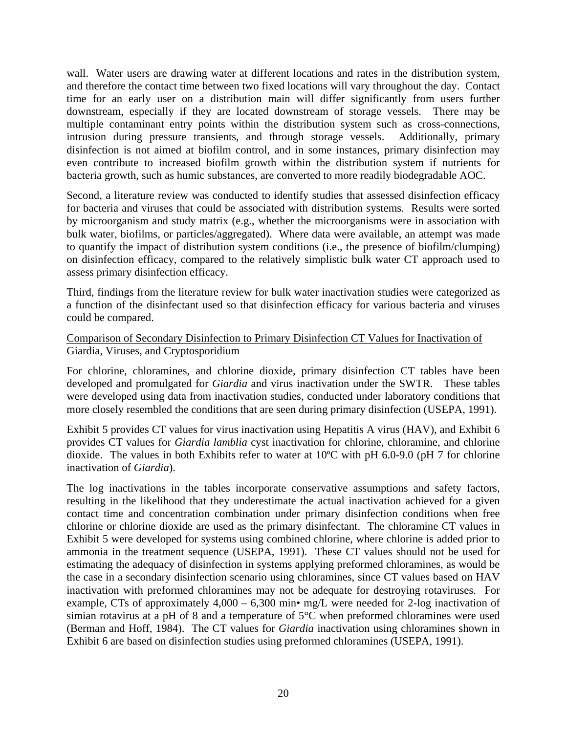wall. Water users are drawing water at different locations and rates in the distribution system, and therefore the contact time between two fixed locations will vary throughout the day. Contact time for an early user on a distribution main will differ significantly from users further downstream, especially if they are located downstream of storage vessels. There may be multiple contaminant entry points within the distribution system such as cross-connections, intrusion during pressure transients, and through storage vessels. Additionally, primary disinfection is not aimed at biofilm control, and in some instances, primary disinfection may even contribute to increased biofilm growth within the distribution system if nutrients for bacteria growth, such as humic substances, are converted to more readily biodegradable AOC.

Second, a literature review was conducted to identify studies that assessed disinfection efficacy for bacteria and viruses that could be associated with distribution systems. Results were sorted by microorganism and study matrix (e.g., whether the microorganisms were in association with bulk water, biofilms, or particles/aggregated). Where data were available, an attempt was made to quantify the impact of distribution system conditions (i.e., the presence of biofilm/clumping) on disinfection efficacy, compared to the relatively simplistic bulk water CT approach used to assess primary disinfection efficacy.

Third, findings from the literature review for bulk water inactivation studies were categorized as a function of the disinfectant used so that disinfection efficacy for various bacteria and viruses could be compared.

<u>Comparison of Secondary Disinfection to Primary Disinfection CT Values for Inactivation of Giardia, Viruses, and Cryptosporidium</u>

For chlorine, chloramines, and chlorine dioxide, primary disinfection CT tables have been developed and promulgated for *Giardia* and virus inactivation under the SWTR. These tables were developed using data from inactivation studies, conducted under laboratory conditions that more closely resembled the conditions that are seen during primary disinfection (USEPA, 1991).

Exhibit 5 provides CT values for virus inactivation using Hepatitis A virus (HAV), and Exhibit 6 provides CT values for *Giardia lamblia* cyst inactivation for chlorine, chloramine, and chlorine dioxide. The values in both Exhibits refer to water at 10ºC with pH 6.0-9.0 (pH 7 for chlorine inactivation of *Giardia*).

The log inactivations in the tables incorporate conservative assumptions and safety factors, resulting in the likelihood that they underestimate the actual inactivation achieved for a given contact time and concentration combination under primary disinfection conditions when free chlorine or chlorine dioxide are used as the primary disinfectant. The chloramine CT values in Exhibit 5 were developed for systems using combined chlorine, where chlorine is added prior to ammonia in the treatment sequence (USEPA, 1991). These CT values should not be used for estimating the adequacy of disinfection in systems applying preformed chloramines, as would be the case in a secondary disinfection scenario using chloramines, since CT values based on HAV inactivation with preformed chloramines may not be adequate for destroying rotaviruses. For example, CTs of approximately 4,000 – 6,300 min• mg/L were needed for 2-log inactivation of simian rotavirus at a pH of 8 and a temperature of 5°C when preformed chloramines were used (Berman and Hoff, 1984). The CT values for *Giardia* inactivation using chloramines shown in Exhibit 6 are based on disinfection studies using preformed chloramines (USEPA, 1991).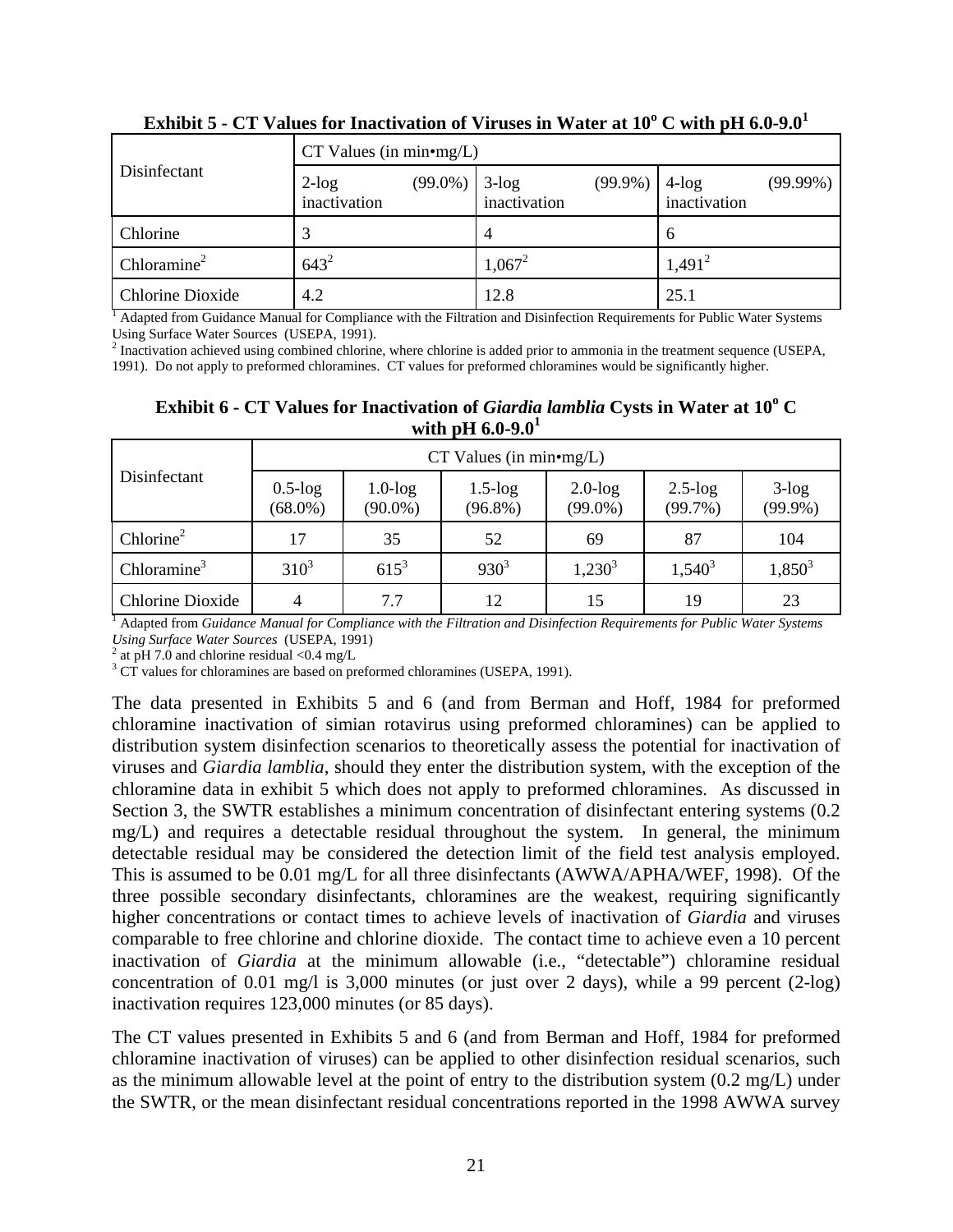**Exhibit 5 - CT Values for Inactivation of Viruses in Water at 10° C with pH 6.0-9.0[1]**

| Disinfectant | CT Values (in min•mg/L) | | |
|---|---|---|---|
| | 2-log (99.0%) inactivation | 3-log (99.9%) inactivation | 4-log (99.99%) inactivation |
| Chlorine | 3 | 4 | 6 |
| Chloramine[2] | 643[2] | 1,067[2] | 1,491[2] |
| Chlorine Dioxide | 4.2 | 12.8 | 25.1 |

[1] Adapted from Guidance Manual for Compliance with the Filtration and Disinfection Requirements for Public Water Systems Using Surface Water Sources (USEPA, 1991).
[2] Inactivation achieved using combined chlorine, where chlorine is added prior to ammonia in the treatment sequence (USEPA, 1991). Do not apply to preformed chloramines. CT values for preformed chloramines would be significantly higher.

**Exhibit 6 - CT Values for Inactivation of *Giardia lamblia* Cysts in Water at 10° C with pH 6.0-9.0[1]**

| Disinfectant | CT Values (in min•mg/L) | | | | | |
|---|---|---|---|---|---|---|
| | 0.5-log (68.0%) | 1.0-log (90.0%) | 1.5-log (96.8%) | 2.0-log (99.0%) | 2.5-log (99.7%) | 3-log (99.9%) |
| Chlorine[2] | 17 | 35 | 52 | 69 | 87 | 104 |
| Chloramine[3] | 310[3] | 615[3] | 930[3] | 1,230[3] | 1,540[3] | 1,850[3] |
| Chlorine Dioxide | 4 | 7.7 | 12 | 15 | 19 | 23 |

[1] Adapted from *Guidance Manual for Compliance with the Filtration and Disinfection Requirements for Public Water Systems Using Surface Water Sources* (USEPA, 1991)
[2] at pH 7.0 and chlorine residual <0.4 mg/L
[3] CT values for chloramines are based on preformed chloramines (USEPA, 1991).

The data presented in Exhibits 5 and 6 (and from Berman and Hoff, 1984 for preformed chloramine inactivation of simian rotavirus using preformed chloramines) can be applied to distribution system disinfection scenarios to theoretically assess the potential for inactivation of viruses and *Giardia lamblia*, should they enter the distribution system, with the exception of the chloramine data in exhibit 5 which does not apply to preformed chloramines. As discussed in Section 3, the SWTR establishes a minimum concentration of disinfectant entering systems (0.2 mg/L) and requires a detectable residual throughout the system. In general, the minimum detectable residual may be considered the detection limit of the field test analysis employed. This is assumed to be 0.01 mg/L for all three disinfectants (AWWA/APHA/WEF, 1998). Of the three possible secondary disinfectants, chloramines are the weakest, requiring significantly higher concentrations or contact times to achieve levels of inactivation of *Giardia* and viruses comparable to free chlorine and chlorine dioxide. The contact time to achieve even a 10 percent inactivation of *Giardia* at the minimum allowable (i.e., "detectable") chloramine residual concentration of 0.01 mg/l is 3,000 minutes (or just over 2 days), while a 99 percent (2-log) inactivation requires 123,000 minutes (or 85 days).

The CT values presented in Exhibits 5 and 6 (and from Berman and Hoff, 1984 for preformed chloramine inactivation of viruses) can be applied to other disinfection residual scenarios, such as the minimum allowable level at the point of entry to the distribution system (0.2 mg/L) under the SWTR, or the mean disinfectant residual concentrations reported in the 1998 AWWA survey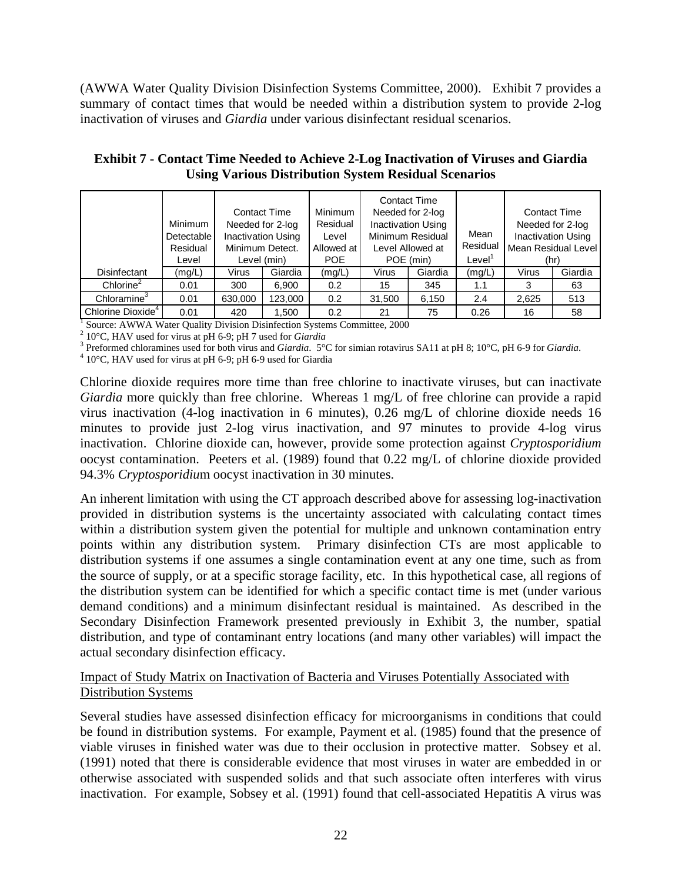(AWWA Water Quality Division Disinfection Systems Committee, 2000). Exhibit 7 provides a summary of contact times that would be needed within a distribution system to provide 2-log inactivation of viruses and *Giardia* under various disinfectant residual scenarios.

**Exhibit 7 - Contact Time Needed to Achieve 2-Log Inactivation of Viruses and Giardia Using Various Distribution System Residual Scenarios**

| | Minimum Detectable Residual Level | Contact Time Needed for 2-log Inactivation Using Minimum Detect. Level (min) | | Minimum Residual Level Allowed at POE | Contact Time Needed for 2-log Inactivation Using Minimum Residual Level Allowed at POE (min) | | Mean Residual Level[1] | Contact Time Needed for 2-log Inactivation Using Mean Residual Level (hr) | |
|---|---|---|---|---|---|---|---|---|---|
| Disinfectant | (mg/L) | Virus | Giardia | (mg/L) | Virus | Giardia | (mg/L) | Virus | Giardia |
| Chlorine[2] | 0.01 | 300 | 6,900 | 0.2 | 15 | 345 | 1.1 | 3 | 63 |
| Chloramine[3] | 0.01 | 630,000 | 123,000 | 0.2 | 31,500 | 6,150 | 2.4 | 2,625 | 513 |
| Chlorine Dioxide[4] | 0.01 | 420 | 1,500 | 0.2 | 21 | 75 | 0.26 | 16 | 58 |

[1] Source: AWWA Water Quality Division Disinfection Systems Committee, 2000
[2] 10°C, HAV used for virus at pH 6-9; pH 7 used for *Giardia*
[3] Preformed chloramines used for both virus and *Giardia*. 5°C for simian rotavirus SA11 at pH 8; 10°C, pH 6-9 for *Giardia*.
[4] 10°C, HAV used for virus at pH 6-9; pH 6-9 used for Giardia

Chlorine dioxide requires more time than free chlorine to inactivate viruses, but can inactivate *Giardia* more quickly than free chlorine. Whereas 1 mg/L of free chlorine can provide a rapid virus inactivation (4-log inactivation in 6 minutes), 0.26 mg/L of chlorine dioxide needs 16 minutes to provide just 2-log virus inactivation, and 97 minutes to provide 4-log virus inactivation. Chlorine dioxide can, however, provide some protection against *Cryptosporidium* oocyst contamination. Peeters et al. (1989) found that 0.22 mg/L of chlorine dioxide provided 94.3% *Cryptosporidium* oocyst inactivation in 30 minutes.

An inherent limitation with using the CT approach described above for assessing log-inactivation provided in distribution systems is the uncertainty associated with calculating contact times within a distribution system given the potential for multiple and unknown contamination entry points within any distribution system. Primary disinfection CTs are most applicable to distribution systems if one assumes a single contamination event at any one time, such as from the source of supply, or at a specific storage facility, etc. In this hypothetical case, all regions of the distribution system can be identified for which a specific contact time is met (under various demand conditions) and a minimum disinfectant residual is maintained. As described in the Secondary Disinfection Framework presented previously in Exhibit 3, the number, spatial distribution, and type of contaminant entry locations (and many other variables) will impact the actual secondary disinfection efficacy.

Impact of Study Matrix on Inactivation of Bacteria and Viruses Potentially Associated with Distribution Systems

Several studies have assessed disinfection efficacy for microorganisms in conditions that could be found in distribution systems. For example, Payment et al. (1985) found that the presence of viable viruses in finished water was due to their occlusion in protective matter. Sobsey et al. (1991) noted that there is considerable evidence that most viruses in water are embedded in or otherwise associated with suspended solids and that such associate often interferes with virus inactivation. For example, Sobsey et al. (1991) found that cell-associated Hepatitis A virus was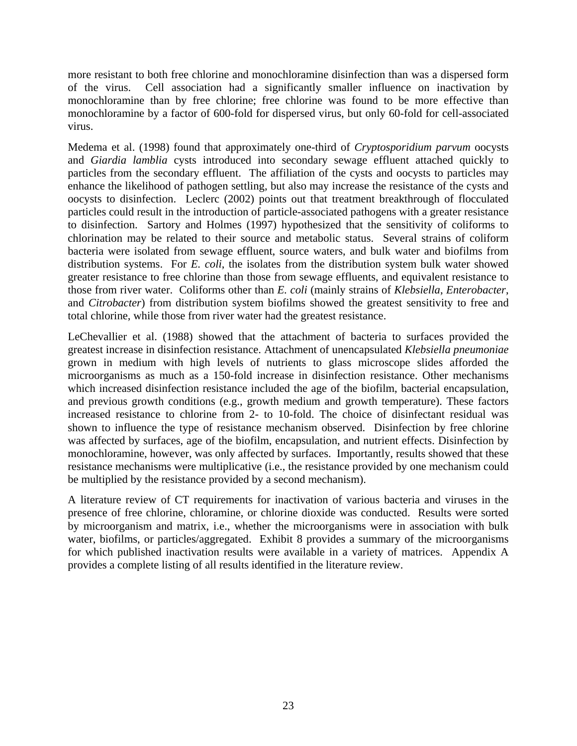more resistant to both free chlorine and monochloramine disinfection than was a dispersed form of the virus. Cell association had a significantly smaller influence on inactivation by monochloramine than by free chlorine; free chlorine was found to be more effective than monochloramine by a factor of 600-fold for dispersed virus, but only 60-fold for cell-associated virus.

Medema et al. (1998) found that approximately one-third of *Cryptosporidium parvum* oocysts and *Giardia lamblia* cysts introduced into secondary sewage effluent attached quickly to particles from the secondary effluent. The affiliation of the cysts and oocysts to particles may enhance the likelihood of pathogen settling, but also may increase the resistance of the cysts and oocysts to disinfection. Leclerc (2002) points out that treatment breakthrough of flocculated particles could result in the introduction of particle-associated pathogens with a greater resistance to disinfection. Sartory and Holmes (1997) hypothesized that the sensitivity of coliforms to chlorination may be related to their source and metabolic status. Several strains of coliform bacteria were isolated from sewage effluent, source waters, and bulk water and biofilms from distribution systems. For *E. coli*, the isolates from the distribution system bulk water showed greater resistance to free chlorine than those from sewage effluents, and equivalent resistance to those from river water. Coliforms other than *E. coli* (mainly strains of *Klebsiella*, *Enterobacter*, and *Citrobacter*) from distribution system biofilms showed the greatest sensitivity to free and total chlorine, while those from river water had the greatest resistance.

LeChevallier et al. (1988) showed that the attachment of bacteria to surfaces provided the greatest increase in disinfection resistance. Attachment of unencapsulated *Klebsiella pneumoniae* grown in medium with high levels of nutrients to glass microscope slides afforded the microorganisms as much as a 150-fold increase in disinfection resistance. Other mechanisms which increased disinfection resistance included the age of the biofilm, bacterial encapsulation, and previous growth conditions (e.g., growth medium and growth temperature). These factors increased resistance to chlorine from 2- to 10-fold. The choice of disinfectant residual was shown to influence the type of resistance mechanism observed. Disinfection by free chlorine was affected by surfaces, age of the biofilm, encapsulation, and nutrient effects. Disinfection by monochloramine, however, was only affected by surfaces. Importantly, results showed that these resistance mechanisms were multiplicative (i.e., the resistance provided by one mechanism could be multiplied by the resistance provided by a second mechanism).

A literature review of CT requirements for inactivation of various bacteria and viruses in the presence of free chlorine, chloramine, or chlorine dioxide was conducted. Results were sorted by microorganism and matrix, i.e., whether the microorganisms were in association with bulk water, biofilms, or particles/aggregated. Exhibit 8 provides a summary of the microorganisms for which published inactivation results were available in a variety of matrices. Appendix A provides a complete listing of all results identified in the literature review.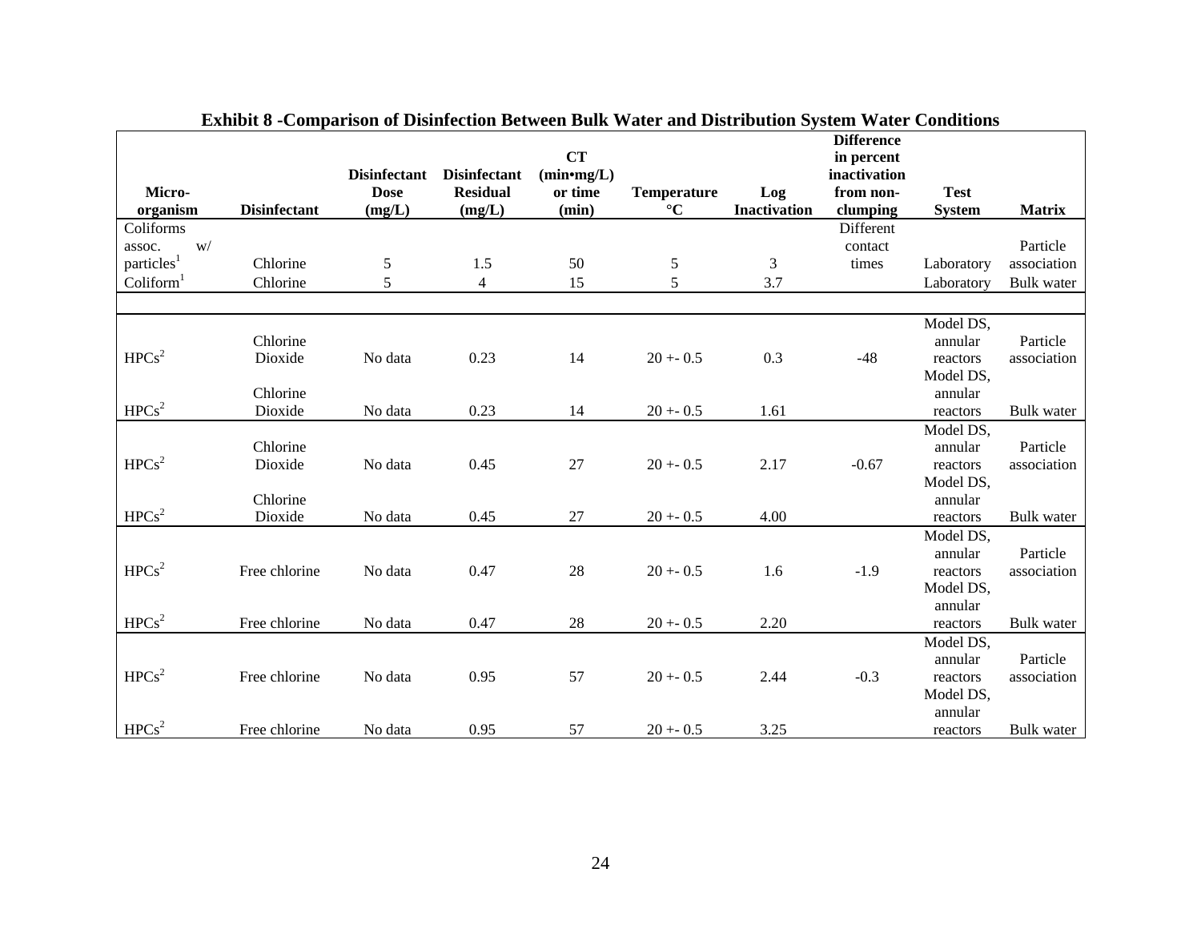**Exhibit 8 -Comparison of Disinfection Between Bulk Water and Distribution System Water Conditions**

| Micro-organism | Disinfectant | Disinfectant Dose (mg/L) | Disinfectant Residual (mg/L) | CT (min•mg/L) or time (min) | Temperature °C | Log Inactivation | Difference in percent inactivation from non-clumping | Test System | Matrix |
|---|---|---|---|---|---|---|---|---|---|
| Coliforms assoc. w/ particles[1] | Chlorine | 5 | 1.5 | 50 | 5 | 3 | Different contact times | Laboratory | Particle association |
| Coliform[1] | Chlorine | 5 | 4 | 15 | 5 | 3.7 | | Laboratory | Bulk water |
| | | | | | | | | | |
| HPCs[2] | Chlorine Dioxide | No data | 0.23 | 14 | 20 +- 0.5 | 0.3 | -48 | Model DS, annular reactors | Particle association |
| HPCs[2] | Chlorine Dioxide | No data | 0.23 | 14 | 20 +- 0.5 | 1.61 | | Model DS, annular reactors | Bulk water |
| HPCs[2] | Chlorine Dioxide | No data | 0.45 | 27 | 20 +- 0.5 | 2.17 | -0.67 | Model DS, annular reactors | Particle association |
| HPCs[2] | Chlorine Dioxide | No data | 0.45 | 27 | 20 +- 0.5 | 4.00 | | Model DS, annular reactors | Bulk water |
| HPCs[2] | Free chlorine | No data | 0.47 | 28 | 20 +- 0.5 | 1.6 | -1.9 | Model DS, annular reactors | Particle association |
| HPCs[2] | Free chlorine | No data | 0.47 | 28 | 20 +- 0.5 | 2.20 | | Model DS, annular reactors | Bulk water |
| HPCs[2] | Free chlorine | No data | 0.95 | 57 | 20 +- 0.5 | 2.44 | -0.3 | Model DS, annular reactors | Particle association |
| HPCs[2] | Free chlorine | No data | 0.95 | 57 | 20 +- 0.5 | 3.25 | | Model DS, annular reactors | Bulk water |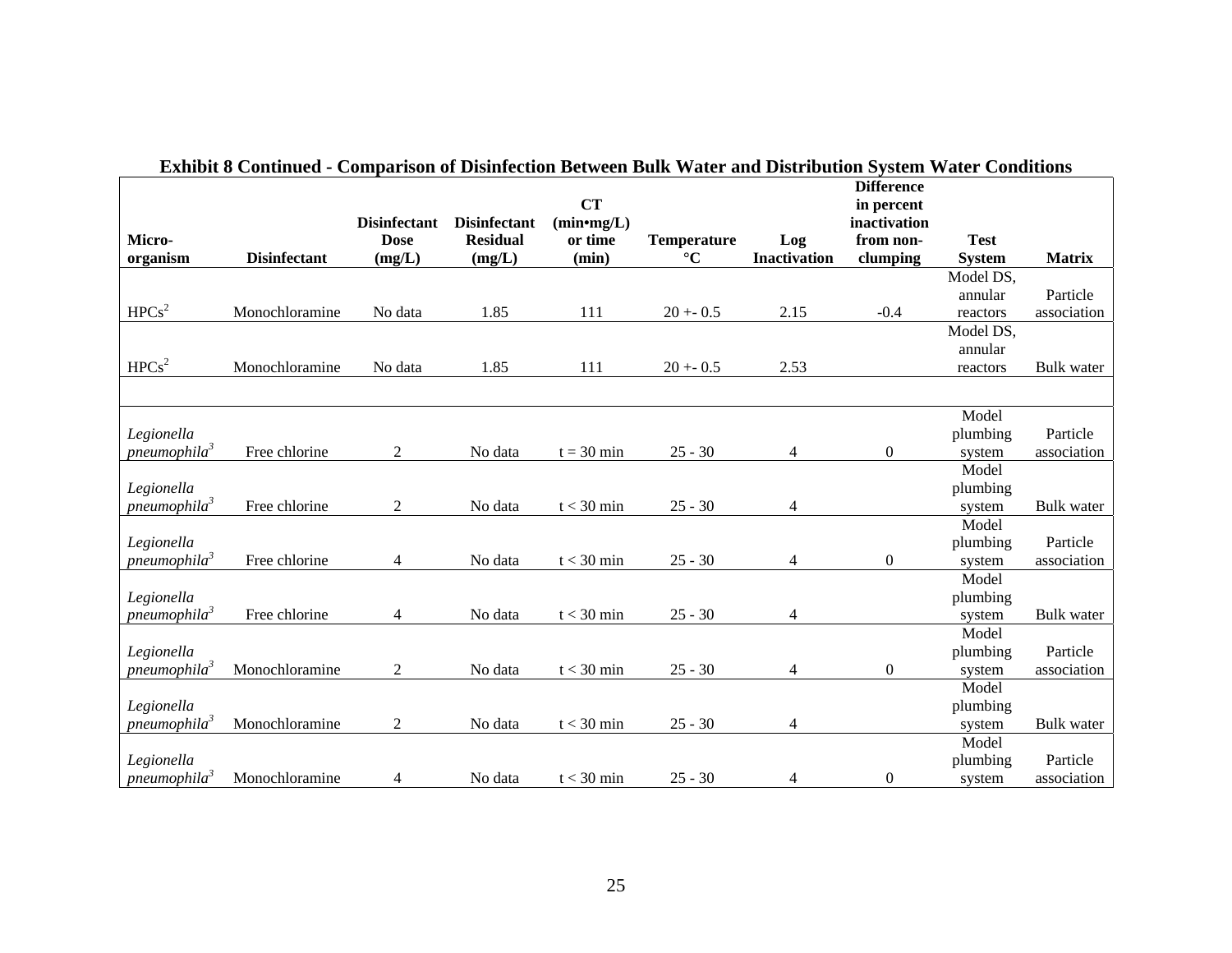**Exhibit 8 Continued - Comparison of Disinfection Between Bulk Water and Distribution System Water Conditions**

| Micro-organism | Disinfectant | Disinfectant Dose (mg/L) | Disinfectant Residual (mg/L) | CT (min•mg/L) or time (min) | Temperature °C | Log Inactivation | Difference in percent inactivation from non-clumping | Test System | Matrix |
|---|---|---|---|---|---|---|---|---|---|
| HPCs[2] | Monochloramine | No data | 1.85 | 111 | 20 +- 0.5 | 2.15 | -0.4 | Model DS, annular reactors | Particle association |
| HPCs[2] | Monochloramine | No data | 1.85 | 111 | 20 +- 0.5 | 2.53 | | Model DS, annular reactors | Bulk water |
| | | | | | | | | | |
| *Legionella pneumophila*[3] | Free chlorine | 2 | No data | t = 30 min | 25 - 30 | 4 | 0 | Model plumbing system | Particle association |
| *Legionella pneumophila*[3] | Free chlorine | 2 | No data | t < 30 min | 25 - 30 | 4 | | Model plumbing system | Bulk water |
| *Legionella pneumophila*[3] | Free chlorine | 4 | No data | t < 30 min | 25 - 30 | 4 | 0 | Model plumbing system | Particle association |
| *Legionella pneumophila*[3] | Free chlorine | 4 | No data | t < 30 min | 25 - 30 | 4 | | Model plumbing system | Bulk water |
| *Legionella pneumophila*[3] | Monochloramine | 2 | No data | t < 30 min | 25 - 30 | 4 | 0 | Model plumbing system | Particle association |
| *Legionella pneumophila*[3] | Monochloramine | 2 | No data | t < 30 min | 25 - 30 | 4 | | Model plumbing system | Bulk water |
| *Legionella pneumophila*[3] | Monochloramine | 4 | No data | t < 30 min | 25 - 30 | 4 | 0 | Model plumbing system | Particle association |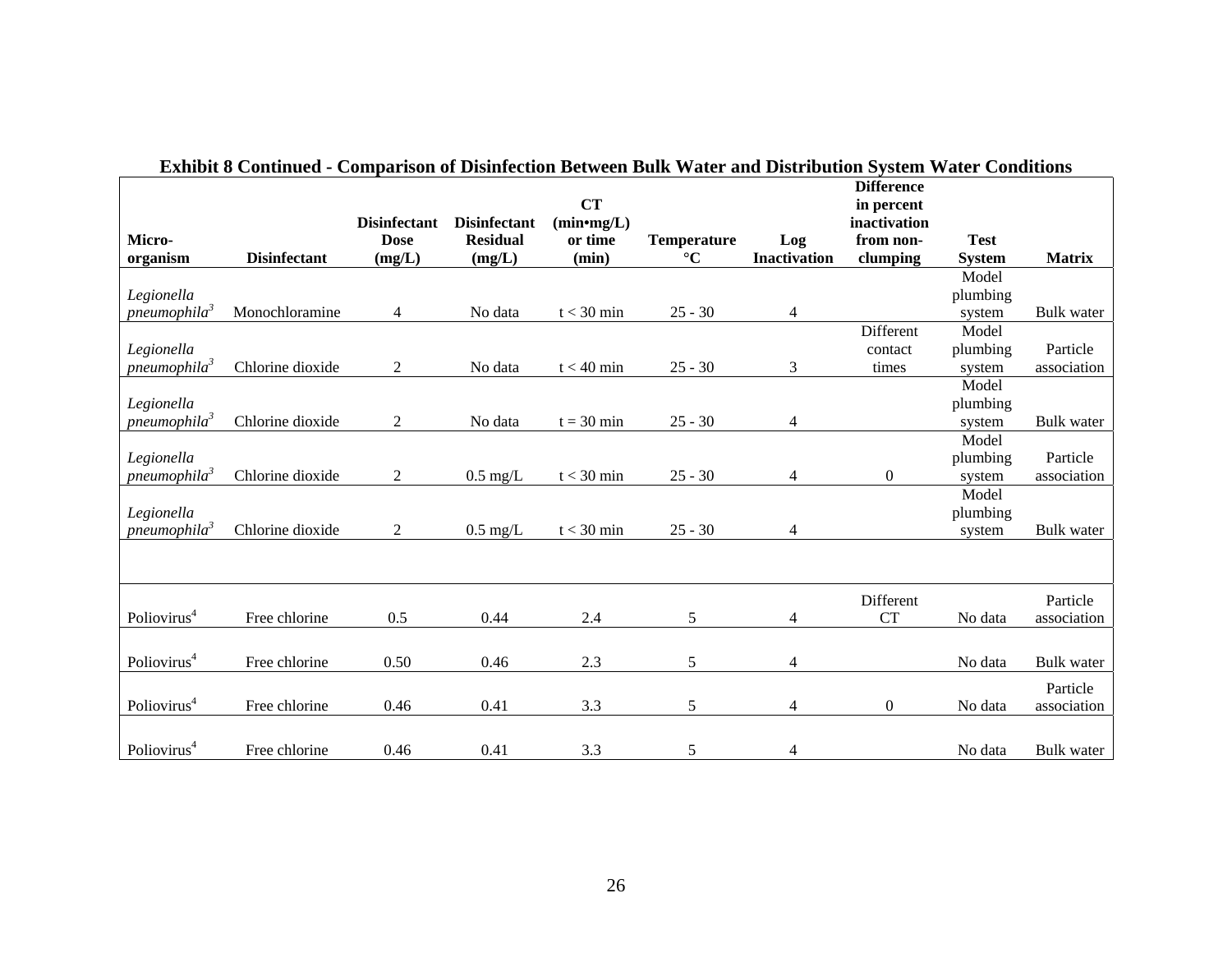**Exhibit 8 Continued - Comparison of Disinfection Between Bulk Water and Distribution System Water Conditions**

| Micro-organism | Disinfectant | Disinfectant Dose (mg/L) | Disinfectant Residual (mg/L) | CT (min•mg/L) or time (min) | Temperature °C | Log Inactivation | Difference in percent inactivation from non-clumping | Test System | Matrix |
|---|---|---|---|---|---|---|---|---|---|
| *Legionella pneumophila*[3] | Monochloramine | 4 | No data | t < 30 min | 25 - 30 | 4 | | Model plumbing system | Bulk water |
| *Legionella pneumophila*[3] | Chlorine dioxide | 2 | No data | t < 40 min | 25 - 30 | 3 | Different contact times | Model plumbing system | Particle association |
| *Legionella pneumophila*[3] | Chlorine dioxide | 2 | No data | t = 30 min | 25 - 30 | 4 | | Model plumbing system | Bulk water |
| *Legionella pneumophila*[3] | Chlorine dioxide | 2 | 0.5 mg/L | t < 30 min | 25 - 30 | 4 | 0 | Model plumbing system | Particle association |
| *Legionella pneumophila*[3] | Chlorine dioxide | 2 | 0.5 mg/L | t < 30 min | 25 - 30 | 4 | | Model plumbing system | Bulk water |
| | | | | | | | | | |
| Poliovirus[4] | Free chlorine | 0.5 | 0.44 | 2.4 | 5 | 4 | Different CT | No data | Particle association |
| Poliovirus[4] | Free chlorine | 0.50 | 0.46 | 2.3 | 5 | 4 | | No data | Bulk water |
| Poliovirus[4] | Free chlorine | 0.46 | 0.41 | 3.3 | 5 | 4 | 0 | No data | Particle association |
| Poliovirus[4] | Free chlorine | 0.46 | 0.41 | 3.3 | 5 | 4 | | No data | Bulk water |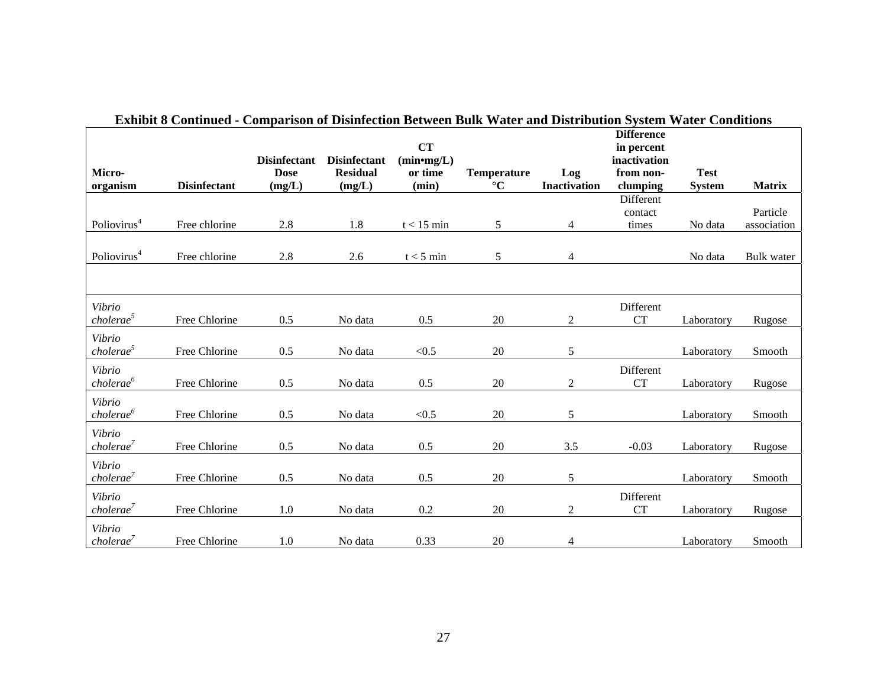**Exhibit 8 Continued - Comparison of Disinfection Between Bulk Water and Distribution System Water Conditions**

| Micro-organism | Disinfectant | Disinfectant Dose (mg/L) | Disinfectant Residual (mg/L) | CT (min•mg/L) or time (min) | Temperature °C | Log Inactivation | Difference in percent inactivation from non-clumping | Test System | Matrix |
|---|---|---|---|---|---|---|---|---|---|
| Poliovirus[4] | Free chlorine | 2.8 | 1.8 | t < 15 min | 5 | 4 | Different contact times | No data | Particle association |
| Poliovirus[4] | Free chlorine | 2.8 | 2.6 | t < 5 min | 5 | 4 | | No data | Bulk water |
| | | | | | | | | | |
| *Vibrio cholerae*[5] | Free Chlorine | 0.5 | No data | 0.5 | 20 | 2 | Different CT | Laboratory | Rugose |
| *Vibrio cholerae*[5] | Free Chlorine | 0.5 | No data | <0.5 | 20 | 5 | | Laboratory | Smooth |
| *Vibrio cholerae*[6] | Free Chlorine | 0.5 | No data | 0.5 | 20 | 2 | Different CT | Laboratory | Rugose |
| *Vibrio cholerae*[6] | Free Chlorine | 0.5 | No data | <0.5 | 20 | 5 | | Laboratory | Smooth |
| *Vibrio cholerae*[7] | Free Chlorine | 0.5 | No data | 0.5 | 20 | 3.5 | -0.03 | Laboratory | Rugose |
| *Vibrio cholerae*[7] | Free Chlorine | 0.5 | No data | 0.5 | 20 | 5 | | Laboratory | Smooth |
| *Vibrio cholerae*[7] | Free Chlorine | 1.0 | No data | 0.2 | 20 | 2 | Different CT | Laboratory | Rugose |
| *Vibrio cholerae*[7] | Free Chlorine | 1.0 | No data | 0.33 | 20 | 4 | | Laboratory | Smooth |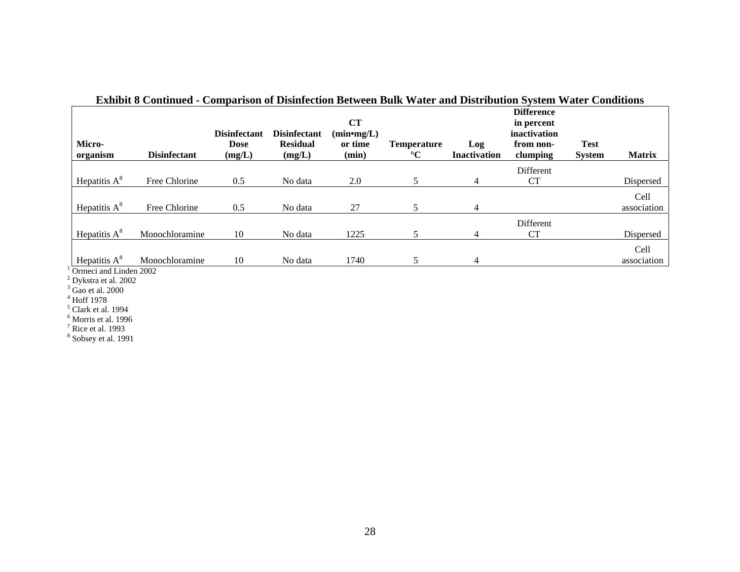**Exhibit 8 Continued - Comparison of Disinfection Between Bulk Water and Distribution System Water Conditions**

| Micro-organism | Disinfectant | Disinfectant Dose (mg/L) | Disinfectant Residual (mg/L) | CT (min•mg/L) or time (min) | Temperature °C | Log Inactivation | Difference in percent inactivation from non-clumping | Test System | Matrix |
|---|---|---|---|---|---|---|---|---|---|
| Hepatitis A[8] | Free Chlorine | 0.5 | No data | 2.0 | 5 | 4 | Different CT | | Dispersed |
| Hepatitis A[8] | Free Chlorine | 0.5 | No data | 27 | 5 | 4 | | | Cell association |
| Hepatitis A[8] | Monochloramine | 10 | No data | 1225 | 5 | 4 | Different CT | | Dispersed |
| Hepatitis A[8] | Monochloramine | 10 | No data | 1740 | 5 | 4 | | | Cell association |

[1] Ormeci and Linden 2002
[2] Dykstra et al. 2002
[3] Gao et al. 2000
[4] Hoff 1978
[5] Clark et al. 1994
[6] Morris et al. 1996
[7] Rice et al. 1993
[8] Sobsey et al. 1991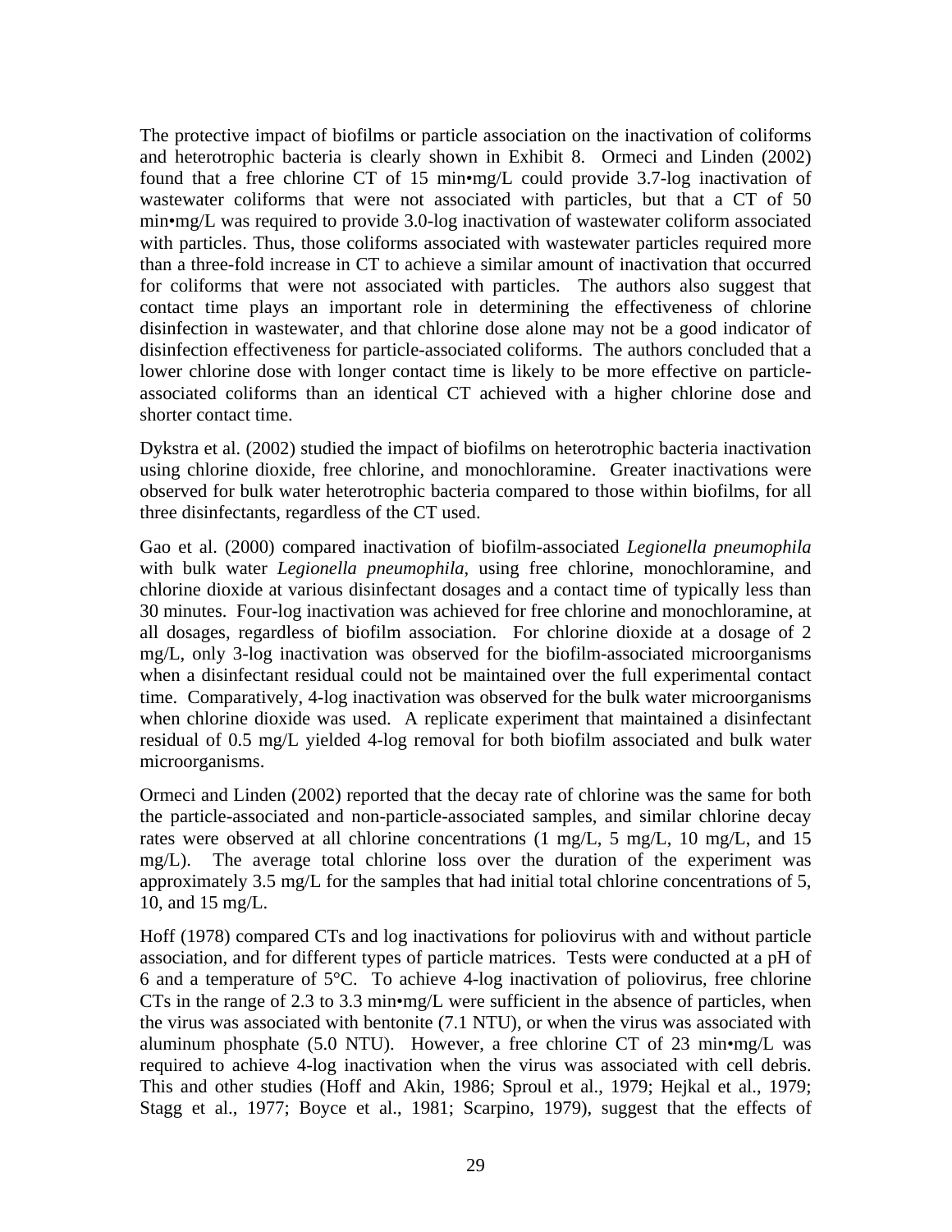The protective impact of biofilms or particle association on the inactivation of coliforms and heterotrophic bacteria is clearly shown in Exhibit 8. Ormeci and Linden (2002) found that a free chlorine CT of 15 min•mg/L could provide 3.7-log inactivation of wastewater coliforms that were not associated with particles, but that a CT of 50 min•mg/L was required to provide 3.0-log inactivation of wastewater coliform associated with particles. Thus, those coliforms associated with wastewater particles required more than a three-fold increase in CT to achieve a similar amount of inactivation that occurred for coliforms that were not associated with particles. The authors also suggest that contact time plays an important role in determining the effectiveness of chlorine disinfection in wastewater, and that chlorine dose alone may not be a good indicator of disinfection effectiveness for particle-associated coliforms. The authors concluded that a lower chlorine dose with longer contact time is likely to be more effective on particle-associated coliforms than an identical CT achieved with a higher chlorine dose and shorter contact time.

Dykstra et al. (2002) studied the impact of biofilms on heterotrophic bacteria inactivation using chlorine dioxide, free chlorine, and monochloramine. Greater inactivations were observed for bulk water heterotrophic bacteria compared to those within biofilms, for all three disinfectants, regardless of the CT used.

Gao et al. (2000) compared inactivation of biofilm-associated *Legionella pneumophila* with bulk water *Legionella pneumophila*, using free chlorine, monochloramine, and chlorine dioxide at various disinfectant dosages and a contact time of typically less than 30 minutes. Four-log inactivation was achieved for free chlorine and monochloramine, at all dosages, regardless of biofilm association. For chlorine dioxide at a dosage of 2 mg/L, only 3-log inactivation was observed for the biofilm-associated microorganisms when a disinfectant residual could not be maintained over the full experimental contact time. Comparatively, 4-log inactivation was observed for the bulk water microorganisms when chlorine dioxide was used. A replicate experiment that maintained a disinfectant residual of 0.5 mg/L yielded 4-log removal for both biofilm associated and bulk water microorganisms.

Ormeci and Linden (2002) reported that the decay rate of chlorine was the same for both the particle-associated and non-particle-associated samples, and similar chlorine decay rates were observed at all chlorine concentrations (1 mg/L, 5 mg/L, 10 mg/L, and 15 mg/L). The average total chlorine loss over the duration of the experiment was approximately 3.5 mg/L for the samples that had initial total chlorine concentrations of 5, 10, and 15 mg/L.

Hoff (1978) compared CTs and log inactivations for poliovirus with and without particle association, and for different types of particle matrices. Tests were conducted at a pH of 6 and a temperature of 5°C. To achieve 4-log inactivation of poliovirus, free chlorine CTs in the range of 2.3 to 3.3 min•mg/L were sufficient in the absence of particles, when the virus was associated with bentonite (7.1 NTU), or when the virus was associated with aluminum phosphate (5.0 NTU). However, a free chlorine CT of 23 min•mg/L was required to achieve 4-log inactivation when the virus was associated with cell debris. This and other studies (Hoff and Akin, 1986; Sproul et al., 1979; Hejkal et al., 1979; Stagg et al., 1977; Boyce et al., 1981; Scarpino, 1979), suggest that the effects of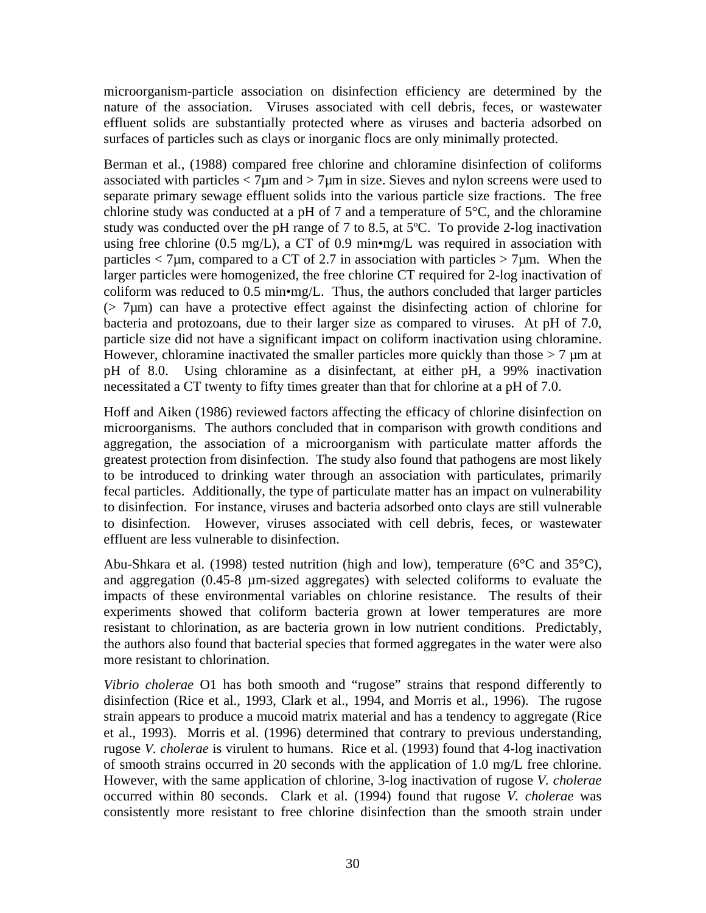microorganism-particle association on disinfection efficiency are determined by the nature of the association. Viruses associated with cell debris, feces, or wastewater effluent solids are substantially protected where as viruses and bacteria adsorbed on surfaces of particles such as clays or inorganic flocs are only minimally protected.

Berman et al., (1988) compared free chlorine and chloramine disinfection of coliforms associated with particles < 7µm and > 7µm in size. Sieves and nylon screens were used to separate primary sewage effluent solids into the various particle size fractions. The free chlorine study was conducted at a pH of 7 and a temperature of 5°C, and the chloramine study was conducted over the pH range of 7 to 8.5, at 5ºC. To provide 2-log inactivation using free chlorine (0.5 mg/L), a CT of 0.9 min•mg/L was required in association with particles < 7µm, compared to a CT of 2.7 in association with particles > 7µm. When the larger particles were homogenized, the free chlorine CT required for 2-log inactivation of coliform was reduced to 0.5 min•mg/L. Thus, the authors concluded that larger particles (> 7µm) can have a protective effect against the disinfecting action of chlorine for bacteria and protozoans, due to their larger size as compared to viruses. At pH of 7.0, particle size did not have a significant impact on coliform inactivation using chloramine. However, chloramine inactivated the smaller particles more quickly than those > 7 µm at pH of 8.0. Using chloramine as a disinfectant, at either pH, a 99% inactivation necessitated a CT twenty to fifty times greater than that for chlorine at a pH of 7.0.

Hoff and Aiken (1986) reviewed factors affecting the efficacy of chlorine disinfection on microorganisms. The authors concluded that in comparison with growth conditions and aggregation, the association of a microorganism with particulate matter affords the greatest protection from disinfection. The study also found that pathogens are most likely to be introduced to drinking water through an association with particulates, primarily fecal particles. Additionally, the type of particulate matter has an impact on vulnerability to disinfection. For instance, viruses and bacteria adsorbed onto clays are still vulnerable to disinfection. However, viruses associated with cell debris, feces, or wastewater effluent are less vulnerable to disinfection.

Abu-Shkara et al. (1998) tested nutrition (high and low), temperature (6°C and 35°C), and aggregation (0.45-8 µm-sized aggregates) with selected coliforms to evaluate the impacts of these environmental variables on chlorine resistance. The results of their experiments showed that coliform bacteria grown at lower temperatures are more resistant to chlorination, as are bacteria grown in low nutrient conditions. Predictably, the authors also found that bacterial species that formed aggregates in the water were also more resistant to chlorination.

*Vibrio cholerae* O1 has both smooth and "rugose" strains that respond differently to disinfection (Rice et al., 1993, Clark et al., 1994, and Morris et al., 1996). The rugose strain appears to produce a mucoid matrix material and has a tendency to aggregate (Rice et al., 1993). Morris et al. (1996) determined that contrary to previous understanding, rugose *V. cholerae* is virulent to humans. Rice et al. (1993) found that 4-log inactivation of smooth strains occurred in 20 seconds with the application of 1.0 mg/L free chlorine. However, with the same application of chlorine, 3-log inactivation of rugose *V. cholerae* occurred within 80 seconds. Clark et al. (1994) found that rugose *V. cholerae* was consistently more resistant to free chlorine disinfection than the smooth strain under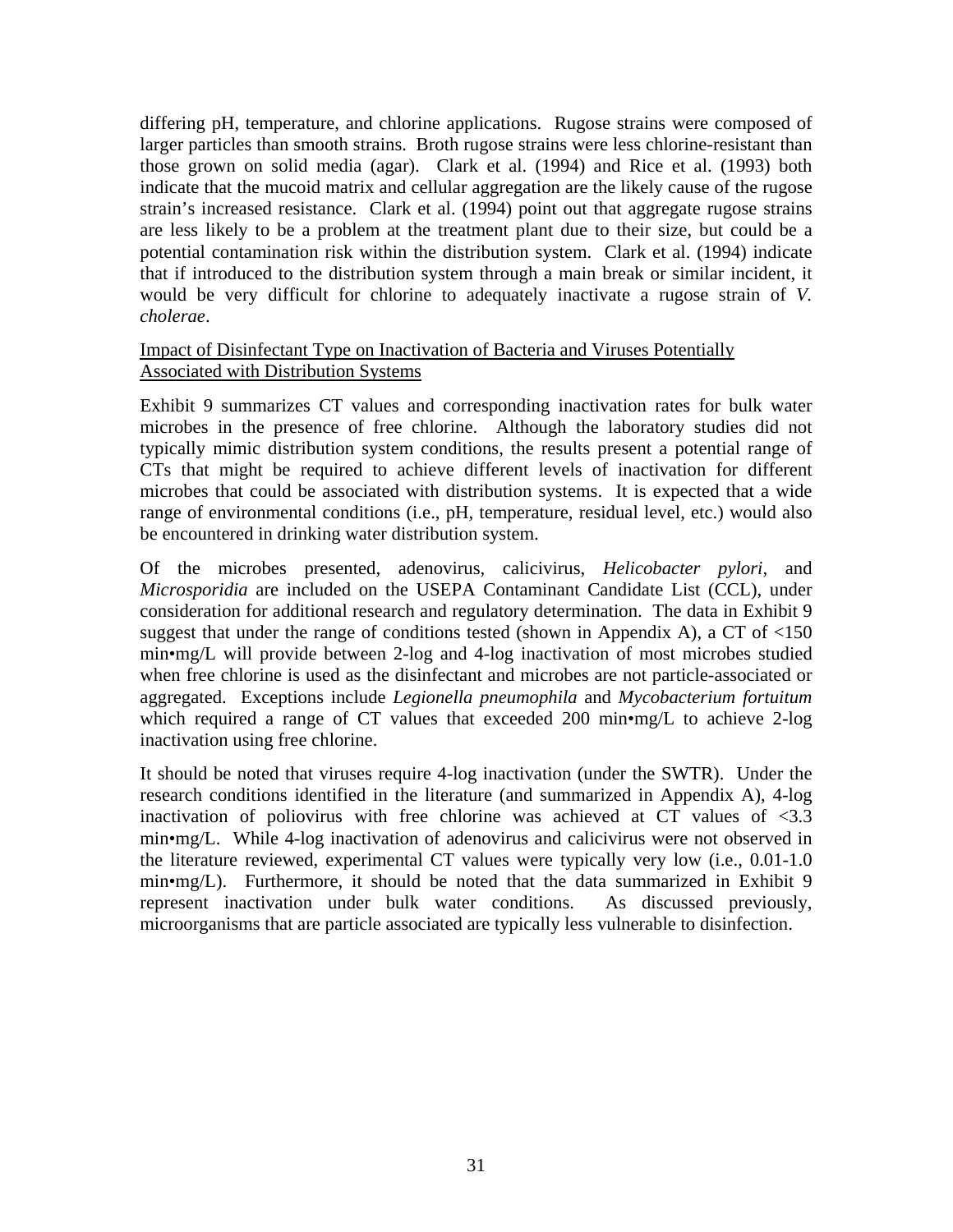differing pH, temperature, and chlorine applications. Rugose strains were composed of larger particles than smooth strains. Broth rugose strains were less chlorine-resistant than those grown on solid media (agar). Clark et al. (1994) and Rice et al. (1993) both indicate that the mucoid matrix and cellular aggregation are the likely cause of the rugose strain's increased resistance. Clark et al. (1994) point out that aggregate rugose strains are less likely to be a problem at the treatment plant due to their size, but could be a potential contamination risk within the distribution system. Clark et al. (1994) indicate that if introduced to the distribution system through a main break or similar incident, it would be very difficult for chlorine to adequately inactivate a rugose strain of *V. cholerae*.

Impact of Disinfectant Type on Inactivation of Bacteria and Viruses Potentially Associated with Distribution Systems

Exhibit 9 summarizes CT values and corresponding inactivation rates for bulk water microbes in the presence of free chlorine. Although the laboratory studies did not typically mimic distribution system conditions, the results present a potential range of CTs that might be required to achieve different levels of inactivation for different microbes that could be associated with distribution systems. It is expected that a wide range of environmental conditions (i.e., pH, temperature, residual level, etc.) would also be encountered in drinking water distribution system.

Of the microbes presented, adenovirus, calicivirus, *Helicobacter pylori*, and *Microsporidia* are included on the USEPA Contaminant Candidate List (CCL), under consideration for additional research and regulatory determination. The data in Exhibit 9 suggest that under the range of conditions tested (shown in Appendix A), a CT of <150 min•mg/L will provide between 2-log and 4-log inactivation of most microbes studied when free chlorine is used as the disinfectant and microbes are not particle-associated or aggregated. Exceptions include *Legionella pneumophila* and *Mycobacterium fortuitum* which required a range of CT values that exceeded 200 min•mg/L to achieve 2-log inactivation using free chlorine.

It should be noted that viruses require 4-log inactivation (under the SWTR). Under the research conditions identified in the literature (and summarized in Appendix A), 4-log inactivation of poliovirus with free chlorine was achieved at CT values of <3.3 min•mg/L. While 4-log inactivation of adenovirus and calicivirus were not observed in the literature reviewed, experimental CT values were typically very low (i.e., 0.01-1.0 min•mg/L). Furthermore, it should be noted that the data summarized in Exhibit 9 represent inactivation under bulk water conditions. As discussed previously, microorganisms that are particle associated are typically less vulnerable to disinfection.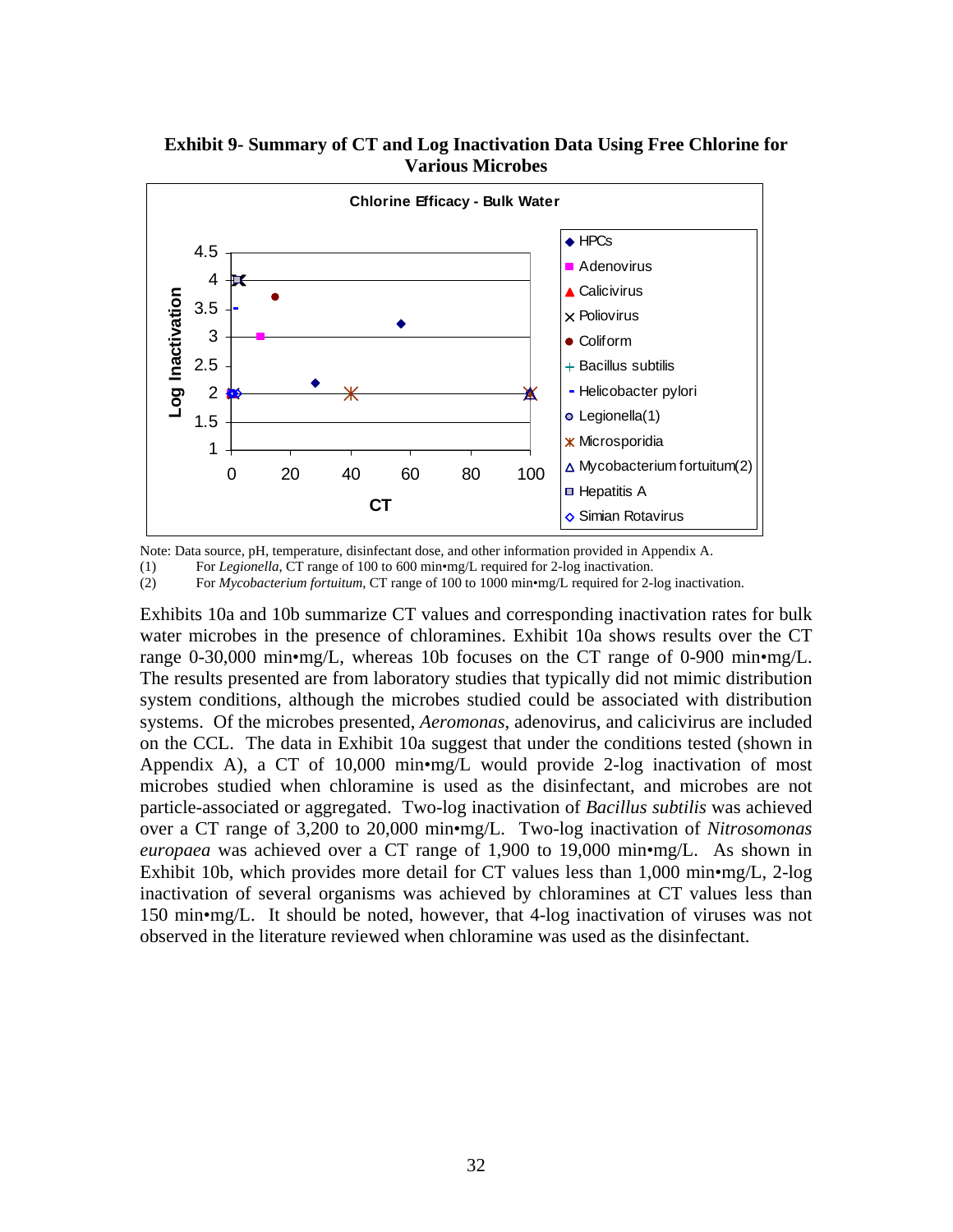**Exhibit 9- Summary of CT and Log Inactivation Data Using Free Chlorine for Various Microbes**

Note: Data source, pH, temperature, disinfectant dose, and other information provided in Appendix A.
(1) For *Legionella*, CT range of 100 to 600 min•mg/L required for 2-log inactivation.
(2) For *Mycobacterium fortuitum*, CT range of 100 to 1000 min•mg/L required for 2-log inactivation.

Exhibits 10a and 10b summarize CT values and corresponding inactivation rates for bulk water microbes in the presence of chloramines. Exhibit 10a shows results over the CT range 0-30,000 min•mg/L, whereas 10b focuses on the CT range of 0-900 min•mg/L. The results presented are from laboratory studies that typically did not mimic distribution system conditions, although the microbes studied could be associated with distribution systems. Of the microbes presented, *Aeromonas*, adenovirus, and calicivirus are included on the CCL. The data in Exhibit 10a suggest that under the conditions tested (shown in Appendix A), a CT of 10,000 min•mg/L would provide 2-log inactivation of most microbes studied when chloramine is used as the disinfectant, and microbes are not particle-associated or aggregated. Two-log inactivation of *Bacillus subtilis* was achieved over a CT range of 3,200 to 20,000 min•mg/L. Two-log inactivation of *Nitrosomonas europaea* was achieved over a CT range of 1,900 to 19,000 min•mg/L. As shown in Exhibit 10b, which provides more detail for CT values less than 1,000 min•mg/L, 2-log inactivation of several organisms was achieved by chloramines at CT values less than 150 min•mg/L. It should be noted, however, that 4-log inactivation of viruses was not observed in the literature reviewed when chloramine was used as the disinfectant.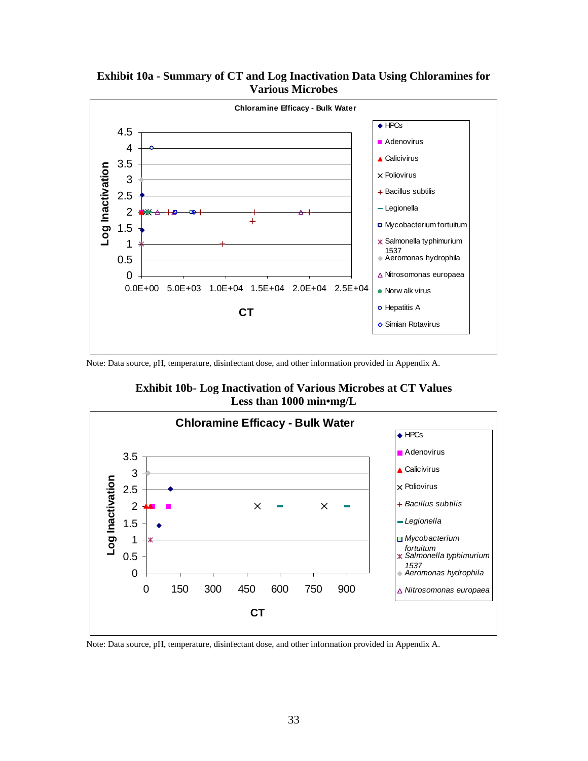**Exhibit 10a - Summary of CT and Log Inactivation Data Using Chloramines for Various Microbes**

Note: Data source, pH, temperature, disinfectant dose, and other information provided in Appendix A.

**Exhibit 10b- Log Inactivation of Various Microbes at CT Values Less than 1000 min•mg/L**

Note: Data source, pH, temperature, disinfectant dose, and other information provided in Appendix A.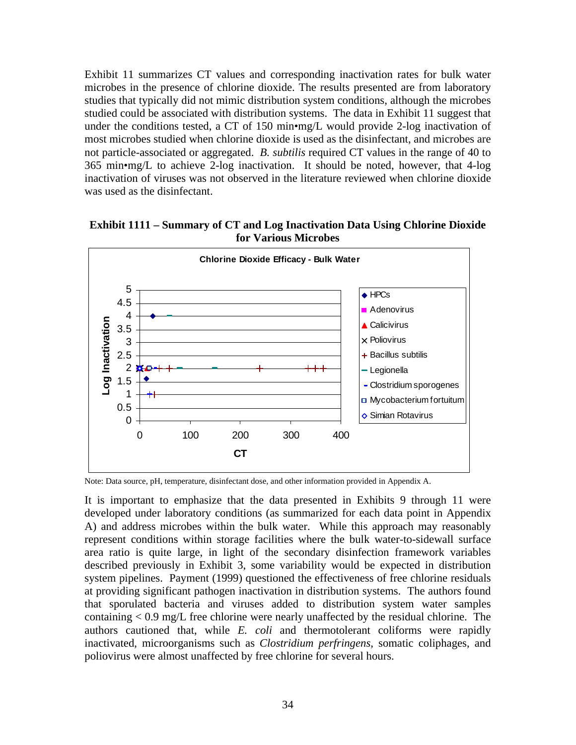Exhibit 11 summarizes CT values and corresponding inactivation rates for bulk water microbes in the presence of chlorine dioxide. The results presented are from laboratory studies that typically did not mimic distribution system conditions, although the microbes studied could be associated with distribution systems. The data in Exhibit 11 suggest that under the conditions tested, a CT of 150 min•mg/L would provide 2-log inactivation of most microbes studied when chlorine dioxide is used as the disinfectant, and microbes are not particle-associated or aggregated. *B. subtilis* required CT values in the range of 40 to 365 min•mg/L to achieve 2-log inactivation. It should be noted, however, that 4-log inactivation of viruses was not observed in the literature reviewed when chlorine dioxide was used as the disinfectant.

**Exhibit 1111 – Summary of CT and Log Inactivation Data Using Chlorine Dioxide for Various Microbes**

Chlorine Dioxide Efficacy - Bulk Water

Note: Data source, pH, temperature, disinfectant dose, and other information provided in Appendix A.

It is important to emphasize that the data presented in Exhibits 9 through 11 were developed under laboratory conditions (as summarized for each data point in Appendix A) and address microbes within the bulk water. While this approach may reasonably represent conditions within storage facilities where the bulk water-to-sidewall surface area ratio is quite large, in light of the secondary disinfection framework variables described previously in Exhibit 3, some variability would be expected in distribution system pipelines. Payment (1999) questioned the effectiveness of free chlorine residuals at providing significant pathogen inactivation in distribution systems. The authors found that sporulated bacteria and viruses added to distribution system water samples containing < 0.9 mg/L free chlorine were nearly unaffected by the residual chlorine. The authors cautioned that, while *E. coli* and thermotolerant coliforms were rapidly inactivated, microorganisms such as *Clostridium perfringens*, somatic coliphages, and poliovirus were almost unaffected by free chlorine for several hours.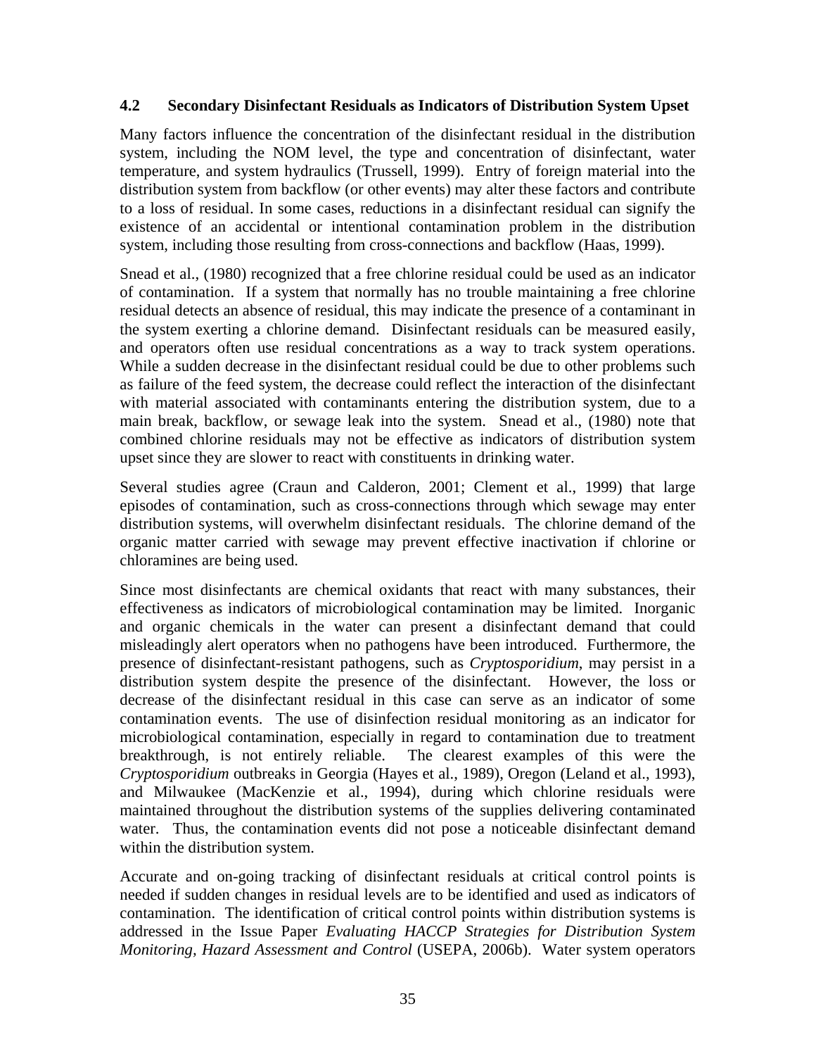### 4.2 Secondary Disinfectant Residuals as Indicators of Distribution System Upset

Many factors influence the concentration of the disinfectant residual in the distribution system, including the NOM level, the type and concentration of disinfectant, water temperature, and system hydraulics (Trussell, 1999). Entry of foreign material into the distribution system from backflow (or other events) may alter these factors and contribute to a loss of residual. In some cases, reductions in a disinfectant residual can signify the existence of an accidental or intentional contamination problem in the distribution system, including those resulting from cross-connections and backflow (Haas, 1999).

Snead et al., (1980) recognized that a free chlorine residual could be used as an indicator of contamination. If a system that normally has no trouble maintaining a free chlorine residual detects an absence of residual, this may indicate the presence of a contaminant in the system exerting a chlorine demand. Disinfectant residuals can be measured easily, and operators often use residual concentrations as a way to track system operations. While a sudden decrease in the disinfectant residual could be due to other problems such as failure of the feed system, the decrease could reflect the interaction of the disinfectant with material associated with contaminants entering the distribution system, due to a main break, backflow, or sewage leak into the system. Snead et al., (1980) note that combined chlorine residuals may not be effective as indicators of distribution system upset since they are slower to react with constituents in drinking water.

Several studies agree (Craun and Calderon, 2001; Clement et al., 1999) that large episodes of contamination, such as cross-connections through which sewage may enter distribution systems, will overwhelm disinfectant residuals. The chlorine demand of the organic matter carried with sewage may prevent effective inactivation if chlorine or chloramines are being used.

Since most disinfectants are chemical oxidants that react with many substances, their effectiveness as indicators of microbiological contamination may be limited. Inorganic and organic chemicals in the water can present a disinfectant demand that could misleadingly alert operators when no pathogens have been introduced. Furthermore, the presence of disinfectant-resistant pathogens, such as *Cryptosporidium*, may persist in a distribution system despite the presence of the disinfectant. However, the loss or decrease of the disinfectant residual in this case can serve as an indicator of some contamination events. The use of disinfection residual monitoring as an indicator for microbiological contamination, especially in regard to contamination due to treatment breakthrough, is not entirely reliable. The clearest examples of this were the *Cryptosporidium* outbreaks in Georgia (Hayes et al., 1989), Oregon (Leland et al., 1993), and Milwaukee (MacKenzie et al., 1994), during which chlorine residuals were maintained throughout the distribution systems of the supplies delivering contaminated water. Thus, the contamination events did not pose a noticeable disinfectant demand within the distribution system.

Accurate and on-going tracking of disinfectant residuals at critical control points is needed if sudden changes in residual levels are to be identified and used as indicators of contamination. The identification of critical control points within distribution systems is addressed in the Issue Paper *Evaluating HACCP Strategies for Distribution System Monitoring, Hazard Assessment and Control* (USEPA, 2006b). Water system operators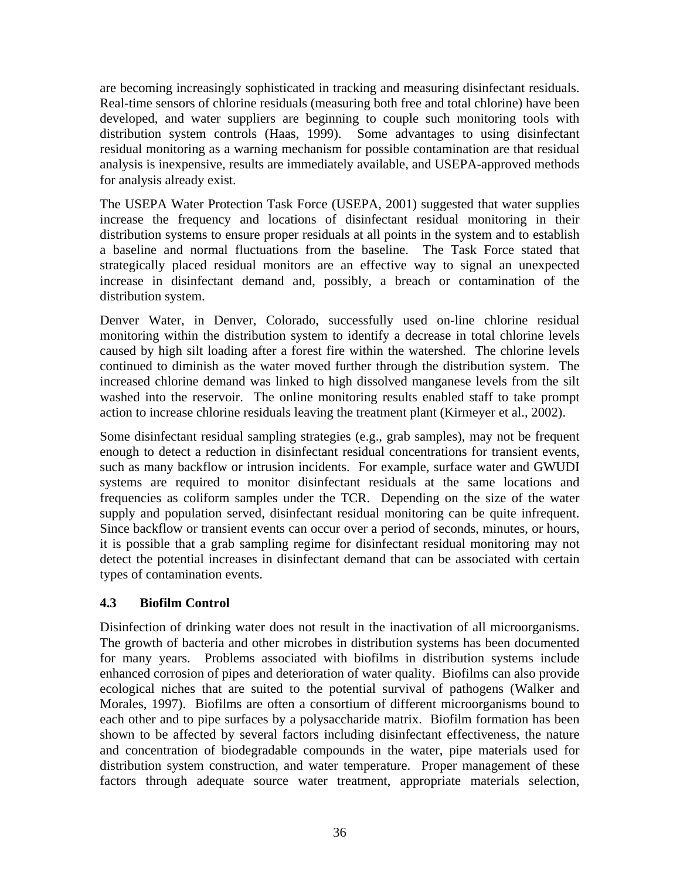are becoming increasingly sophisticated in tracking and measuring disinfectant residuals. Real-time sensors of chlorine residuals (measuring both free and total chlorine) have been developed, and water suppliers are beginning to couple such monitoring tools with distribution system controls (Haas, 1999). Some advantages to using disinfectant residual monitoring as a warning mechanism for possible contamination are that residual analysis is inexpensive, results are immediately available, and USEPA-approved methods for analysis already exist.

The USEPA Water Protection Task Force (USEPA, 2001) suggested that water supplies increase the frequency and locations of disinfectant residual monitoring in their distribution systems to ensure proper residuals at all points in the system and to establish a baseline and normal fluctuations from the baseline. The Task Force stated that strategically placed residual monitors are an effective way to signal an unexpected increase in disinfectant demand and, possibly, a breach or contamination of the distribution system.

Denver Water, in Denver, Colorado, successfully used on-line chlorine residual monitoring within the distribution system to identify a decrease in total chlorine levels caused by high silt loading after a forest fire within the watershed. The chlorine levels continued to diminish as the water moved further through the distribution system. The increased chlorine demand was linked to high dissolved manganese levels from the silt washed into the reservoir. The online monitoring results enabled staff to take prompt action to increase chlorine residuals leaving the treatment plant (Kirmeyer et al., 2002).

Some disinfectant residual sampling strategies (e.g., grab samples), may not be frequent enough to detect a reduction in disinfectant residual concentrations for transient events, such as many backflow or intrusion incidents. For example, surface water and GWUDI systems are required to monitor disinfectant residuals at the same locations and frequencies as coliform samples under the TCR. Depending on the size of the water supply and population served, disinfectant residual monitoring can be quite infrequent. Since backflow or transient events can occur over a period of seconds, minutes, or hours, it is possible that a grab sampling regime for disinfectant residual monitoring may not detect the potential increases in disinfectant demand that can be associated with certain types of contamination events.

### 4.3 Biofilm Control

Disinfection of drinking water does not result in the inactivation of all microorganisms. The growth of bacteria and other microbes in distribution systems has been documented for many years. Problems associated with biofilms in distribution systems include enhanced corrosion of pipes and deterioration of water quality. Biofilms can also provide ecological niches that are suited to the potential survival of pathogens (Walker and Morales, 1997). Biofilms are often a consortium of different microorganisms bound to each other and to pipe surfaces by a polysaccharide matrix. Biofilm formation has been shown to be affected by several factors including disinfectant effectiveness, the nature and concentration of biodegradable compounds in the water, pipe materials used for distribution system construction, and water temperature. Proper management of these factors through adequate source water treatment, appropriate materials selection,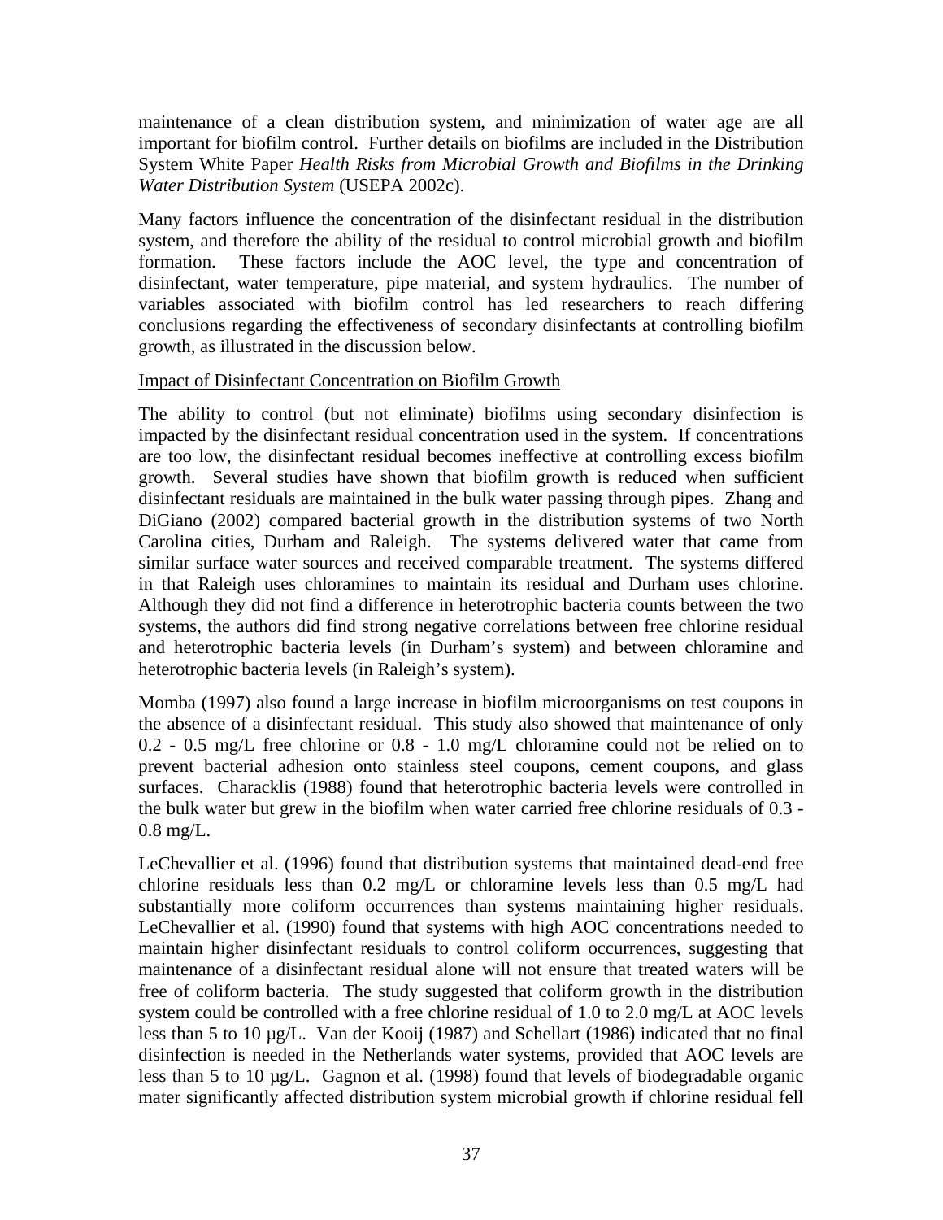maintenance of a clean distribution system, and minimization of water age are all important for biofilm control. Further details on biofilms are included in the Distribution System White Paper *Health Risks from Microbial Growth and Biofilms in the Drinking Water Distribution System* (USEPA 2002c).

Many factors influence the concentration of the disinfectant residual in the distribution system, and therefore the ability of the residual to control microbial growth and biofilm formation. These factors include the AOC level, the type and concentration of disinfectant, water temperature, pipe material, and system hydraulics. The number of variables associated with biofilm control has led researchers to reach differing conclusions regarding the effectiveness of secondary disinfectants at controlling biofilm growth, as illustrated in the discussion below.

Impact of Disinfectant Concentration on Biofilm Growth

The ability to control (but not eliminate) biofilms using secondary disinfection is impacted by the disinfectant residual concentration used in the system. If concentrations are too low, the disinfectant residual becomes ineffective at controlling excess biofilm growth. Several studies have shown that biofilm growth is reduced when sufficient disinfectant residuals are maintained in the bulk water passing through pipes. Zhang and DiGiano (2002) compared bacterial growth in the distribution systems of two North Carolina cities, Durham and Raleigh. The systems delivered water that came from similar surface water sources and received comparable treatment. The systems differed in that Raleigh uses chloramines to maintain its residual and Durham uses chlorine. Although they did not find a difference in heterotrophic bacteria counts between the two systems, the authors did find strong negative correlations between free chlorine residual and heterotrophic bacteria levels (in Durham's system) and between chloramine and heterotrophic bacteria levels (in Raleigh's system).

Momba (1997) also found a large increase in biofilm microorganisms on test coupons in the absence of a disinfectant residual. This study also showed that maintenance of only 0.2 - 0.5 mg/L free chlorine or 0.8 - 1.0 mg/L chloramine could not be relied on to prevent bacterial adhesion onto stainless steel coupons, cement coupons, and glass surfaces. Characklis (1988) found that heterotrophic bacteria levels were controlled in the bulk water but grew in the biofilm when water carried free chlorine residuals of 0.3 - 0.8 mg/L.

LeChevallier et al. (1996) found that distribution systems that maintained dead-end free chlorine residuals less than 0.2 mg/L or chloramine levels less than 0.5 mg/L had substantially more coliform occurrences than systems maintaining higher residuals. LeChevallier et al. (1990) found that systems with high AOC concentrations needed to maintain higher disinfectant residuals to control coliform occurrences, suggesting that maintenance of a disinfectant residual alone will not ensure that treated waters will be free of coliform bacteria. The study suggested that coliform growth in the distribution system could be controlled with a free chlorine residual of 1.0 to 2.0 mg/L at AOC levels less than 5 to 10 µg/L. Van der Kooij (1987) and Schellart (1986) indicated that no final disinfection is needed in the Netherlands water systems, provided that AOC levels are less than 5 to 10 µg/L. Gagnon et al. (1998) found that levels of biodegradable organic mater significantly affected distribution system microbial growth if chlorine residual fell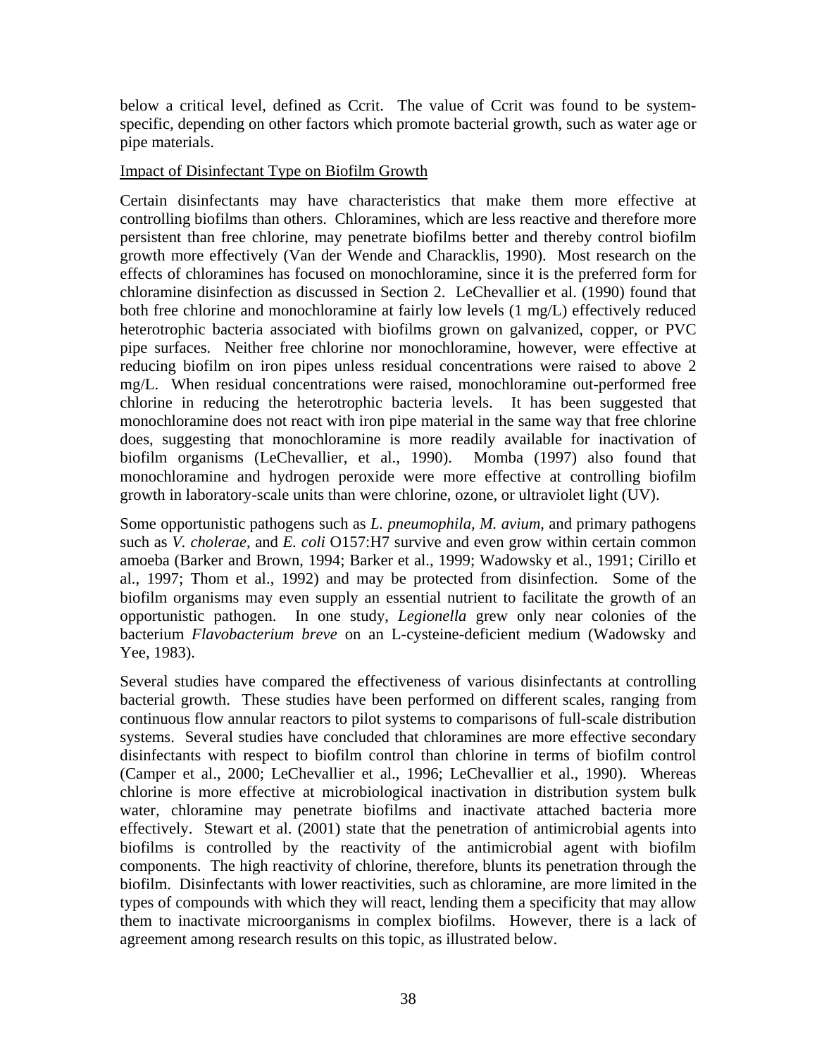below a critical level, defined as Ccrit. The value of Ccrit was found to be system-specific, depending on other factors which promote bacterial growth, such as water age or pipe materials.

Impact of Disinfectant Type on Biofilm Growth

Certain disinfectants may have characteristics that make them more effective at controlling biofilms than others. Chloramines, which are less reactive and therefore more persistent than free chlorine, may penetrate biofilms better and thereby control biofilm growth more effectively (Van der Wende and Characklis, 1990). Most research on the effects of chloramines has focused on monochloramine, since it is the preferred form for chloramine disinfection as discussed in Section 2. LeChevallier et al. (1990) found that both free chlorine and monochloramine at fairly low levels (1 mg/L) effectively reduced heterotrophic bacteria associated with biofilms grown on galvanized, copper, or PVC pipe surfaces. Neither free chlorine nor monochloramine, however, were effective at reducing biofilm on iron pipes unless residual concentrations were raised to above 2 mg/L. When residual concentrations were raised, monochloramine out-performed free chlorine in reducing the heterotrophic bacteria levels. It has been suggested that monochloramine does not react with iron pipe material in the same way that free chlorine does, suggesting that monochloramine is more readily available for inactivation of biofilm organisms (LeChevallier, et al., 1990). Momba (1997) also found that monochloramine and hydrogen peroxide were more effective at controlling biofilm growth in laboratory-scale units than were chlorine, ozone, or ultraviolet light (UV).

Some opportunistic pathogens such as *L. pneumophila*, *M. avium*, and primary pathogens such as *V. cholerae*, and *E. coli* O157:H7 survive and even grow within certain common amoeba (Barker and Brown, 1994; Barker et al., 1999; Wadowsky et al., 1991; Cirillo et al., 1997; Thom et al., 1992) and may be protected from disinfection. Some of the biofilm organisms may even supply an essential nutrient to facilitate the growth of an opportunistic pathogen. In one study, *Legionella* grew only near colonies of the bacterium *Flavobacterium breve* on an L-cysteine-deficient medium (Wadowsky and Yee, 1983).

Several studies have compared the effectiveness of various disinfectants at controlling bacterial growth. These studies have been performed on different scales, ranging from continuous flow annular reactors to pilot systems to comparisons of full-scale distribution systems. Several studies have concluded that chloramines are more effective secondary disinfectants with respect to biofilm control than chlorine in terms of biofilm control (Camper et al., 2000; LeChevallier et al., 1996; LeChevallier et al., 1990). Whereas chlorine is more effective at microbiological inactivation in distribution system bulk water, chloramine may penetrate biofilms and inactivate attached bacteria more effectively. Stewart et al. (2001) state that the penetration of antimicrobial agents into biofilms is controlled by the reactivity of the antimicrobial agent with biofilm components. The high reactivity of chlorine, therefore, blunts its penetration through the biofilm. Disinfectants with lower reactivities, such as chloramine, are more limited in the types of compounds with which they will react, lending them a specificity that may allow them to inactivate microorganisms in complex biofilms. However, there is a lack of agreement among research results on this topic, as illustrated below.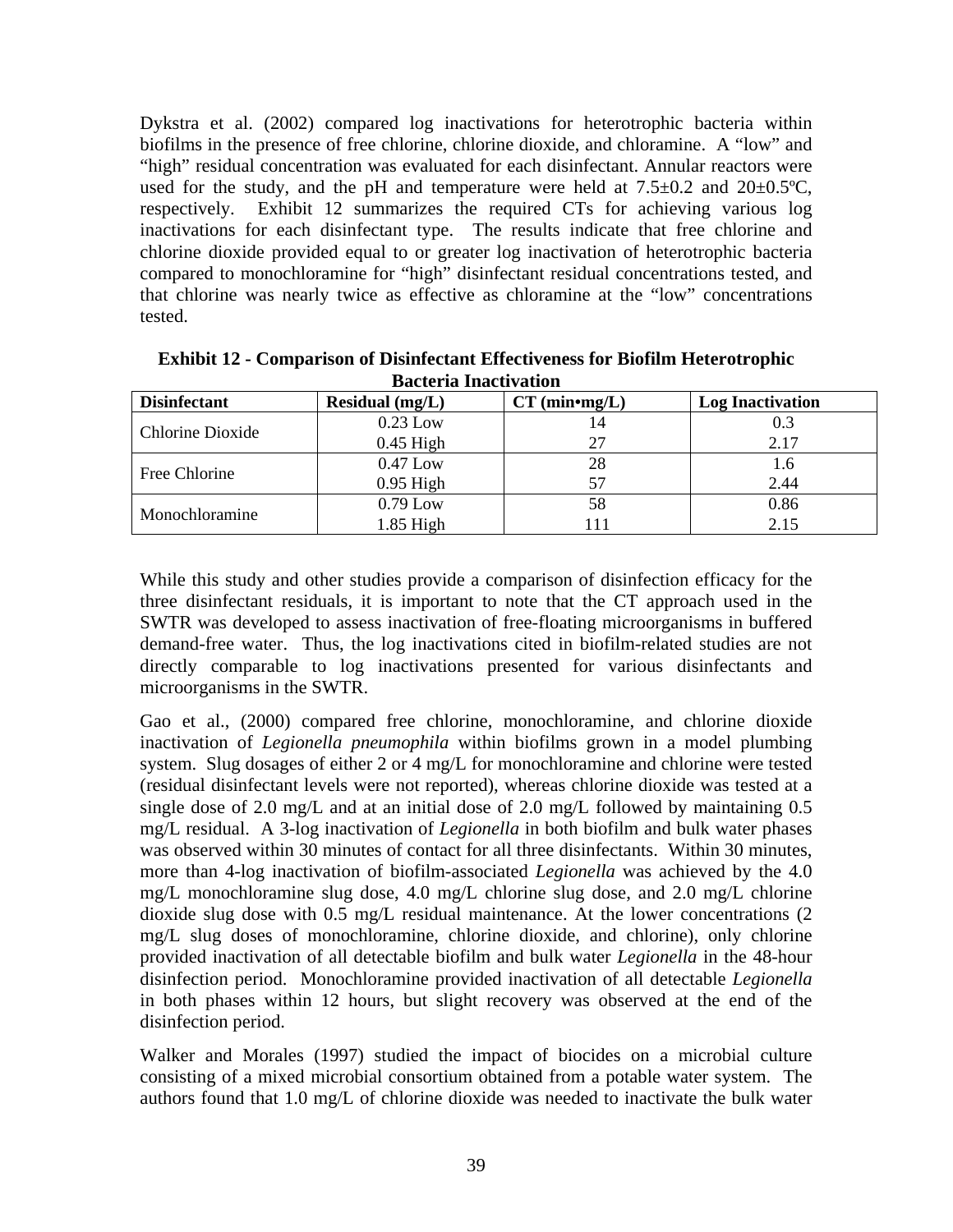Dykstra et al. (2002) compared log inactivations for heterotrophic bacteria within biofilms in the presence of free chlorine, chlorine dioxide, and chloramine. A "low" and "high" residual concentration was evaluated for each disinfectant. Annular reactors were used for the study, and the pH and temperature were held at 7.5±0.2 and 20±0.5ºC, respectively. Exhibit 12 summarizes the required CTs for achieving various log inactivations for each disinfectant type. The results indicate that free chlorine and chlorine dioxide provided equal to or greater log inactivation of heterotrophic bacteria compared to monochloramine for "high" disinfectant residual concentrations tested, and that chlorine was nearly twice as effective as chloramine at the "low" concentrations tested.

**Exhibit 12 - Comparison of Disinfectant Effectiveness for Biofilm Heterotrophic Bacteria Inactivation**

| Disinfectant | Residual (mg/L) | CT (min•mg/L) | Log Inactivation |
|---|---|---|---|
| Chlorine Dioxide | 0.23 Low | 14 | 0.3 |
| | 0.45 High | 27 | 2.17 |
| Free Chlorine | 0.47 Low | 28 | 1.6 |
| | 0.95 High | 57 | 2.44 |
| Monochloramine | 0.79 Low | 58 | 0.86 |
| | 1.85 High | 111 | 2.15 |

While this study and other studies provide a comparison of disinfection efficacy for the three disinfectant residuals, it is important to note that the CT approach used in the SWTR was developed to assess inactivation of free-floating microorganisms in buffered demand-free water. Thus, the log inactivations cited in biofilm-related studies are not directly comparable to log inactivations presented for various disinfectants and microorganisms in the SWTR.

Gao et al., (2000) compared free chlorine, monochloramine, and chlorine dioxide inactivation of *Legionella pneumophila* within biofilms grown in a model plumbing system. Slug dosages of either 2 or 4 mg/L for monochloramine and chlorine were tested (residual disinfectant levels were not reported), whereas chlorine dioxide was tested at a single dose of 2.0 mg/L and at an initial dose of 2.0 mg/L followed by maintaining 0.5 mg/L residual. A 3-log inactivation of *Legionella* in both biofilm and bulk water phases was observed within 30 minutes of contact for all three disinfectants. Within 30 minutes, more than 4-log inactivation of biofilm-associated *Legionella* was achieved by the 4.0 mg/L monochloramine slug dose, 4.0 mg/L chlorine slug dose, and 2.0 mg/L chlorine dioxide slug dose with 0.5 mg/L residual maintenance. At the lower concentrations (2 mg/L slug doses of monochloramine, chlorine dioxide, and chlorine), only chlorine provided inactivation of all detectable biofilm and bulk water *Legionella* in the 48-hour disinfection period. Monochloramine provided inactivation of all detectable *Legionella* in both phases within 12 hours, but slight recovery was observed at the end of the disinfection period.

Walker and Morales (1997) studied the impact of biocides on a microbial culture consisting of a mixed microbial consortium obtained from a potable water system. The authors found that 1.0 mg/L of chlorine dioxide was needed to inactivate the bulk water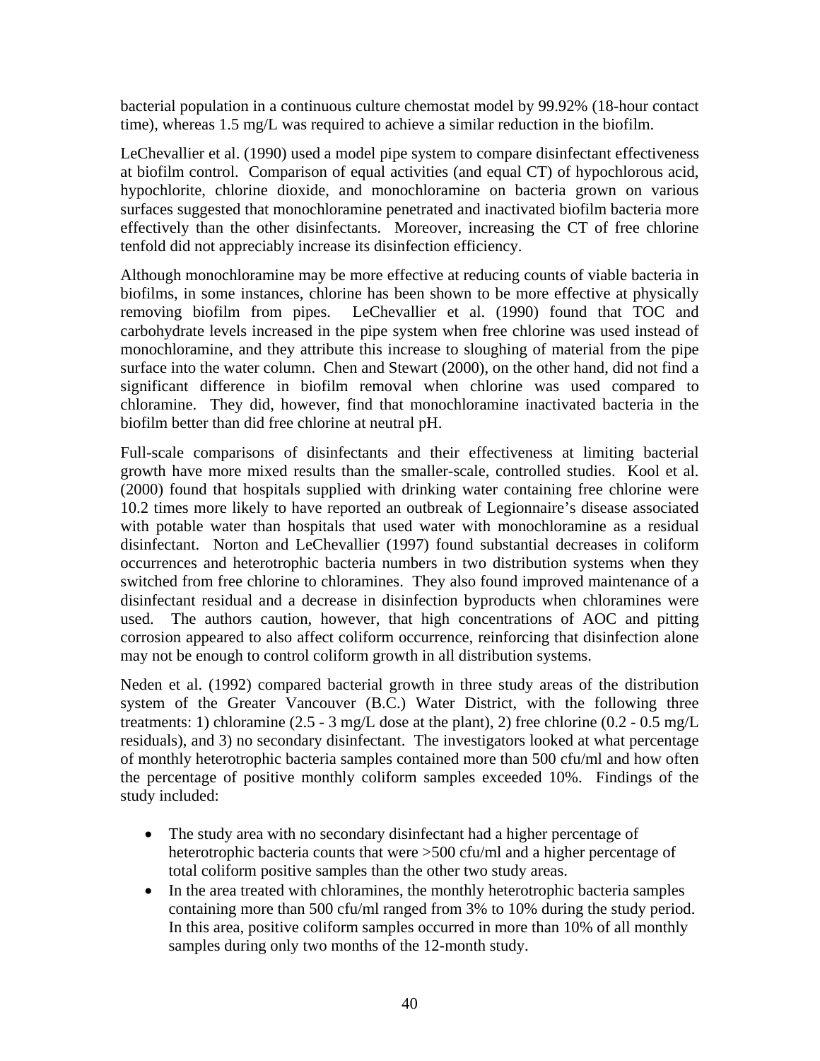bacterial population in a continuous culture chemostat model by 99.92% (18-hour contact time), whereas 1.5 mg/L was required to achieve a similar reduction in the biofilm.

LeChevallier et al. (1990) used a model pipe system to compare disinfectant effectiveness at biofilm control. Comparison of equal activities (and equal CT) of hypochlorous acid, hypochlorite, chlorine dioxide, and monochloramine on bacteria grown on various surfaces suggested that monochloramine penetrated and inactivated biofilm bacteria more effectively than the other disinfectants. Moreover, increasing the CT of free chlorine tenfold did not appreciably increase its disinfection efficiency.

Although monochloramine may be more effective at reducing counts of viable bacteria in biofilms, in some instances, chlorine has been shown to be more effective at physically removing biofilm from pipes. LeChevallier et al. (1990) found that TOC and carbohydrate levels increased in the pipe system when free chlorine was used instead of monochloramine, and they attribute this increase to sloughing of material from the pipe surface into the water column. Chen and Stewart (2000), on the other hand, did not find a significant difference in biofilm removal when chlorine was used compared to chloramine. They did, however, find that monochloramine inactivated bacteria in the biofilm better than did free chlorine at neutral pH.

Full-scale comparisons of disinfectants and their effectiveness at limiting bacterial growth have more mixed results than the smaller-scale, controlled studies. Kool et al. (2000) found that hospitals supplied with drinking water containing free chlorine were 10.2 times more likely to have reported an outbreak of Legionnaire's disease associated with potable water than hospitals that used water with monochloramine as a residual disinfectant. Norton and LeChevallier (1997) found substantial decreases in coliform occurrences and heterotrophic bacteria numbers in two distribution systems when they switched from free chlorine to chloramines. They also found improved maintenance of a disinfectant residual and a decrease in disinfection byproducts when chloramines were used. The authors caution, however, that high concentrations of AOC and pitting corrosion appeared to also affect coliform occurrence, reinforcing that disinfection alone may not be enough to control coliform growth in all distribution systems.

Neden et al. (1992) compared bacterial growth in three study areas of the distribution system of the Greater Vancouver (B.C.) Water District, with the following three treatments: 1) chloramine (2.5 - 3 mg/L dose at the plant), 2) free chlorine (0.2 - 0.5 mg/L residuals), and 3) no secondary disinfectant. The investigators looked at what percentage of monthly heterotrophic bacteria samples contained more than 500 cfu/ml and how often the percentage of positive monthly coliform samples exceeded 10%. Findings of the study included:

- The study area with no secondary disinfectant had a higher percentage of heterotrophic bacteria counts that were >500 cfu/ml and a higher percentage of total coliform positive samples than the other two study areas.
- In the area treated with chloramines, the monthly heterotrophic bacteria samples containing more than 500 cfu/ml ranged from 3% to 10% during the study period. In this area, positive coliform samples occurred in more than 10% of all monthly samples during only two months of the 12-month study.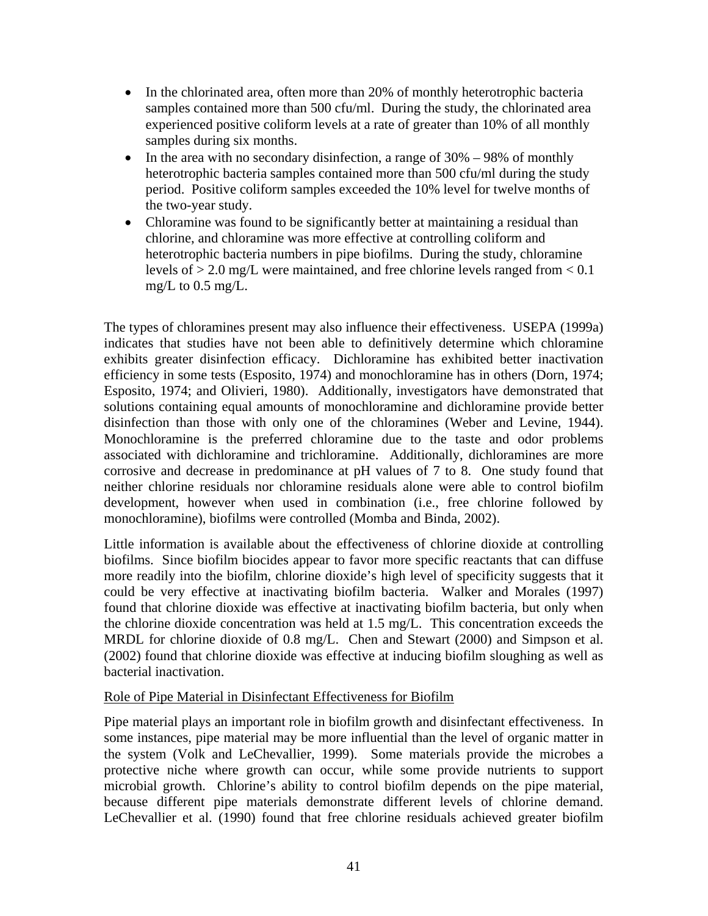- In the chlorinated area, often more than 20% of monthly heterotrophic bacteria samples contained more than 500 cfu/ml. During the study, the chlorinated area experienced positive coliform levels at a rate of greater than 10% of all monthly samples during six months.
- In the area with no secondary disinfection, a range of 30% – 98% of monthly heterotrophic bacteria samples contained more than 500 cfu/ml during the study period. Positive coliform samples exceeded the 10% level for twelve months of the two-year study.
- Chloramine was found to be significantly better at maintaining a residual than chlorine, and chloramine was more effective at controlling coliform and heterotrophic bacteria numbers in pipe biofilms. During the study, chloramine levels of > 2.0 mg/L were maintained, and free chlorine levels ranged from < 0.1 mg/L to 0.5 mg/L.

The types of chloramines present may also influence their effectiveness. USEPA (1999a) indicates that studies have not been able to definitively determine which chloramine exhibits greater disinfection efficacy. Dichloramine has exhibited better inactivation efficiency in some tests (Esposito, 1974) and monochloramine has in others (Dorn, 1974; Esposito, 1974; and Olivieri, 1980). Additionally, investigators have demonstrated that solutions containing equal amounts of monochloramine and dichloramine provide better disinfection than those with only one of the chloramines (Weber and Levine, 1944). Monochloramine is the preferred chloramine due to the taste and odor problems associated with dichloramine and trichloramine. Additionally, dichloramines are more corrosive and decrease in predominance at pH values of 7 to 8. One study found that neither chlorine residuals nor chloramine residuals alone were able to control biofilm development, however when used in combination (i.e., free chlorine followed by monochloramine), biofilms were controlled (Momba and Binda, 2002).

Little information is available about the effectiveness of chlorine dioxide at controlling biofilms. Since biofilm biocides appear to favor more specific reactants that can diffuse more readily into the biofilm, chlorine dioxide's high level of specificity suggests that it could be very effective at inactivating biofilm bacteria. Walker and Morales (1997) found that chlorine dioxide was effective at inactivating biofilm bacteria, but only when the chlorine dioxide concentration was held at 1.5 mg/L. This concentration exceeds the MRDL for chlorine dioxide of 0.8 mg/L. Chen and Stewart (2000) and Simpson et al. (2002) found that chlorine dioxide was effective at inducing biofilm sloughing as well as bacterial inactivation.

Role of Pipe Material in Disinfectant Effectiveness for Biofilm

Pipe material plays an important role in biofilm growth and disinfectant effectiveness. In some instances, pipe material may be more influential than the level of organic matter in the system (Volk and LeChevallier, 1999). Some materials provide the microbes a protective niche where growth can occur, while some provide nutrients to support microbial growth. Chlorine's ability to control biofilm depends on the pipe material, because different pipe materials demonstrate different levels of chlorine demand. LeChevallier et al. (1990) found that free chlorine residuals achieved greater biofilm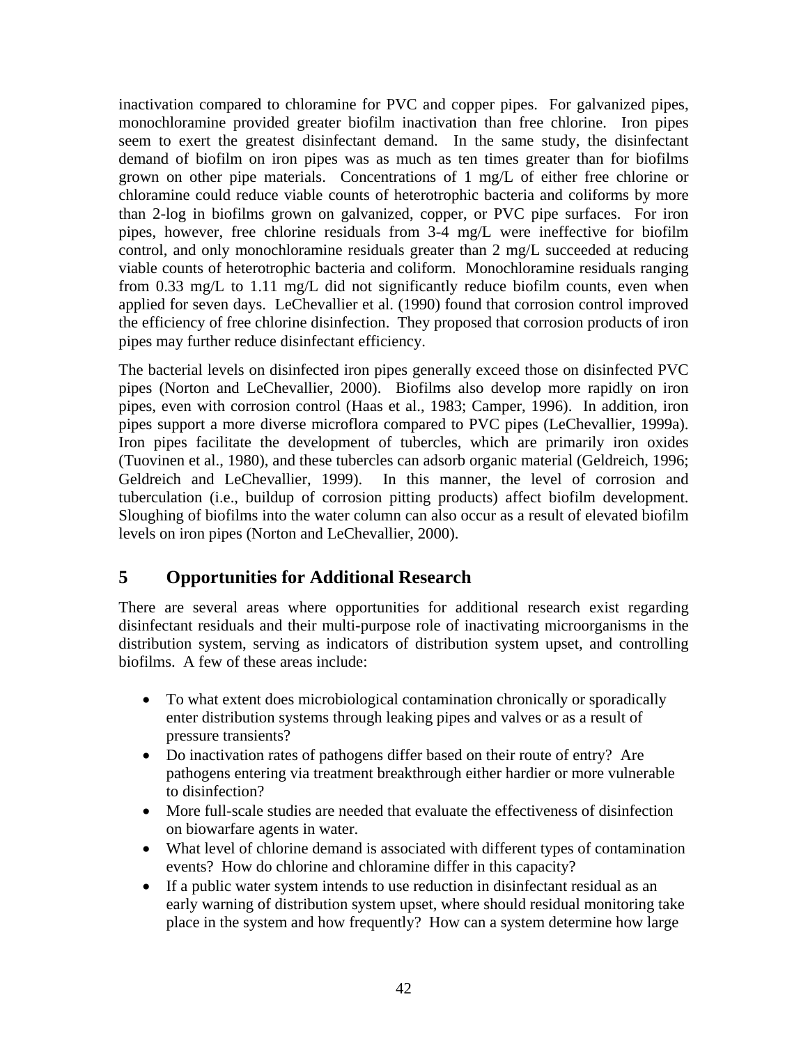inactivation compared to chloramine for PVC and copper pipes. For galvanized pipes, monochloramine provided greater biofilm inactivation than free chlorine. Iron pipes seem to exert the greatest disinfectant demand. In the same study, the disinfectant demand of biofilm on iron pipes was as much as ten times greater than for biofilms grown on other pipe materials. Concentrations of 1 mg/L of either free chlorine or chloramine could reduce viable counts of heterotrophic bacteria and coliforms by more than 2-log in biofilms grown on galvanized, copper, or PVC pipe surfaces. For iron pipes, however, free chlorine residuals from 3-4 mg/L were ineffective for biofilm control, and only monochloramine residuals greater than 2 mg/L succeeded at reducing viable counts of heterotrophic bacteria and coliform. Monochloramine residuals ranging from 0.33 mg/L to 1.11 mg/L did not significantly reduce biofilm counts, even when applied for seven days. LeChevallier et al. (1990) found that corrosion control improved the efficiency of free chlorine disinfection. They proposed that corrosion products of iron pipes may further reduce disinfectant efficiency.

The bacterial levels on disinfected iron pipes generally exceed those on disinfected PVC pipes (Norton and LeChevallier, 2000). Biofilms also develop more rapidly on iron pipes, even with corrosion control (Haas et al., 1983; Camper, 1996). In addition, iron pipes support a more diverse microflora compared to PVC pipes (LeChevallier, 1999a). Iron pipes facilitate the development of tubercles, which are primarily iron oxides (Tuovinen et al., 1980), and these tubercles can adsorb organic material (Geldreich, 1996; Geldreich and LeChevallier, 1999). In this manner, the level of corrosion and tuberculation (i.e., buildup of corrosion pitting products) affect biofilm development. Sloughing of biofilms into the water column can also occur as a result of elevated biofilm levels on iron pipes (Norton and LeChevallier, 2000).

# 5 Opportunities for Additional Research

There are several areas where opportunities for additional research exist regarding disinfectant residuals and their multi-purpose role of inactivating microorganisms in the distribution system, serving as indicators of distribution system upset, and controlling biofilms. A few of these areas include:

- To what extent does microbiological contamination chronically or sporadically enter distribution systems through leaking pipes and valves or as a result of pressure transients?
- Do inactivation rates of pathogens differ based on their route of entry? Are pathogens entering via treatment breakthrough either hardier or more vulnerable to disinfection?
- More full-scale studies are needed that evaluate the effectiveness of disinfection on biowarfare agents in water.
- What level of chlorine demand is associated with different types of contamination events? How do chlorine and chloramine differ in this capacity?
- If a public water system intends to use reduction in disinfectant residual as an early warning of distribution system upset, where should residual monitoring take place in the system and how frequently? How can a system determine how large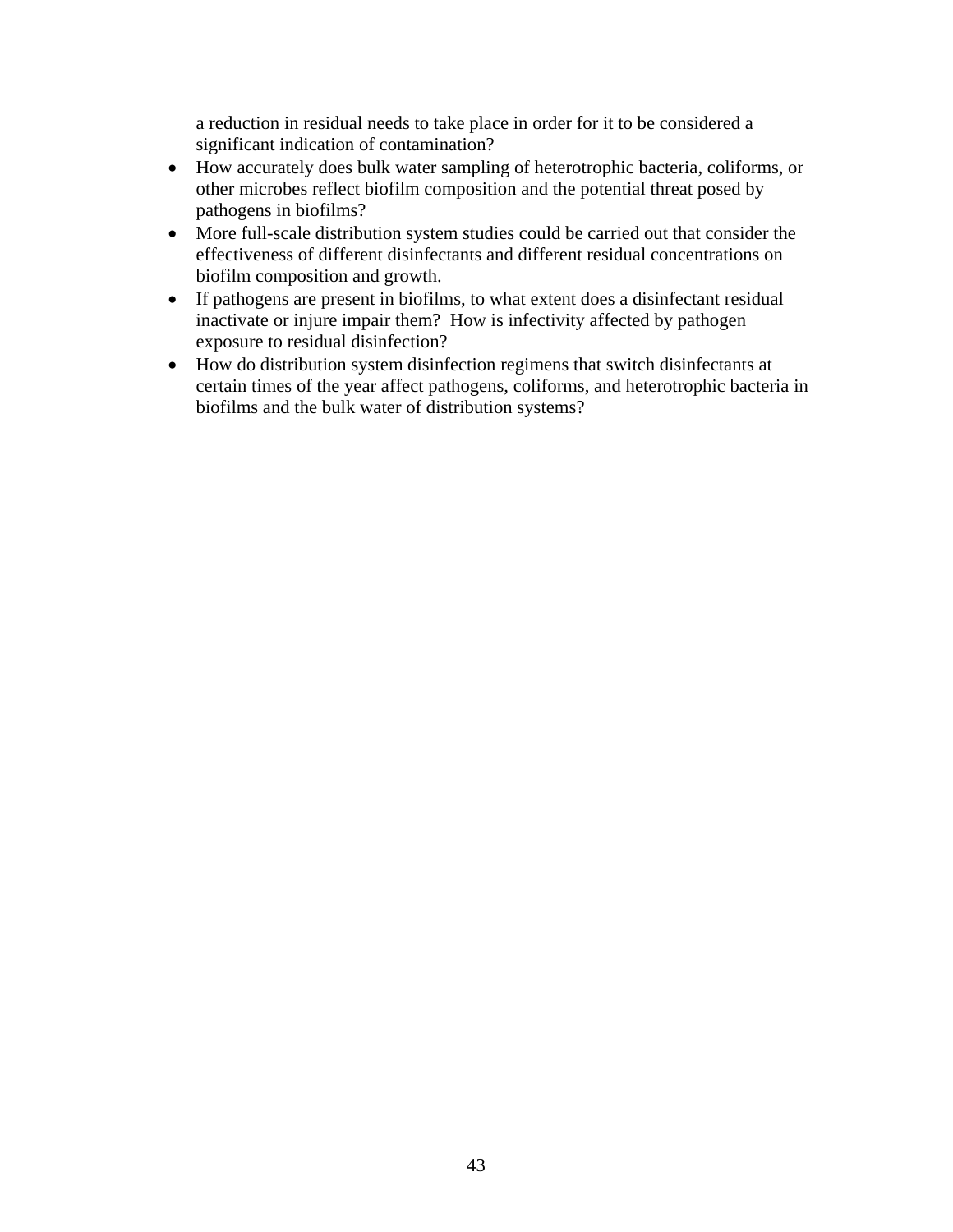a reduction in residual needs to take place in order for it to be considered a significant indication of contamination?

- How accurately does bulk water sampling of heterotrophic bacteria, coliforms, or other microbes reflect biofilm composition and the potential threat posed by pathogens in biofilms?
- More full-scale distribution system studies could be carried out that consider the effectiveness of different disinfectants and different residual concentrations on biofilm composition and growth.
- If pathogens are present in biofilms, to what extent does a disinfectant residual inactivate or injure impair them? How is infectivity affected by pathogen exposure to residual disinfection?
- How do distribution system disinfection regimens that switch disinfectants at certain times of the year affect pathogens, coliforms, and heterotrophic bacteria in biofilms and the bulk water of distribution systems?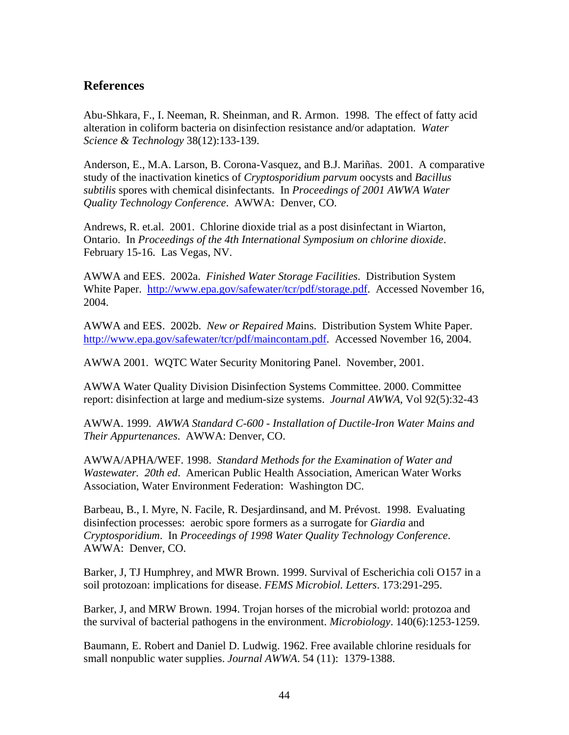## References

Abu-Shkara, F., I. Neeman, R. Sheinman, and R. Armon. 1998. The effect of fatty acid alteration in coliform bacteria on disinfection resistance and/or adaptation. *Water Science & Technology* 38(12):133-139.

Anderson, E., M.A. Larson, B. Corona-Vasquez, and B.J. Mariñas. 2001. A comparative study of the inactivation kinetics of *Cryptosporidium parvum* oocysts and *Bacillus subtilis* spores with chemical disinfectants. In *Proceedings of 2001 AWWA Water Quality Technology Conference*. AWWA: Denver, CO.

Andrews, R. et.al. 2001. Chlorine dioxide trial as a post disinfectant in Wiarton, Ontario. In *Proceedings of the 4th International Symposium on chlorine dioxide*. February 15-16. Las Vegas, NV.

AWWA and EES. 2002a. *Finished Water Storage Facilities*. Distribution System White Paper. http://www.epa.gov/safewater/tcr/pdf/storage.pdf. Accessed November 16, 2004.

AWWA and EES. 2002b. *New or Repaired Ma*ins. Distribution System White Paper. http://www.epa.gov/safewater/tcr/pdf/maincontam.pdf. Accessed November 16, 2004.

AWWA 2001. WQTC Water Security Monitoring Panel. November, 2001.

AWWA Water Quality Division Disinfection Systems Committee. 2000. Committee report: disinfection at large and medium-size systems. *Journal AWWA*, Vol 92(5):32-43

AWWA. 1999. *AWWA Standard C-600 - Installation of Ductile-Iron Water Mains and Their Appurtenances*. AWWA: Denver, CO.

AWWA/APHA/WEF. 1998. *Standard Methods for the Examination of Water and Wastewater. 20th ed*. American Public Health Association, American Water Works Association, Water Environment Federation: Washington DC.

Barbeau, B., I. Myre, N. Facile, R. Desjardinsand, and M. Prévost. 1998. Evaluating disinfection processes: aerobic spore formers as a surrogate for *Giardia* and *Cryptosporidium*. In *Proceedings of 1998 Water Quality Technology Conference*. AWWA: Denver, CO.

Barker, J, TJ Humphrey, and MWR Brown. 1999. Survival of Escherichia coli O157 in a soil protozoan: implications for disease. *FEMS Microbiol. Letters*. 173:291-295.

Barker, J, and MRW Brown. 1994. Trojan horses of the microbial world: protozoa and the survival of bacterial pathogens in the environment. *Microbiology*. 140(6):1253-1259.

Baumann, E. Robert and Daniel D. Ludwig. 1962. Free available chlorine residuals for small nonpublic water supplies. *Journal AWWA*. 54 (11): 1379-1388.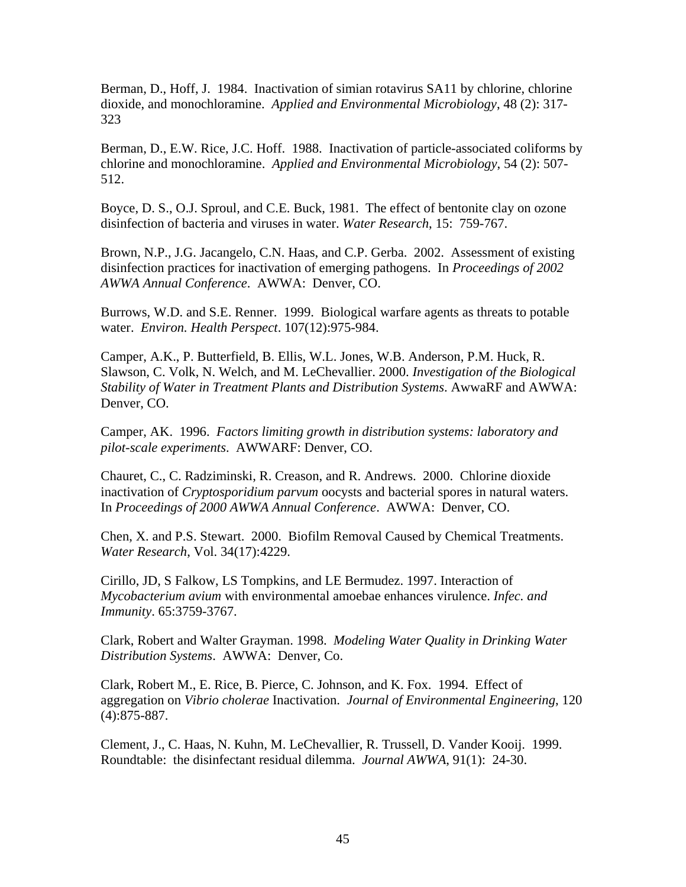Berman, D., Hoff, J. 1984. Inactivation of simian rotavirus SA11 by chlorine, chlorine dioxide, and monochloramine. *Applied and Environmental Microbiology*, 48 (2): 317-323

Berman, D., E.W. Rice, J.C. Hoff. 1988. Inactivation of particle-associated coliforms by chlorine and monochloramine. *Applied and Environmental Microbiology*, 54 (2): 507-512.

Boyce, D. S., O.J. Sproul, and C.E. Buck, 1981. The effect of bentonite clay on ozone disinfection of bacteria and viruses in water. *Water Research*, 15: 759-767.

Brown, N.P., J.G. Jacangelo, C.N. Haas, and C.P. Gerba. 2002. Assessment of existing disinfection practices for inactivation of emerging pathogens. In *Proceedings of 2002 AWWA Annual Conference*. AWWA: Denver, CO.

Burrows, W.D. and S.E. Renner. 1999. Biological warfare agents as threats to potable water. *Environ. Health Perspect*. 107(12):975-984.

Camper, A.K., P. Butterfield, B. Ellis, W.L. Jones, W.B. Anderson, P.M. Huck, R. Slawson, C. Volk, N. Welch, and M. LeChevallier. 2000. *Investigation of the Biological Stability of Water in Treatment Plants and Distribution Systems*. AwwaRF and AWWA: Denver, CO.

Camper, AK. 1996. *Factors limiting growth in distribution systems: laboratory and pilot-scale experiments*. AWWARF: Denver, CO.

Chauret, C., C. Radziminski, R. Creason, and R. Andrews. 2000. Chlorine dioxide inactivation of *Cryptosporidium parvum* oocysts and bacterial spores in natural waters. In *Proceedings of 2000 AWWA Annual Conference*. AWWA: Denver, CO.

Chen, X. and P.S. Stewart. 2000. Biofilm Removal Caused by Chemical Treatments. *Water Research*, Vol. 34(17):4229.

Cirillo, JD, S Falkow, LS Tompkins, and LE Bermudez. 1997. Interaction of *Mycobacterium avium* with environmental amoebae enhances virulence. *Infec. and Immunity*. 65:3759-3767.

Clark, Robert and Walter Grayman. 1998. *Modeling Water Quality in Drinking Water Distribution Systems*. AWWA: Denver, Co.

Clark, Robert M., E. Rice, B. Pierce, C. Johnson, and K. Fox. 1994. Effect of aggregation on *Vibrio cholerae* Inactivation. *Journal of Environmental Engineering*, 120 (4):875-887.

Clement, J., C. Haas, N. Kuhn, M. LeChevallier, R. Trussell, D. Vander Kooij. 1999. Roundtable: the disinfectant residual dilemma. *Journal AWWA*, 91(1): 24-30.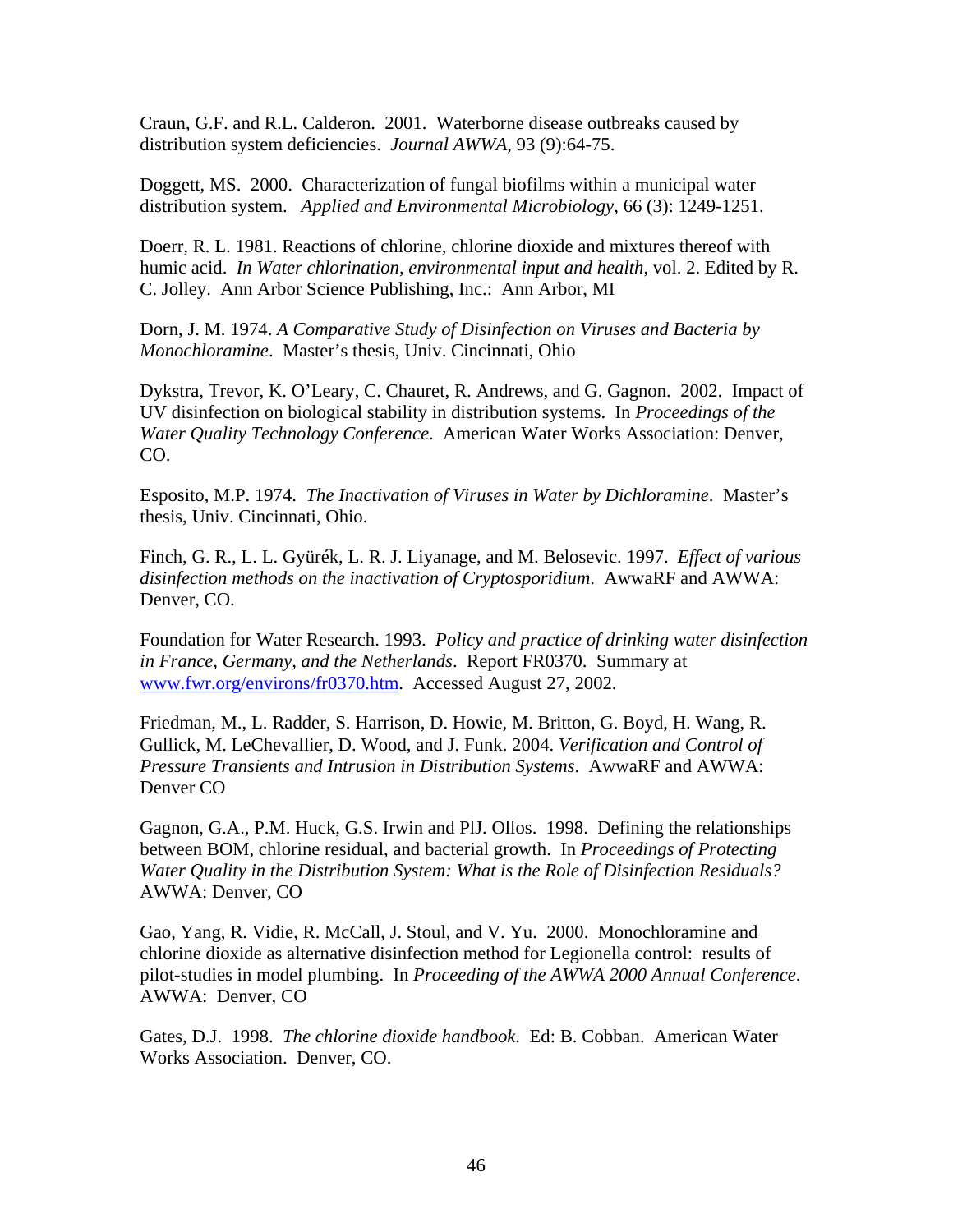Craun, G.F. and R.L. Calderon. 2001. Waterborne disease outbreaks caused by distribution system deficiencies. *Journal AWWA*, 93 (9):64-75.

Doggett, MS. 2000. Characterization of fungal biofilms within a municipal water distribution system. *Applied and Environmental Microbiology*, 66 (3): 1249-1251.

Doerr, R. L. 1981. Reactions of chlorine, chlorine dioxide and mixtures thereof with humic acid. *In Water chlorination, environmental input and health*, vol. 2. Edited by R. C. Jolley. Ann Arbor Science Publishing, Inc.: Ann Arbor, MI

Dorn, J. M. 1974. *A Comparative Study of Disinfection on Viruses and Bacteria by Monochloramine*. Master's thesis, Univ. Cincinnati, Ohio

Dykstra, Trevor, K. O'Leary, C. Chauret, R. Andrews, and G. Gagnon. 2002. Impact of UV disinfection on biological stability in distribution systems. In *Proceedings of the Water Quality Technology Conference*. American Water Works Association: Denver, CO.

Esposito, M.P. 1974. *The Inactivation of Viruses in Water by Dichloramine*. Master's thesis, Univ. Cincinnati, Ohio.

Finch, G. R., L. L. Gyürék, L. R. J. Liyanage, and M. Belosevic. 1997. *Effect of various disinfection methods on the inactivation of Cryptosporidium*. AwwaRF and AWWA: Denver, CO.

Foundation for Water Research. 1993. *Policy and practice of drinking water disinfection in France, Germany, and the Netherlands*. Report FR0370. Summary at www.fwr.org/environs/fr0370.htm. Accessed August 27, 2002.

Friedman, M., L. Radder, S. Harrison, D. Howie, M. Britton, G. Boyd, H. Wang, R. Gullick, M. LeChevallier, D. Wood, and J. Funk. 2004. *Verification and Control of Pressure Transients and Intrusion in Distribution Systems*. AwwaRF and AWWA: Denver CO

Gagnon, G.A., P.M. Huck, G.S. Irwin and PlJ. Ollos. 1998. Defining the relationships between BOM, chlorine residual, and bacterial growth. In *Proceedings of Protecting Water Quality in the Distribution System: What is the Role of Disinfection Residuals?* AWWA: Denver, CO

Gao, Yang, R. Vidie, R. McCall, J. Stoul, and V. Yu. 2000. Monochloramine and chlorine dioxide as alternative disinfection method for Legionella control: results of pilot-studies in model plumbing. In *Proceeding of the AWWA 2000 Annual Conference*. AWWA: Denver, CO

Gates, D.J. 1998. *The chlorine dioxide handbook*. Ed: B. Cobban. American Water Works Association. Denver, CO.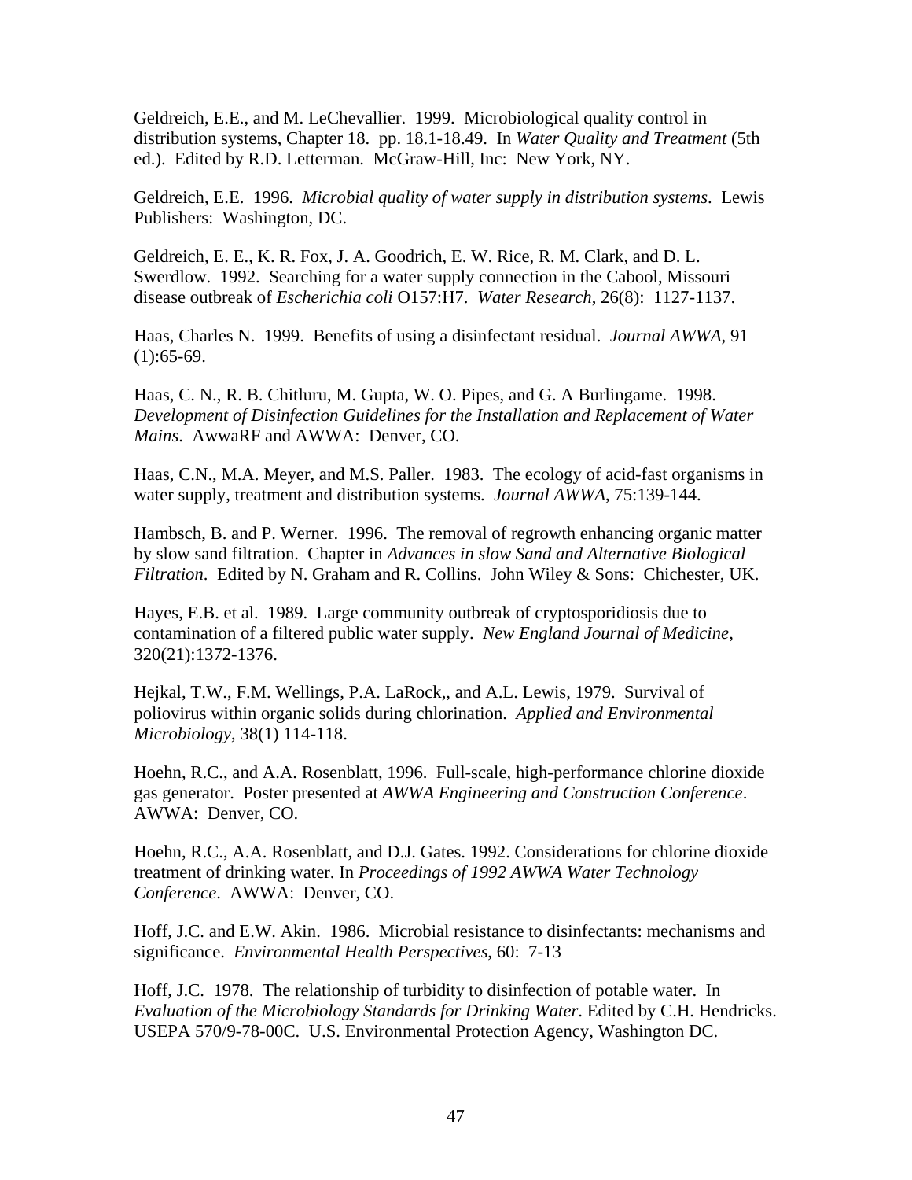Geldreich, E.E., and M. LeChevallier. 1999. Microbiological quality control in distribution systems, Chapter 18. pp. 18.1-18.49. In *Water Quality and Treatment* (5th ed.). Edited by R.D. Letterman. McGraw-Hill, Inc: New York, NY.

Geldreich, E.E. 1996. *Microbial quality of water supply in distribution systems*. Lewis Publishers: Washington, DC.

Geldreich, E. E., K. R. Fox, J. A. Goodrich, E. W. Rice, R. M. Clark, and D. L. Swerdlow. 1992. Searching for a water supply connection in the Cabool, Missouri disease outbreak of *Escherichia coli* O157:H7. *Water Research*, 26(8): 1127-1137.

Haas, Charles N. 1999. Benefits of using a disinfectant residual. *Journal AWWA*, 91 (1):65-69.

Haas, C. N., R. B. Chitluru, M. Gupta, W. O. Pipes, and G. A Burlingame. 1998. *Development of Disinfection Guidelines for the Installation and Replacement of Water Mains*. AwwaRF and AWWA: Denver, CO.

Haas, C.N., M.A. Meyer, and M.S. Paller. 1983. The ecology of acid-fast organisms in water supply, treatment and distribution systems. *Journal AWWA*, 75:139-144.

Hambsch, B. and P. Werner. 1996. The removal of regrowth enhancing organic matter by slow sand filtration. Chapter in *Advances in slow Sand and Alternative Biological Filtration*. Edited by N. Graham and R. Collins. John Wiley & Sons: Chichester, UK.

Hayes, E.B. et al. 1989. Large community outbreak of cryptosporidiosis due to contamination of a filtered public water supply. *New England Journal of Medicine*, 320(21):1372-1376.

Hejkal, T.W., F.M. Wellings, P.A. LaRock,, and A.L. Lewis, 1979. Survival of poliovirus within organic solids during chlorination. *Applied and Environmental Microbiology*, 38(1) 114-118.

Hoehn, R.C., and A.A. Rosenblatt, 1996. Full-scale, high-performance chlorine dioxide gas generator. Poster presented at *AWWA Engineering and Construction Conference*. AWWA: Denver, CO.

Hoehn, R.C., A.A. Rosenblatt, and D.J. Gates. 1992. Considerations for chlorine dioxide treatment of drinking water. In *Proceedings of 1992 AWWA Water Technology Conference*. AWWA: Denver, CO.

Hoff, J.C. and E.W. Akin. 1986. Microbial resistance to disinfectants: mechanisms and significance. *Environmental Health Perspectives*, 60: 7-13

Hoff, J.C. 1978. The relationship of turbidity to disinfection of potable water. In *Evaluation of the Microbiology Standards for Drinking Water*. Edited by C.H. Hendricks. USEPA 570/9-78-00C. U.S. Environmental Protection Agency, Washington DC.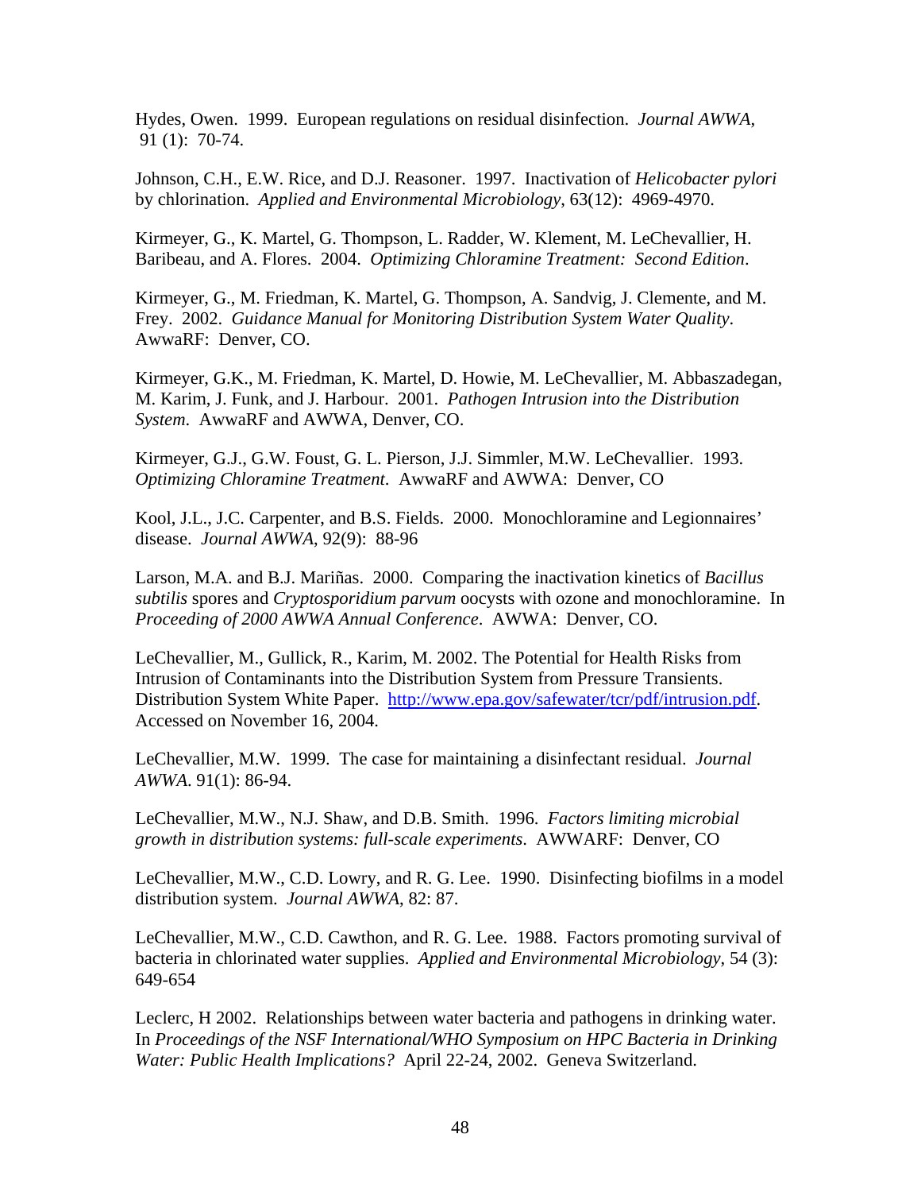Hydes, Owen. 1999. European regulations on residual disinfection. *Journal AWWA*, 91 (1): 70-74.

Johnson, C.H., E.W. Rice, and D.J. Reasoner. 1997. Inactivation of *Helicobacter pylori* by chlorination. *Applied and Environmental Microbiology*, 63(12): 4969-4970.

Kirmeyer, G., K. Martel, G. Thompson, L. Radder, W. Klement, M. LeChevallier, H. Baribeau, and A. Flores. 2004. *Optimizing Chloramine Treatment: Second Edition*.

Kirmeyer, G., M. Friedman, K. Martel, G. Thompson, A. Sandvig, J. Clemente, and M. Frey. 2002. *Guidance Manual for Monitoring Distribution System Water Quality*. AwwaRF: Denver, CO.

Kirmeyer, G.K., M. Friedman, K. Martel, D. Howie, M. LeChevallier, M. Abbaszadegan, M. Karim, J. Funk, and J. Harbour. 2001. *Pathogen Intrusion into the Distribution System*. AwwaRF and AWWA, Denver, CO.

Kirmeyer, G.J., G.W. Foust, G. L. Pierson, J.J. Simmler, M.W. LeChevallier. 1993. *Optimizing Chloramine Treatment*. AwwaRF and AWWA: Denver, CO

Kool, J.L., J.C. Carpenter, and B.S. Fields. 2000. Monochloramine and Legionnaires' disease. *Journal AWWA*, 92(9): 88-96

Larson, M.A. and B.J. Mariñas. 2000. Comparing the inactivation kinetics of *Bacillus subtilis* spores and *Cryptosporidium parvum* oocysts with ozone and monochloramine. In *Proceeding of 2000 AWWA Annual Conference*. AWWA: Denver, CO.

LeChevallier, M., Gullick, R., Karim, M. 2002. The Potential for Health Risks from Intrusion of Contaminants into the Distribution System from Pressure Transients. Distribution System White Paper. http://www.epa.gov/safewater/tcr/pdf/intrusion.pdf. Accessed on November 16, 2004.

LeChevallier, M.W. 1999. The case for maintaining a disinfectant residual. *Journal AWWA*. 91(1): 86-94.

LeChevallier, M.W., N.J. Shaw, and D.B. Smith. 1996. *Factors limiting microbial growth in distribution systems: full-scale experiments*. AWWARF: Denver, CO

LeChevallier, M.W., C.D. Lowry, and R. G. Lee. 1990. Disinfecting biofilms in a model distribution system. *Journal AWWA*, 82: 87.

LeChevallier, M.W., C.D. Cawthon, and R. G. Lee. 1988. Factors promoting survival of bacteria in chlorinated water supplies. *Applied and Environmental Microbiology*, 54 (3): 649-654

Leclerc, H 2002. Relationships between water bacteria and pathogens in drinking water. In *Proceedings of the NSF International/WHO Symposium on HPC Bacteria in Drinking Water: Public Health Implications?* April 22-24, 2002. Geneva Switzerland.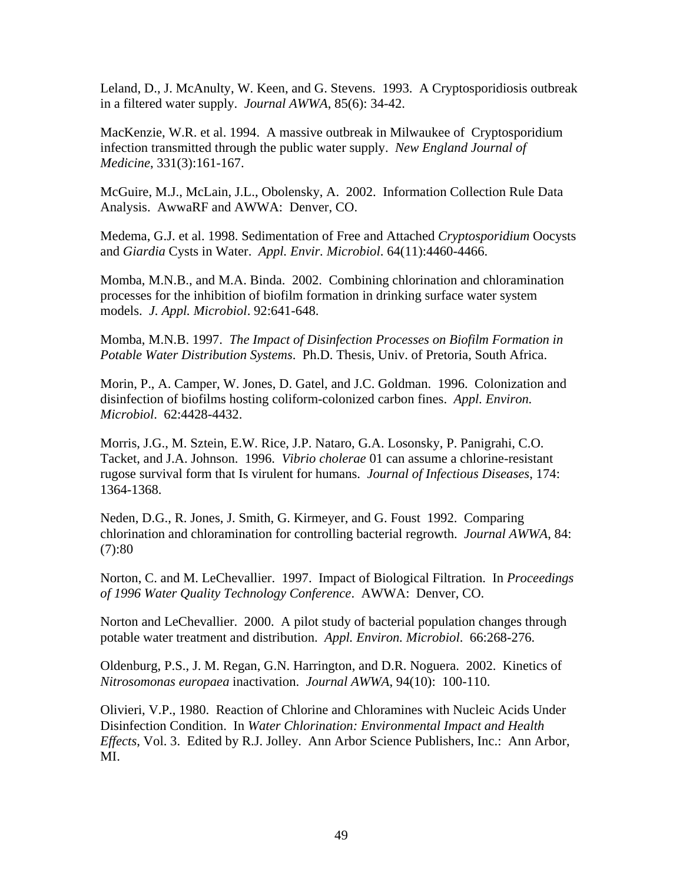Leland, D., J. McAnulty, W. Keen, and G. Stevens. 1993. A Cryptosporidiosis outbreak in a filtered water supply. *Journal AWWA*, 85(6): 34-42.

MacKenzie, W.R. et al. 1994. A massive outbreak in Milwaukee of Cryptosporidium infection transmitted through the public water supply. *New England Journal of Medicine*, 331(3):161-167.

McGuire, M.J., McLain, J.L., Obolensky, A. 2002. Information Collection Rule Data Analysis. AwwaRF and AWWA: Denver, CO.

Medema, G.J. et al. 1998. Sedimentation of Free and Attached *Cryptosporidium* Oocysts and *Giardia* Cysts in Water. *Appl. Envir. Microbiol*. 64(11):4460-4466.

Momba, M.N.B., and M.A. Binda. 2002. Combining chlorination and chloramination processes for the inhibition of biofilm formation in drinking surface water system models. *J. Appl. Microbiol*. 92:641-648.

Momba, M.N.B. 1997. *The Impact of Disinfection Processes on Biofilm Formation in Potable Water Distribution Systems*. Ph.D. Thesis, Univ. of Pretoria, South Africa.

Morin, P., A. Camper, W. Jones, D. Gatel, and J.C. Goldman. 1996. Colonization and disinfection of biofilms hosting coliform-colonized carbon fines. *Appl. Environ. Microbiol*. 62:4428-4432.

Morris, J.G., M. Sztein, E.W. Rice, J.P. Nataro, G.A. Losonsky, P. Panigrahi, C.O. Tacket, and J.A. Johnson. 1996. *Vibrio cholerae* 01 can assume a chlorine-resistant rugose survival form that Is virulent for humans. *Journal of Infectious Diseases*, 174: 1364-1368.

Neden, D.G., R. Jones, J. Smith, G. Kirmeyer, and G. Foust 1992. Comparing chlorination and chloramination for controlling bacterial regrowth. *Journal AWWA*, 84: (7):80

Norton, C. and M. LeChevallier. 1997. Impact of Biological Filtration. In *Proceedings of 1996 Water Quality Technology Conference*. AWWA: Denver, CO.

Norton and LeChevallier. 2000. A pilot study of bacterial population changes through potable water treatment and distribution. *Appl. Environ. Microbiol*. 66:268-276.

Oldenburg, P.S., J. M. Regan, G.N. Harrington, and D.R. Noguera. 2002. Kinetics of *Nitrosomonas europaea* inactivation. *Journal AWWA*, 94(10): 100-110.

Olivieri, V.P., 1980. Reaction of Chlorine and Chloramines with Nucleic Acids Under Disinfection Condition. In *Water Chlorination: Environmental Impact and Health Effects*, Vol. 3. Edited by R.J. Jolley. Ann Arbor Science Publishers, Inc.: Ann Arbor, MI.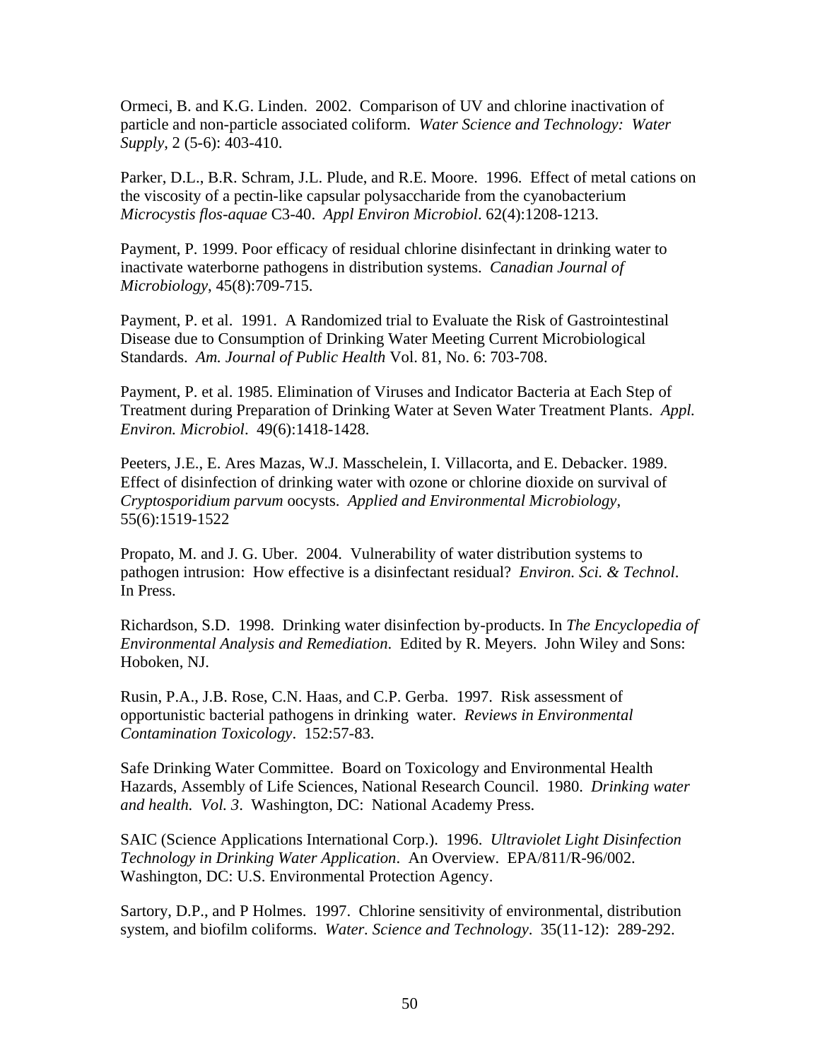Ormeci, B. and K.G. Linden. 2002. Comparison of UV and chlorine inactivation of particle and non-particle associated coliform. *Water Science and Technology: Water Supply*, 2 (5-6): 403-410.

Parker, D.L., B.R. Schram, J.L. Plude, and R.E. Moore. 1996. Effect of metal cations on the viscosity of a pectin-like capsular polysaccharide from the cyanobacterium *Microcystis flos-aquae* C3-40. *Appl Environ Microbiol*. 62(4):1208-1213.

Payment, P. 1999. Poor efficacy of residual chlorine disinfectant in drinking water to inactivate waterborne pathogens in distribution systems. *Canadian Journal of Microbiology*, 45(8):709-715.

Payment, P. et al. 1991. A Randomized trial to Evaluate the Risk of Gastrointestinal Disease due to Consumption of Drinking Water Meeting Current Microbiological Standards. *Am. Journal of Public Health* Vol. 81, No. 6: 703-708.

Payment, P. et al. 1985. Elimination of Viruses and Indicator Bacteria at Each Step of Treatment during Preparation of Drinking Water at Seven Water Treatment Plants. *Appl. Environ. Microbiol*. 49(6):1418-1428.

Peeters, J.E., E. Ares Mazas, W.J. Masschelein, I. Villacorta, and E. Debacker. 1989. Effect of disinfection of drinking water with ozone or chlorine dioxide on survival of *Cryptosporidium parvum* oocysts. *Applied and Environmental Microbiology*, 55(6):1519-1522

Propato, M. and J. G. Uber. 2004. Vulnerability of water distribution systems to pathogen intrusion: How effective is a disinfectant residual? *Environ. Sci. & Technol*. In Press.

Richardson, S.D. 1998. Drinking water disinfection by-products. In *The Encyclopedia of Environmental Analysis and Remediation*. Edited by R. Meyers. John Wiley and Sons: Hoboken, NJ.

Rusin, P.A., J.B. Rose, C.N. Haas, and C.P. Gerba. 1997. Risk assessment of opportunistic bacterial pathogens in drinking water. *Reviews in Environmental Contamination Toxicology*. 152:57-83.

Safe Drinking Water Committee. Board on Toxicology and Environmental Health Hazards, Assembly of Life Sciences, National Research Council. 1980. *Drinking water and health. Vol. 3*. Washington, DC: National Academy Press.

SAIC (Science Applications International Corp.). 1996. *Ultraviolet Light Disinfection Technology in Drinking Water Application*. An Overview. EPA/811/R-96/002. Washington, DC: U.S. Environmental Protection Agency.

Sartory, D.P., and P Holmes. 1997. Chlorine sensitivity of environmental, distribution system, and biofilm coliforms. *Water. Science and Technology*. 35(11-12): 289-292.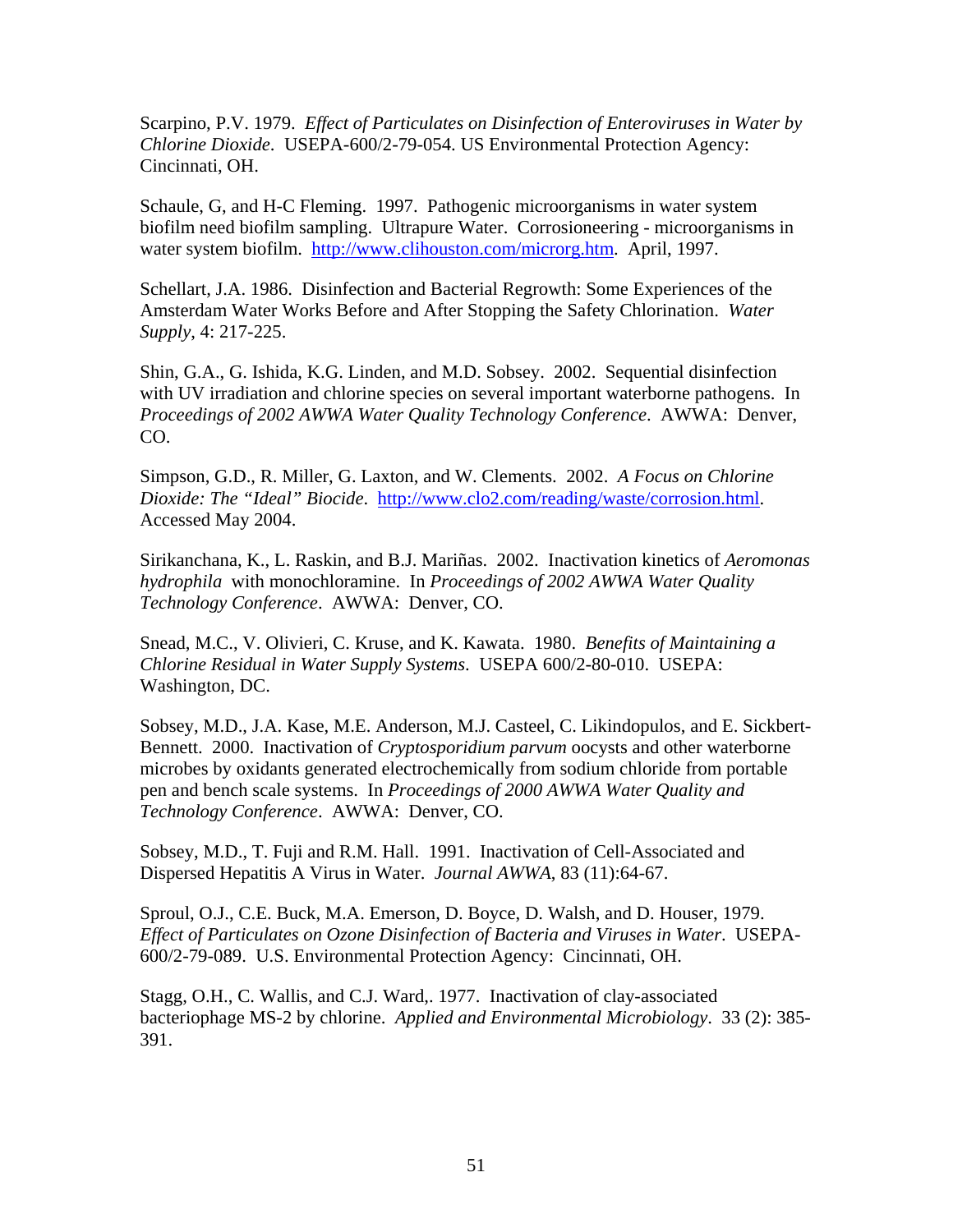Scarpino, P.V. 1979. *Effect of Particulates on Disinfection of Enteroviruses in Water by Chlorine Dioxide*. USEPA-600/2-79-054. US Environmental Protection Agency: Cincinnati, OH.

Schaule, G, and H-C Fleming. 1997. Pathogenic microorganisms in water system biofilm need biofilm sampling. Ultrapure Water. Corrosioneering - microorganisms in water system biofilm. http://www.clihouston.com/microrg.htm. April, 1997.

Schellart, J.A. 1986. Disinfection and Bacterial Regrowth: Some Experiences of the Amsterdam Water Works Before and After Stopping the Safety Chlorination. *Water Supply*, 4: 217-225.

Shin, G.A., G. Ishida, K.G. Linden, and M.D. Sobsey. 2002. Sequential disinfection with UV irradiation and chlorine species on several important waterborne pathogens. In *Proceedings of 2002 AWWA Water Quality Technology Conference*. AWWA: Denver, CO.

Simpson, G.D., R. Miller, G. Laxton, and W. Clements. 2002. *A Focus on Chlorine Dioxide: The "Ideal" Biocide*. http://www.clo2.com/reading/waste/corrosion.html. Accessed May 2004.

Sirikanchana, K., L. Raskin, and B.J. Mariñas. 2002. Inactivation kinetics of *Aeromonas hydrophila* with monochloramine. In *Proceedings of 2002 AWWA Water Quality Technology Conference*. AWWA: Denver, CO.

Snead, M.C., V. Olivieri, C. Kruse, and K. Kawata. 1980. *Benefits of Maintaining a Chlorine Residual in Water Supply Systems*. USEPA 600/2-80-010. USEPA: Washington, DC.

Sobsey, M.D., J.A. Kase, M.E. Anderson, M.J. Casteel, C. Likindopulos, and E. Sickbert-Bennett. 2000. Inactivation of *Cryptosporidium parvum* oocysts and other waterborne microbes by oxidants generated electrochemically from sodium chloride from portable pen and bench scale systems. In *Proceedings of 2000 AWWA Water Quality and Technology Conference*. AWWA: Denver, CO.

Sobsey, M.D., T. Fuji and R.M. Hall. 1991. Inactivation of Cell-Associated and Dispersed Hepatitis A Virus in Water. *Journal AWWA*, 83 (11):64-67.

Sproul, O.J., C.E. Buck, M.A. Emerson, D. Boyce, D. Walsh, and D. Houser, 1979. *Effect of Particulates on Ozone Disinfection of Bacteria and Viruses in Water*. USEPA-600/2-79-089. U.S. Environmental Protection Agency: Cincinnati, OH.

Stagg, O.H., C. Wallis, and C.J. Ward,. 1977. Inactivation of clay-associated bacteriophage MS-2 by chlorine. *Applied and Environmental Microbiology*. 33 (2): 385-391.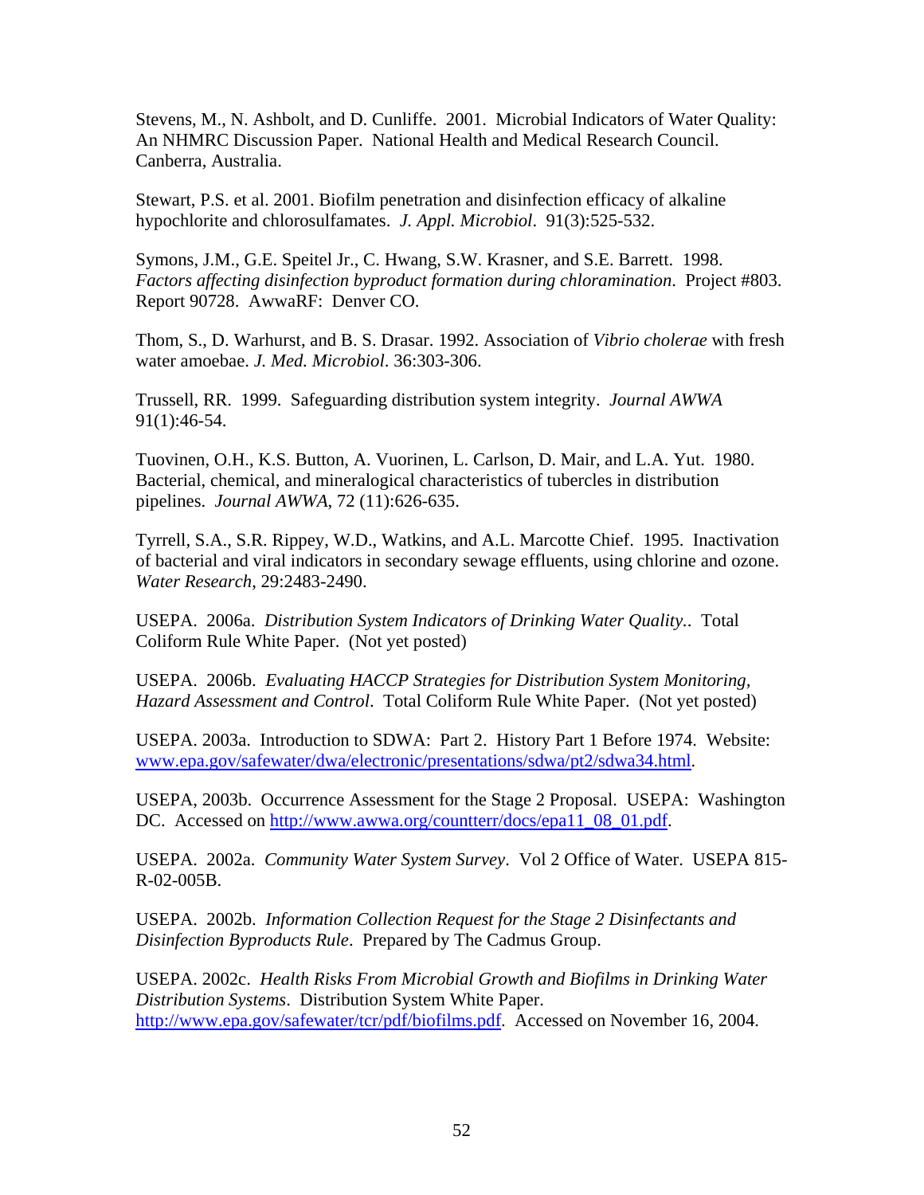Stevens, M., N. Ashbolt, and D. Cunliffe. 2001. Microbial Indicators of Water Quality: An NHMRC Discussion Paper. National Health and Medical Research Council. Canberra, Australia.

Stewart, P.S. et al. 2001. Biofilm penetration and disinfection efficacy of alkaline hypochlorite and chlorosulfamates. *J. Appl. Microbiol*. 91(3):525-532.

Symons, J.M., G.E. Speitel Jr., C. Hwang, S.W. Krasner, and S.E. Barrett. 1998. *Factors affecting disinfection byproduct formation during chloramination*. Project #803. Report 90728. AwwaRF: Denver CO.

Thom, S., D. Warhurst, and B. S. Drasar. 1992. Association of *Vibrio cholerae* with fresh water amoebae. *J. Med. Microbiol*. 36:303-306.

Trussell, RR. 1999. Safeguarding distribution system integrity. *Journal AWWA* 91(1):46-54.

Tuovinen, O.H., K.S. Button, A. Vuorinen, L. Carlson, D. Mair, and L.A. Yut. 1980. Bacterial, chemical, and mineralogical characteristics of tubercles in distribution pipelines. *Journal AWWA*, 72 (11):626-635.

Tyrrell, S.A., S.R. Rippey, W.D., Watkins, and A.L. Marcotte Chief. 1995. Inactivation of bacterial and viral indicators in secondary sewage effluents, using chlorine and ozone. *Water Research*, 29:2483-2490.

USEPA. 2006a. *Distribution System Indicators of Drinking Water Quality.*. Total Coliform Rule White Paper. (Not yet posted)

USEPA. 2006b. *Evaluating HACCP Strategies for Distribution System Monitoring, Hazard Assessment and Control*. Total Coliform Rule White Paper. (Not yet posted)

USEPA. 2003a. Introduction to SDWA: Part 2. History Part 1 Before 1974. Website: www.epa.gov/safewater/dwa/electronic/presentations/sdwa/pt2/sdwa34.html.

USEPA, 2003b. Occurrence Assessment for the Stage 2 Proposal. USEPA: Washington DC. Accessed on http://www.awwa.org/countterr/docs/epa11_08_01.pdf.

USEPA. 2002a. *Community Water System Survey*. Vol 2 Office of Water. USEPA 815-R-02-005B.

USEPA. 2002b. *Information Collection Request for the Stage 2 Disinfectants and Disinfection Byproducts Rule*. Prepared by The Cadmus Group.

USEPA. 2002c. *Health Risks From Microbial Growth and Biofilms in Drinking Water Distribution Systems*. Distribution System White Paper. http://www.epa.gov/safewater/tcr/pdf/biofilms.pdf. Accessed on November 16, 2004.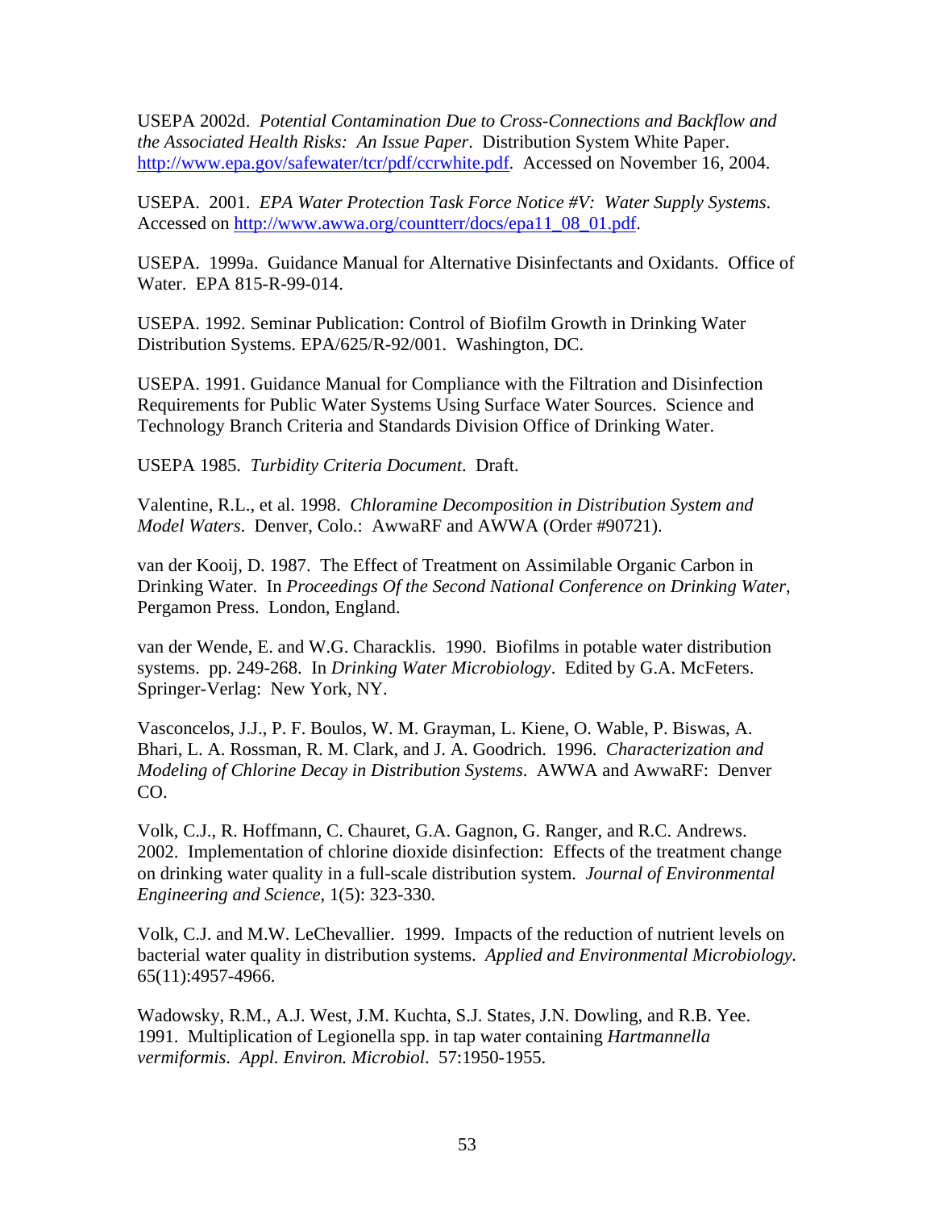USEPA 2002d. *Potential Contamination Due to Cross-Connections and Backflow and the Associated Health Risks: An Issue Paper*. Distribution System White Paper. http://www.epa.gov/safewater/tcr/pdf/ccrwhite.pdf. Accessed on November 16, 2004.

USEPA. 2001. *EPA Water Protection Task Force Notice #V: Water Supply Systems*. Accessed on http://www.awwa.org/countterr/docs/epa11_08_01.pdf.

USEPA. 1999a. Guidance Manual for Alternative Disinfectants and Oxidants. Office of Water. EPA 815-R-99-014.

USEPA. 1992. Seminar Publication: Control of Biofilm Growth in Drinking Water Distribution Systems. EPA/625/R-92/001. Washington, DC.

USEPA. 1991. Guidance Manual for Compliance with the Filtration and Disinfection Requirements for Public Water Systems Using Surface Water Sources. Science and Technology Branch Criteria and Standards Division Office of Drinking Water.

USEPA 1985. *Turbidity Criteria Document*. Draft.

Valentine, R.L., et al. 1998. *Chloramine Decomposition in Distribution System and Model Waters*. Denver, Colo.: AwwaRF and AWWA (Order #90721).

van der Kooij, D. 1987. The Effect of Treatment on Assimilable Organic Carbon in Drinking Water. In *Proceedings Of the Second National Conference on Drinking Water*, Pergamon Press. London, England.

van der Wende, E. and W.G. Characklis. 1990. Biofilms in potable water distribution systems. pp. 249-268. In *Drinking Water Microbiology*. Edited by G.A. McFeters. Springer-Verlag: New York, NY.

Vasconcelos, J.J., P. F. Boulos, W. M. Grayman, L. Kiene, O. Wable, P. Biswas, A. Bhari, L. A. Rossman, R. M. Clark, and J. A. Goodrich. 1996. *Characterization and Modeling of Chlorine Decay in Distribution Systems*. AWWA and AwwaRF: Denver CO.

Volk, C.J., R. Hoffmann, C. Chauret, G.A. Gagnon, G. Ranger, and R.C. Andrews. 2002. Implementation of chlorine dioxide disinfection: Effects of the treatment change on drinking water quality in a full-scale distribution system. *Journal of Environmental Engineering and Science*, 1(5): 323-330.

Volk, C.J. and M.W. LeChevallier. 1999. Impacts of the reduction of nutrient levels on bacterial water quality in distribution systems. *Applied and Environmental Microbiology.* 65(11):4957-4966.

Wadowsky, R.M., A.J. West, J.M. Kuchta, S.J. States, J.N. Dowling, and R.B. Yee. 1991. Multiplication of Legionella spp. in tap water containing *Hartmannella vermiformis*. *Appl. Environ. Microbiol*. 57:1950-1955.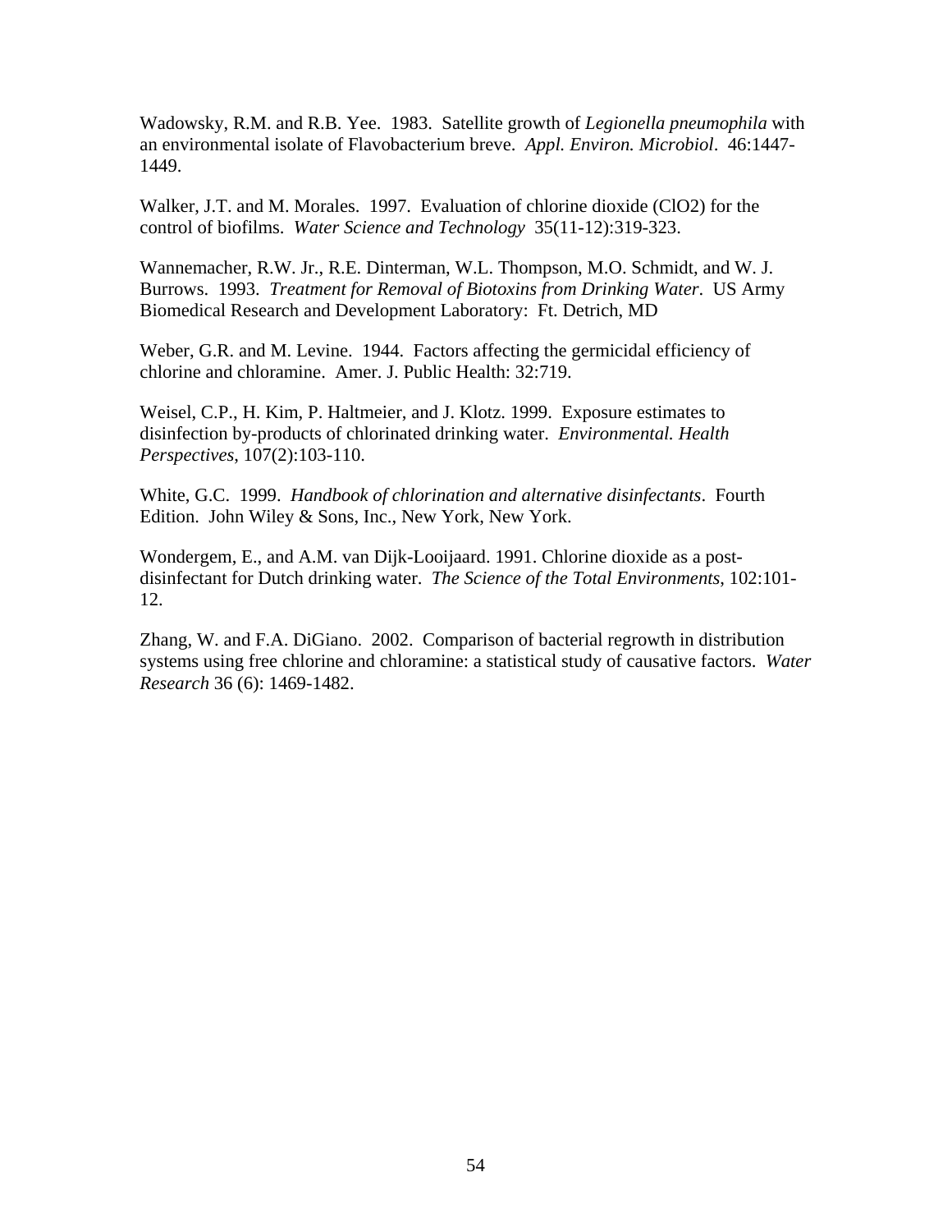Wadowsky, R.M. and R.B. Yee. 1983. Satellite growth of *Legionella pneumophila* with an environmental isolate of Flavobacterium breve. *Appl. Environ. Microbiol*. 46:1447-1449.

Walker, J.T. and M. Morales. 1997. Evaluation of chlorine dioxide (ClO2) for the control of biofilms. *Water Science and Technology* 35(11-12):319-323.

Wannemacher, R.W. Jr., R.E. Dinterman, W.L. Thompson, M.O. Schmidt, and W. J. Burrows. 1993. *Treatment for Removal of Biotoxins from Drinking Water*. US Army Biomedical Research and Development Laboratory: Ft. Detrich, MD

Weber, G.R. and M. Levine. 1944. Factors affecting the germicidal efficiency of chlorine and chloramine. Amer. J. Public Health: 32:719.

Weisel, C.P., H. Kim, P. Haltmeier, and J. Klotz. 1999. Exposure estimates to disinfection by-products of chlorinated drinking water. *Environmental. Health Perspectives*, 107(2):103-110.

White, G.C. 1999. *Handbook of chlorination and alternative disinfectants*. Fourth Edition. John Wiley & Sons, Inc., New York, New York.

Wondergem, E., and A.M. van Dijk-Looijaard. 1991. Chlorine dioxide as a post-disinfectant for Dutch drinking water. *The Science of the Total Environments*, 102:101-12.

Zhang, W. and F.A. DiGiano. 2002. Comparison of bacterial regrowth in distribution systems using free chlorine and chloramine: a statistical study of causative factors. *Water Research* 36 (6): 1469-1482.